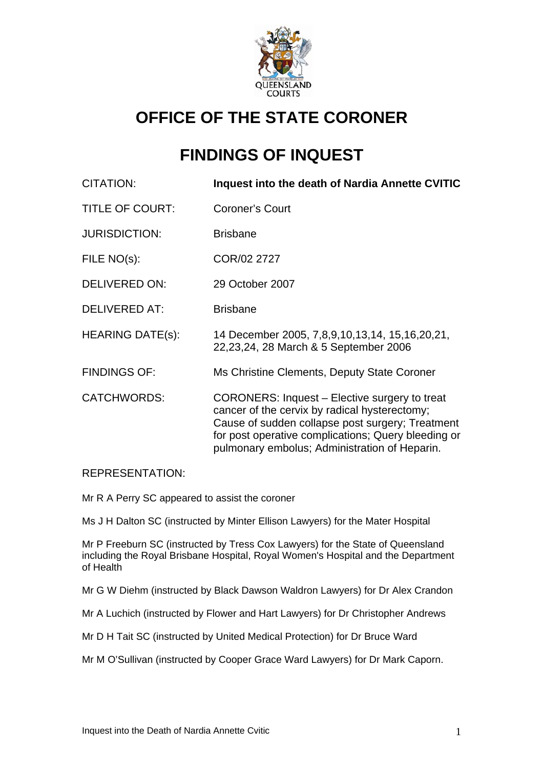# OFFICE OF THE STATE CORONER

# FINDINGS OF INQUEST

| | |
|---|---|
| CITATION: | **Inquest into the death of Nardia Annette CVITIC** |
| TITLE OF COURT: | Coroner's Court |
| JURISDICTION: | Brisbane |
| FILE NO(s): | COR/02 2727 |
| DELIVERED ON: | 29 October 2007 |
| DELIVERED AT: | Brisbane |
| HEARING DATE(s): | 14 December 2005, 7,8,9,10,13,14, 15,16,20,21, 22,23,24, 28 March & 5 September 2006 |
| FINDINGS OF: | Ms Christine Clements, Deputy State Coroner |
| CATCHWORDS: | CORONERS: Inquest – Elective surgery to treat cancer of the cervix by radical hysterectomy; Cause of sudden collapse post surgery; Treatment for post operative complications; Query bleeding or pulmonary embolus; Administration of Heparin. |

REPRESENTATION:

Mr R A Perry SC appeared to assist the coroner

Ms J H Dalton SC (instructed by Minter Ellison Lawyers) for the Mater Hospital

Mr P Freeburn SC (instructed by Tress Cox Lawyers) for the State of Queensland including the Royal Brisbane Hospital, Royal Women's Hospital and the Department of Health

Mr G W Diehm (instructed by Black Dawson Waldron Lawyers) for Dr Alex Crandon

Mr A Luchich (instructed by Flower and Hart Lawyers) for Dr Christopher Andrews

Mr D H Tait SC (instructed by United Medical Protection) for Dr Bruce Ward

Mr M O'Sullivan (instructed by Cooper Grace Ward Lawyers) for Dr Mark Caporn.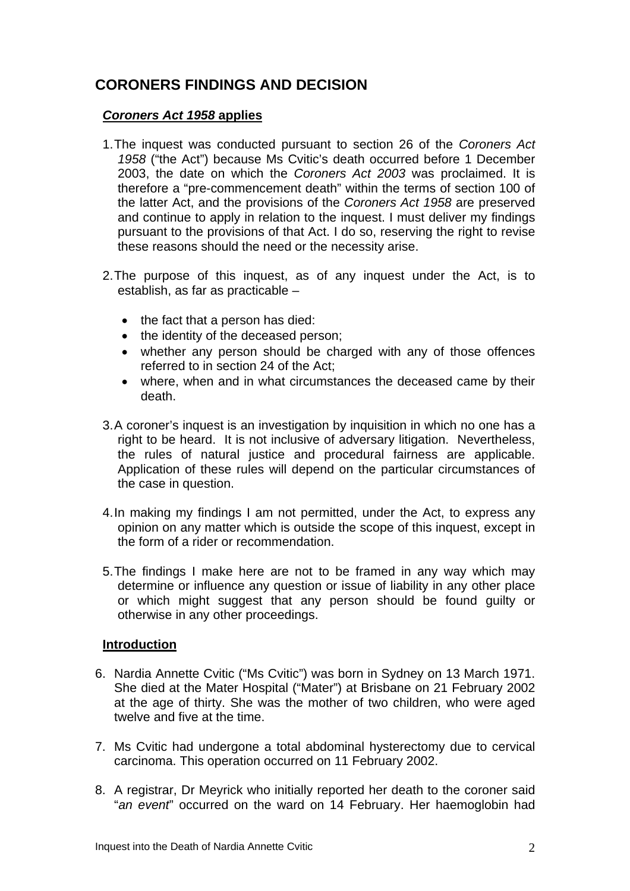## CORONERS FINDINGS AND DECISION

### ***Coroners Act 1958* applies**

1. The inquest was conducted pursuant to section 26 of the *Coroners Act 1958* ("the Act") because Ms Cvitic's death occurred before 1 December 2003, the date on which the *Coroners Act 2003* was proclaimed. It is therefore a "pre-commencement death" within the terms of section 100 of the latter Act, and the provisions of the *Coroners Act 1958* are preserved and continue to apply in relation to the inquest. I must deliver my findings pursuant to the provisions of that Act. I do so, reserving the right to revise these reasons should the need or the necessity arise.

2. The purpose of this inquest, as of any inquest under the Act, is to establish, as far as practicable –

   - the fact that a person has died:
   - the identity of the deceased person;
   - whether any person should be charged with any of those offences referred to in section 24 of the Act;
   - where, when and in what circumstances the deceased came by their death.

3. A coroner's inquest is an investigation by inquisition in which no one has a right to be heard. It is not inclusive of adversary litigation. Nevertheless, the rules of natural justice and procedural fairness are applicable. Application of these rules will depend on the particular circumstances of the case in question.

4. In making my findings I am not permitted, under the Act, to express any opinion on any matter which is outside the scope of this inquest, except in the form of a rider or recommendation.

5. The findings I make here are not to be framed in any way which may determine or influence any question or issue of liability in any other place or which might suggest that any person should be found guilty or otherwise in any other proceedings.

### **Introduction**

6. Nardia Annette Cvitic ("Ms Cvitic") was born in Sydney on 13 March 1971. She died at the Mater Hospital ("Mater") at Brisbane on 21 February 2002 at the age of thirty. She was the mother of two children, who were aged twelve and five at the time.

7. Ms Cvitic had undergone a total abdominal hysterectomy due to cervical carcinoma. This operation occurred on 11 February 2002.

8. A registrar, Dr Meyrick who initially reported her death to the coroner said "*an event*" occurred on the ward on 14 February. Her haemoglobin had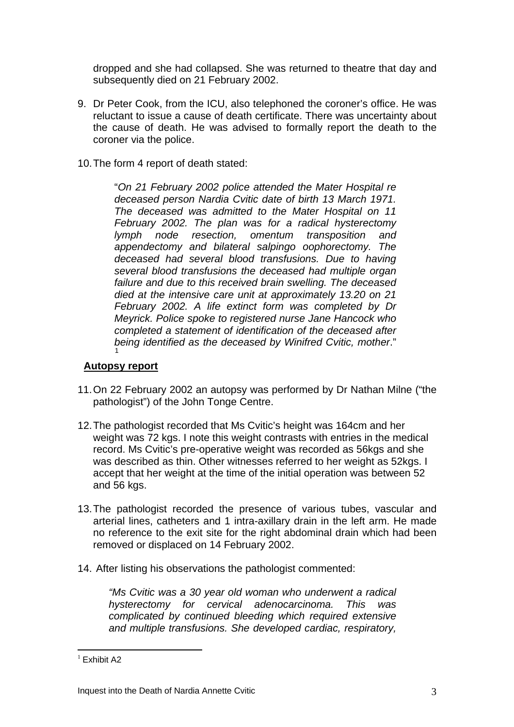dropped and she had collapsed. She was returned to theatre that day and subsequently died on 21 February 2002.

9. Dr Peter Cook, from the ICU, also telephoned the coroner's office. He was reluctant to issue a cause of death certificate. There was uncertainty about the cause of death. He was advised to formally report the death to the coroner via the police.

10. The form 4 report of death stated:

> "*On 21 February 2002 police attended the Mater Hospital re deceased person Nardia Cvitic date of birth 13 March 1971. The deceased was admitted to the Mater Hospital on 11 February 2002. The plan was for a radical hysterectomy lymph node resection, omentum transposition and appendectomy and bilateral salpingo oophorectomy. The deceased had several blood transfusions. Due to having several blood transfusions the deceased had multiple organ failure and due to this received brain swelling. The deceased died at the intensive care unit at approximately 13.20 on 21 February 2002. A life extinct form was completed by Dr Meyrick. Police spoke to registered nurse Jane Hancock who completed a statement of identification of the deceased after being identified as the deceased by Winifred Cvitic, mother*."[1]

## Autopsy report

11. On 22 February 2002 an autopsy was performed by Dr Nathan Milne ("the pathologist") of the John Tonge Centre.

12. The pathologist recorded that Ms Cvitic's height was 164cm and her weight was 72 kgs. I note this weight contrasts with entries in the medical record. Ms Cvitic's pre-operative weight was recorded as 56kgs and she was described as thin. Other witnesses referred to her weight as 52kgs. I accept that her weight at the time of the initial operation was between 52 and 56 kgs.

13. The pathologist recorded the presence of various tubes, vascular and arterial lines, catheters and 1 intra-axillary drain in the left arm. He made no reference to the exit site for the right abdominal drain which had been removed or displaced on 14 February 2002.

14. After listing his observations the pathologist commented:

> *"Ms Cvitic was a 30 year old woman who underwent a radical hysterectomy for cervical adenocarcinoma. This was complicated by continued bleeding which required extensive and multiple transfusions. She developed cardiac, respiratory,*

---

[1] Exhibit A2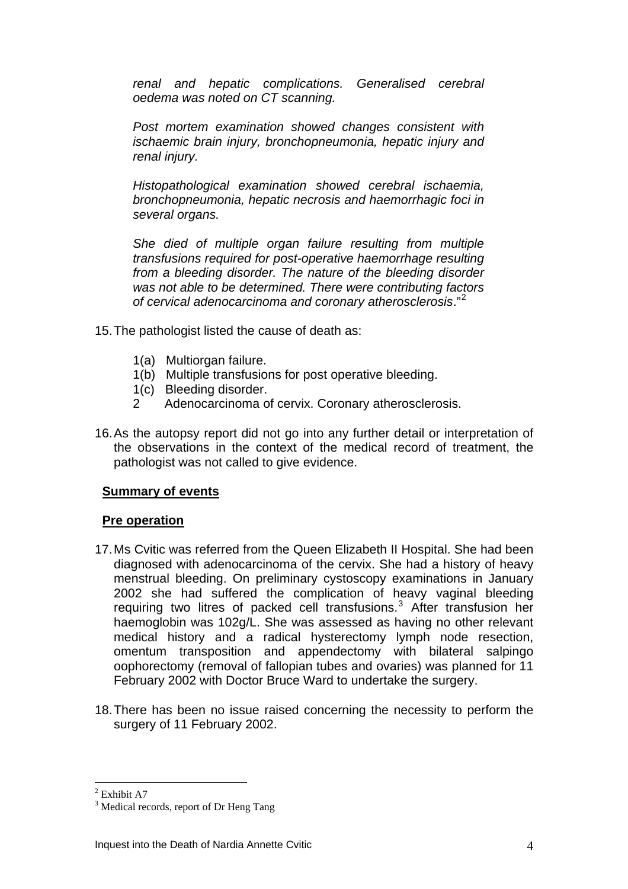*renal and hepatic complications. Generalised cerebral oedema was noted on CT scanning.*

*Post mortem examination showed changes consistent with ischaemic brain injury, bronchopneumonia, hepatic injury and renal injury.*

*Histopathological examination showed cerebral ischaemia, bronchopneumonia, hepatic necrosis and haemorrhagic foci in several organs.*

*She died of multiple organ failure resulting from multiple transfusions required for post-operative haemorrhage resulting from a bleeding disorder. The nature of the bleeding disorder was not able to be determined. There were contributing factors of cervical adenocarcinoma and coronary atherosclerosis*."[2]

15. The pathologist listed the cause of death as:

    1(a) Multiorgan failure.
    1(b) Multiple transfusions for post operative bleeding.
    1(c) Bleeding disorder.
    2 Adenocarcinoma of cervix. Coronary atherosclerosis.

16. As the autopsy report did not go into any further detail or interpretation of the observations in the context of the medical record of treatment, the pathologist was not called to give evidence.

**Summary of events**

**Pre operation**

17. Ms Cvitic was referred from the Queen Elizabeth II Hospital. She had been diagnosed with adenocarcinoma of the cervix. She had a history of heavy menstrual bleeding. On preliminary cystoscopy examinations in January 2002 she had suffered the complication of heavy vaginal bleeding requiring two litres of packed cell transfusions.[3] After transfusion her haemoglobin was 102g/L. She was assessed as having no other relevant medical history and a radical hysterectomy lymph node resection, omentum transposition and appendectomy with bilateral salpingo oophorectomy (removal of fallopian tubes and ovaries) was planned for 11 February 2002 with Doctor Bruce Ward to undertake the surgery.

18. There has been no issue raised concerning the necessity to perform the surgery of 11 February 2002.

---

[2] Exhibit A7

[3] Medical records, report of Dr Heng Tang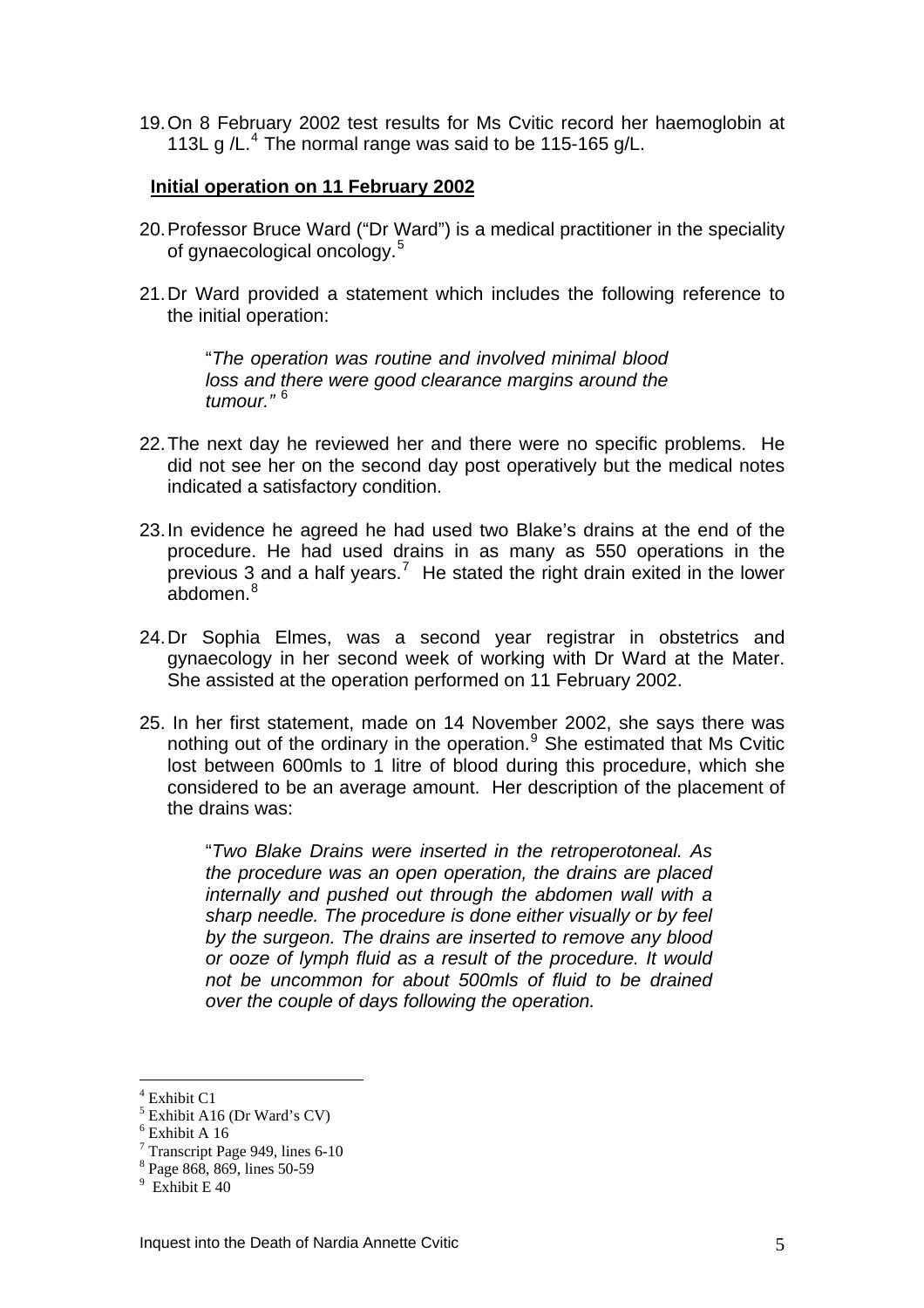19. On 8 February 2002 test results for Ms Cvitic record her haemoglobin at 113L g /L.[4] The normal range was said to be 115-165 g/L.

**Initial operation on 11 February 2002**

20. Professor Bruce Ward ("Dr Ward") is a medical practitioner in the speciality of gynaecological oncology.[5]

21. Dr Ward provided a statement which includes the following reference to the initial operation:

> "*The operation was routine and involved minimal blood loss and there were good clearance margins around the tumour."* [6]

22. The next day he reviewed her and there were no specific problems. He did not see her on the second day post operatively but the medical notes indicated a satisfactory condition.

23. In evidence he agreed he had used two Blake's drains at the end of the procedure. He had used drains in as many as 550 operations in the previous 3 and a half years.[7] He stated the right drain exited in the lower abdomen.[8]

24. Dr Sophia Elmes, was a second year registrar in obstetrics and gynaecology in her second week of working with Dr Ward at the Mater. She assisted at the operation performed on 11 February 2002.

25. In her first statement, made on 14 November 2002, she says there was nothing out of the ordinary in the operation.[9] She estimated that Ms Cvitic lost between 600mls to 1 litre of blood during this procedure, which she considered to be an average amount. Her description of the placement of the drains was:

> "*Two Blake Drains were inserted in the retroperotoneal. As the procedure was an open operation, the drains are placed internally and pushed out through the abdomen wall with a sharp needle. The procedure is done either visually or by feel by the surgeon. The drains are inserted to remove any blood or ooze of lymph fluid as a result of the procedure. It would not be uncommon for about 500mls of fluid to be drained over the couple of days following the operation.*

---

[4] Exhibit C1
[5] Exhibit A16 (Dr Ward's CV)
[6] Exhibit A 16
[7] Transcript Page 949, lines 6-10
[8] Page 868, 869, lines 50-59
[9] Exhibit E 40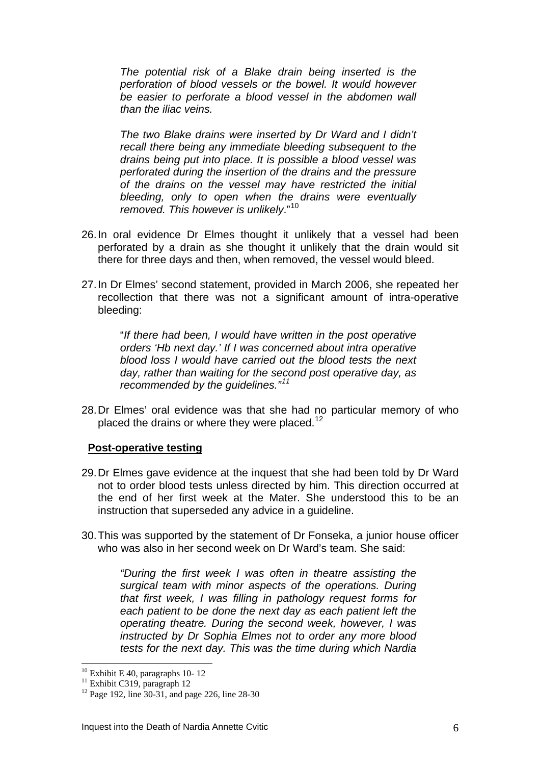*The potential risk of a Blake drain being inserted is the perforation of blood vessels or the bowel. It would however be easier to perforate a blood vessel in the abdomen wall than the iliac veins.*

*The two Blake drains were inserted by Dr Ward and I didn't recall there being any immediate bleeding subsequent to the drains being put into place. It is possible a blood vessel was perforated during the insertion of the drains and the pressure of the drains on the vessel may have restricted the initial bleeding, only to open when the drains were eventually removed. This however is unlikely*."[10]

26. In oral evidence Dr Elmes thought it unlikely that a vessel had been perforated by a drain as she thought it unlikely that the drain would sit there for three days and then, when removed, the vessel would bleed.

27. In Dr Elmes' second statement, provided in March 2006, she repeated her recollection that there was not a significant amount of intra-operative bleeding:

 "*If there had been, I would have written in the post operative orders 'Hb next day.' If I was concerned about intra operative blood loss I would have carried out the blood tests the next day, rather than waiting for the second post operative day, as recommended by the guidelines."*[11]

28. Dr Elmes' oral evidence was that she had no particular memory of who placed the drains or where they were placed.[12]

**Post-operative testing**

29. Dr Elmes gave evidence at the inquest that she had been told by Dr Ward not to order blood tests unless directed by him. This direction occurred at the end of her first week at the Mater. She understood this to be an instruction that superseded any advice in a guideline.

30. This was supported by the statement of Dr Fonseka, a junior house officer who was also in her second week on Dr Ward's team. She said:

 *"During the first week I was often in theatre assisting the surgical team with minor aspects of the operations. During that first week, I was filling in pathology request forms for each patient to be done the next day as each patient left the operating theatre. During the second week, however, I was instructed by Dr Sophia Elmes not to order any more blood tests for the next day. This was the time during which Nardia*

---

[10] Exhibit E 40, paragraphs 10- 12

[11] Exhibit C319, paragraph 12

[12] Page 192, line 30-31, and page 226, line 28-30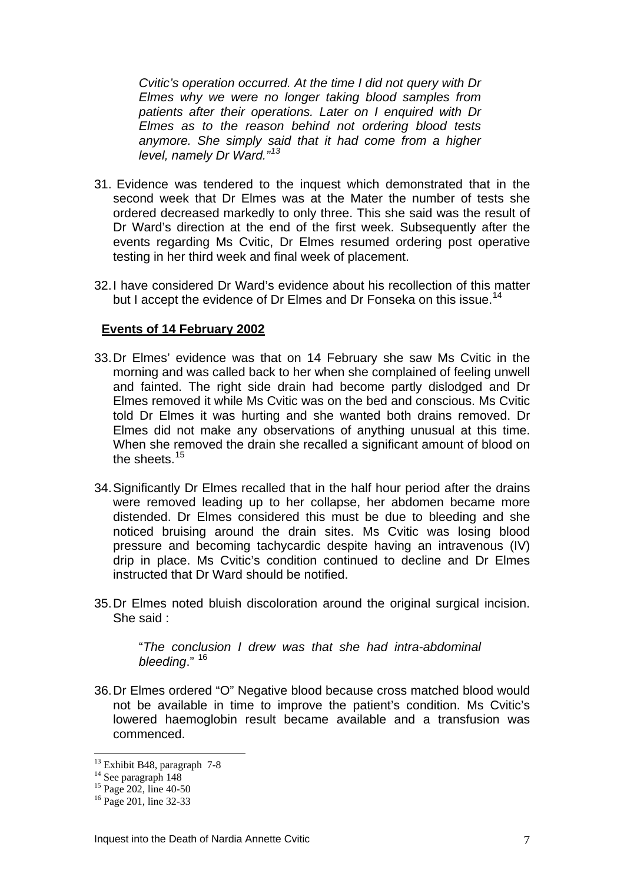> *Cvitic's operation occurred. At the time I did not query with Dr Elmes why we were no longer taking blood samples from patients after their operations. Later on I enquired with Dr Elmes as to the reason behind not ordering blood tests anymore. She simply said that it had come from a higher level, namely Dr Ward."*[13]

31. Evidence was tendered to the inquest which demonstrated that in the second week that Dr Elmes was at the Mater the number of tests she ordered decreased markedly to only three. This she said was the result of Dr Ward's direction at the end of the first week. Subsequently after the events regarding Ms Cvitic, Dr Elmes resumed ordering post operative testing in her third week and final week of placement.

32. I have considered Dr Ward's evidence about his recollection of this matter but I accept the evidence of Dr Elmes and Dr Fonseka on this issue.[14]

**Events of 14 February 2002**

33. Dr Elmes' evidence was that on 14 February she saw Ms Cvitic in the morning and was called back to her when she complained of feeling unwell and fainted. The right side drain had become partly dislodged and Dr Elmes removed it while Ms Cvitic was on the bed and conscious. Ms Cvitic told Dr Elmes it was hurting and she wanted both drains removed. Dr Elmes did not make any observations of anything unusual at this time. When she removed the drain she recalled a significant amount of blood on the sheets.[15]

34. Significantly Dr Elmes recalled that in the half hour period after the drains were removed leading up to her collapse, her abdomen became more distended. Dr Elmes considered this must be due to bleeding and she noticed bruising around the drain sites. Ms Cvitic was losing blood pressure and becoming tachycardic despite having an intravenous (IV) drip in place. Ms Cvitic's condition continued to decline and Dr Elmes instructed that Dr Ward should be notified.

35. Dr Elmes noted bluish discoloration around the original surgical incision. She said :

> "*The conclusion I drew was that she had intra-abdominal bleeding*." [16]

36. Dr Elmes ordered "O" Negative blood because cross matched blood would not be available in time to improve the patient's condition. Ms Cvitic's lowered haemoglobin result became available and a transfusion was commenced.

---

[13] Exhibit B48, paragraph 7-8
[14] See paragraph 148
[15] Page 202, line 40-50
[16] Page 201, line 32-33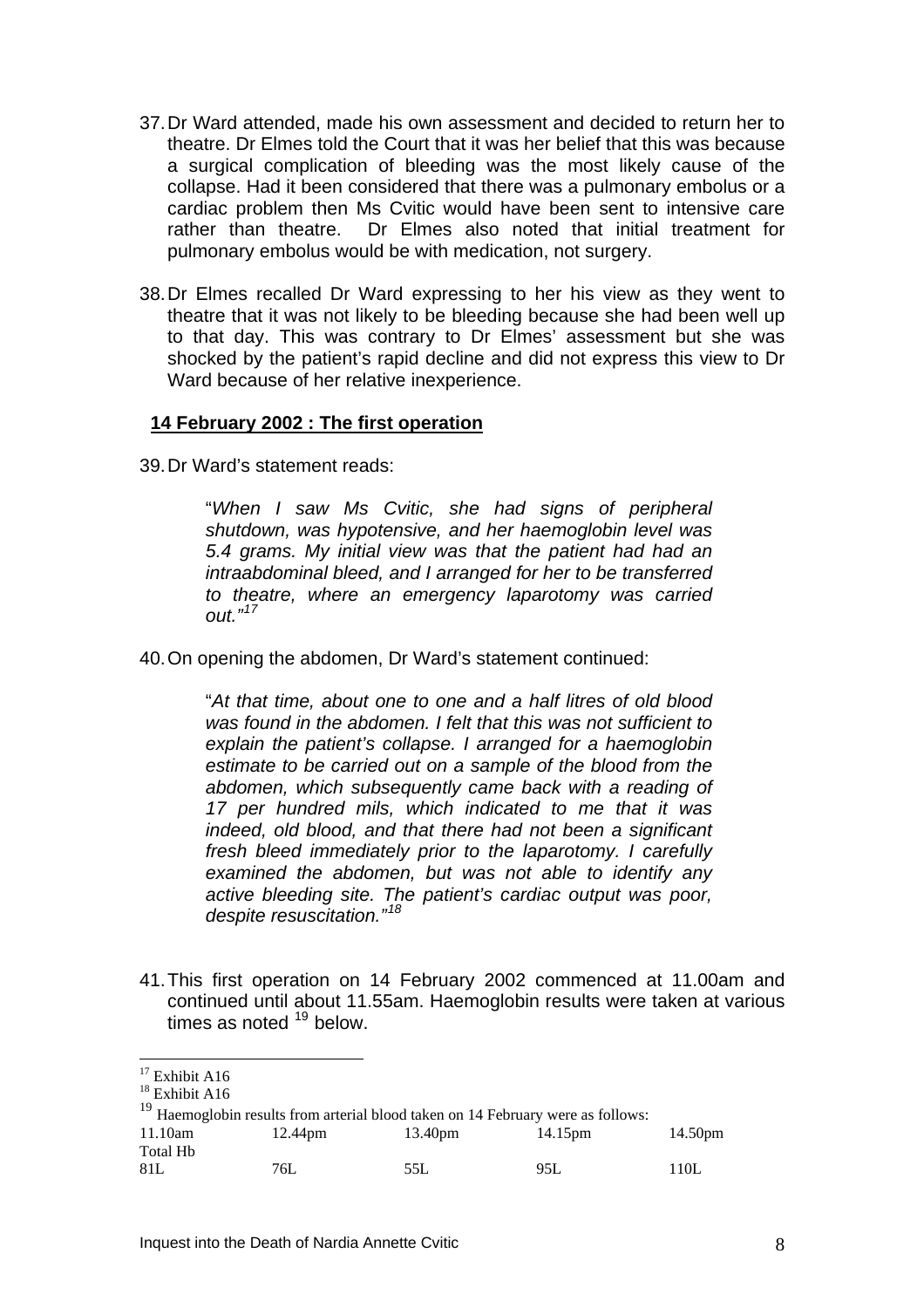37. Dr Ward attended, made his own assessment and decided to return her to theatre. Dr Elmes told the Court that it was her belief that this was because a surgical complication of bleeding was the most likely cause of the collapse. Had it been considered that there was a pulmonary embolus or a cardiac problem then Ms Cvitic would have been sent to intensive care rather than theatre. Dr Elmes also noted that initial treatment for pulmonary embolus would be with medication, not surgery.

38. Dr Elmes recalled Dr Ward expressing to her his view as they went to theatre that it was not likely to be bleeding because she had been well up to that day. This was contrary to Dr Elmes' assessment but she was shocked by the patient's rapid decline and did not express this view to Dr Ward because of her relative inexperience.

**14 February 2002 : The first operation**

39. Dr Ward's statement reads:

> "*When I saw Ms Cvitic, she had signs of peripheral shutdown, was hypotensive, and her haemoglobin level was 5.4 grams. My initial view was that the patient had had an intraabdominal bleed, and I arranged for her to be transferred to theatre, where an emergency laparotomy was carried out.*"[17]

40. On opening the abdomen, Dr Ward's statement continued:

> "*At that time, about one to one and a half litres of old blood was found in the abdomen. I felt that this was not sufficient to explain the patient's collapse. I arranged for a haemoglobin estimate to be carried out on a sample of the blood from the abdomen, which subsequently came back with a reading of 17 per hundred mils, which indicated to me that it was indeed, old blood, and that there had not been a significant fresh bleed immediately prior to the laparotomy. I carefully examined the abdomen, but was not able to identify any active bleeding site. The patient's cardiac output was poor, despite resuscitation.*"[18]

41. This first operation on 14 February 2002 commenced at 11.00am and continued until about 11.55am. Haemoglobin results were taken at various times as noted [19] below.

---

[17] Exhibit A16

[18] Exhibit A16

[19] Haemoglobin results from arterial blood taken on 14 February were as follows:

| 11.10am | 12.44pm | 13.40pm | 14.15pm | 14.50pm |
|---|---|---|---|---|
| Total Hb | | | | |
| 81L | 76L | 55L | 95L | 110L |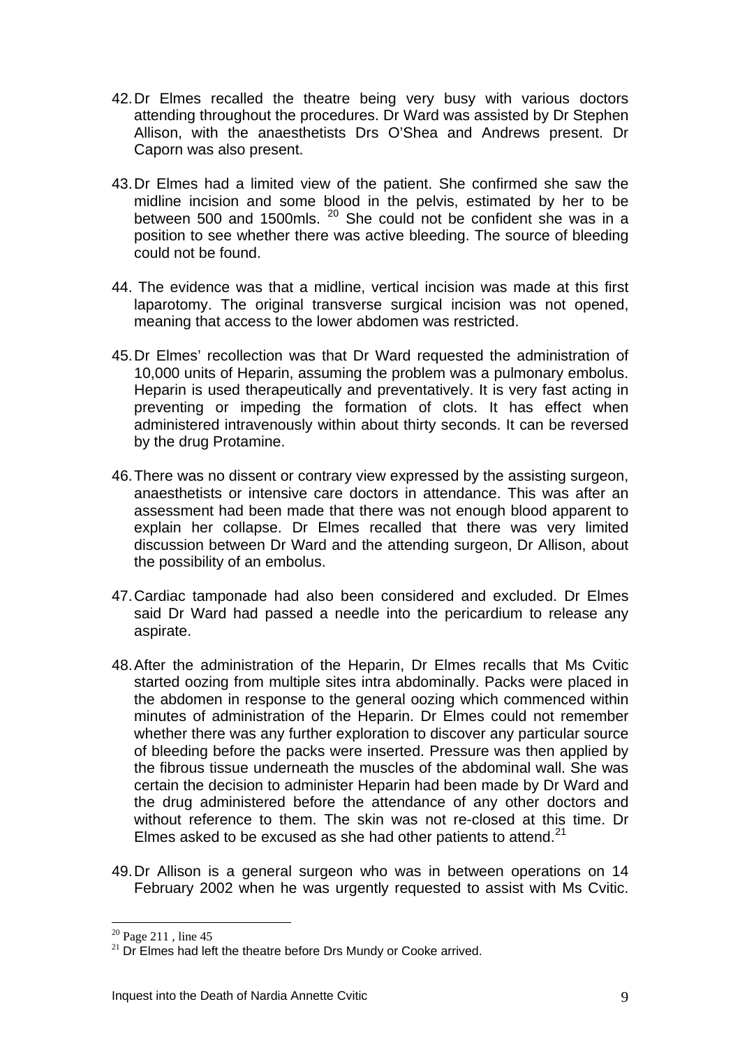42. Dr Elmes recalled the theatre being very busy with various doctors attending throughout the procedures. Dr Ward was assisted by Dr Stephen Allison, with the anaesthetists Drs O'Shea and Andrews present. Dr Caporn was also present.

43. Dr Elmes had a limited view of the patient. She confirmed she saw the midline incision and some blood in the pelvis, estimated by her to be between 500 and 1500mls. [20] She could not be confident she was in a position to see whether there was active bleeding. The source of bleeding could not be found.

44. The evidence was that a midline, vertical incision was made at this first laparotomy. The original transverse surgical incision was not opened, meaning that access to the lower abdomen was restricted.

45. Dr Elmes' recollection was that Dr Ward requested the administration of 10,000 units of Heparin, assuming the problem was a pulmonary embolus. Heparin is used therapeutically and preventatively. It is very fast acting in preventing or impeding the formation of clots. It has effect when administered intravenously within about thirty seconds. It can be reversed by the drug Protamine.

46. There was no dissent or contrary view expressed by the assisting surgeon, anaesthetists or intensive care doctors in attendance. This was after an assessment had been made that there was not enough blood apparent to explain her collapse. Dr Elmes recalled that there was very limited discussion between Dr Ward and the attending surgeon, Dr Allison, about the possibility of an embolus.

47. Cardiac tamponade had also been considered and excluded. Dr Elmes said Dr Ward had passed a needle into the pericardium to release any aspirate.

48. After the administration of the Heparin, Dr Elmes recalls that Ms Cvitic started oozing from multiple sites intra abdominally. Packs were placed in the abdomen in response to the general oozing which commenced within minutes of administration of the Heparin. Dr Elmes could not remember whether there was any further exploration to discover any particular source of bleeding before the packs were inserted. Pressure was then applied by the fibrous tissue underneath the muscles of the abdominal wall. She was certain the decision to administer Heparin had been made by Dr Ward and the drug administered before the attendance of any other doctors and without reference to them. The skin was not re-closed at this time. Dr Elmes asked to be excused as she had other patients to attend.[21]

49. Dr Allison is a general surgeon who was in between operations on 14 February 2002 when he was urgently requested to assist with Ms Cvitic.

---

[20] Page 211 , line 45

[21] Dr Elmes had left the theatre before Drs Mundy or Cooke arrived.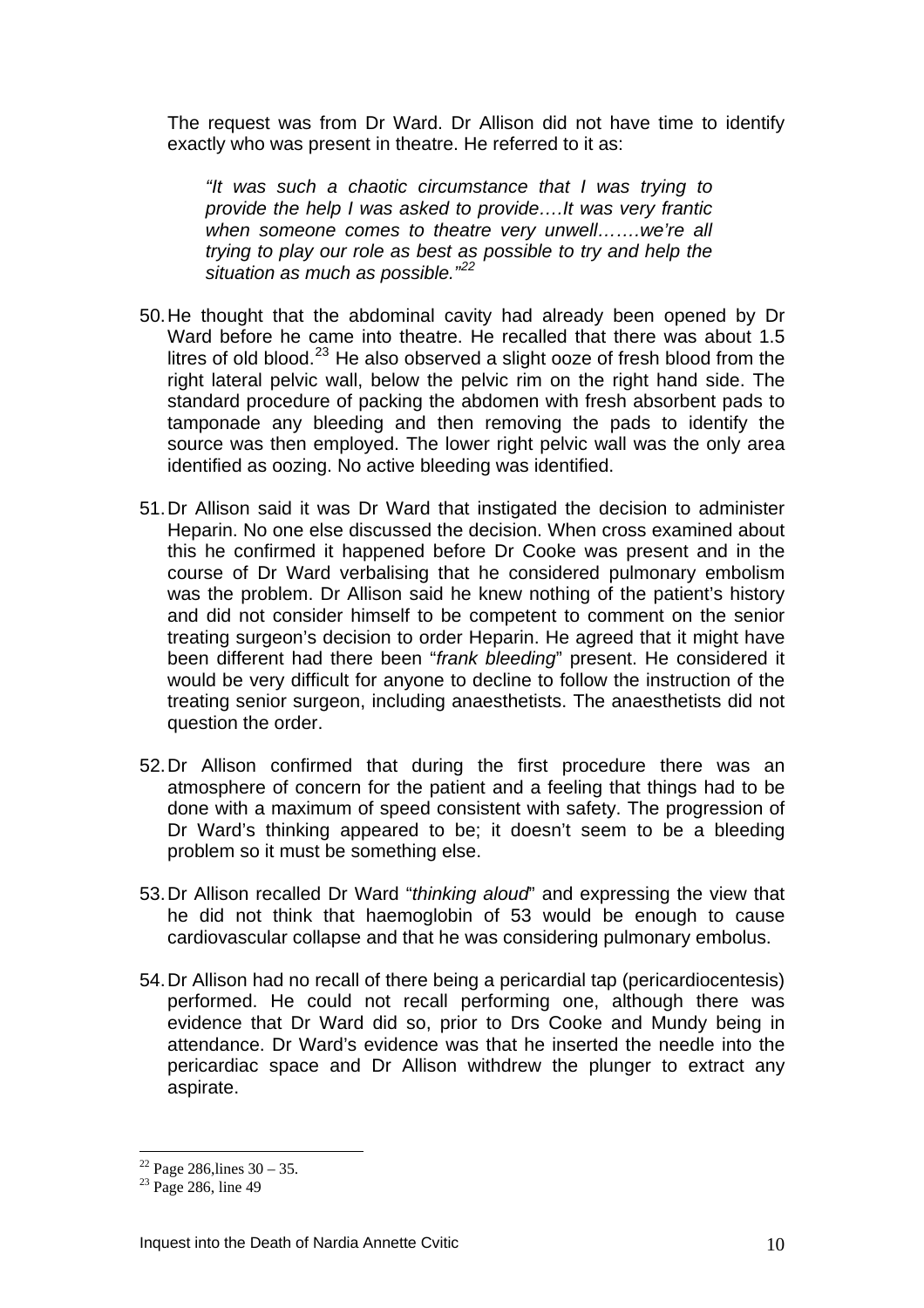The request was from Dr Ward. Dr Allison did not have time to identify exactly who was present in theatre. He referred to it as:

> *"It was such a chaotic circumstance that I was trying to provide the help I was asked to provide….It was very frantic when someone comes to theatre very unwell…….we're all trying to play our role as best as possible to try and help the situation as much as possible."*[22]

50. He thought that the abdominal cavity had already been opened by Dr Ward before he came into theatre. He recalled that there was about 1.5 litres of old blood.[23] He also observed a slight ooze of fresh blood from the right lateral pelvic wall, below the pelvic rim on the right hand side. The standard procedure of packing the abdomen with fresh absorbent pads to tamponade any bleeding and then removing the pads to identify the source was then employed. The lower right pelvic wall was the only area identified as oozing. No active bleeding was identified.

51. Dr Allison said it was Dr Ward that instigated the decision to administer Heparin. No one else discussed the decision. When cross examined about this he confirmed it happened before Dr Cooke was present and in the course of Dr Ward verbalising that he considered pulmonary embolism was the problem. Dr Allison said he knew nothing of the patient's history and did not consider himself to be competent to comment on the senior treating surgeon's decision to order Heparin. He agreed that it might have been different had there been "*frank bleeding*" present. He considered it would be very difficult for anyone to decline to follow the instruction of the treating senior surgeon, including anaesthetists. The anaesthetists did not question the order.

52. Dr Allison confirmed that during the first procedure there was an atmosphere of concern for the patient and a feeling that things had to be done with a maximum of speed consistent with safety. The progression of Dr Ward's thinking appeared to be; it doesn't seem to be a bleeding problem so it must be something else.

53. Dr Allison recalled Dr Ward "*thinking aloud*" and expressing the view that he did not think that haemoglobin of 53 would be enough to cause cardiovascular collapse and that he was considering pulmonary embolus.

54. Dr Allison had no recall of there being a pericardial tap (pericardiocentesis) performed. He could not recall performing one, although there was evidence that Dr Ward did so, prior to Drs Cooke and Mundy being in attendance. Dr Ward's evidence was that he inserted the needle into the pericardiac space and Dr Allison withdrew the plunger to extract any aspirate.

---

[22] Page 286,lines 30 – 35.

[23] Page 286, line 49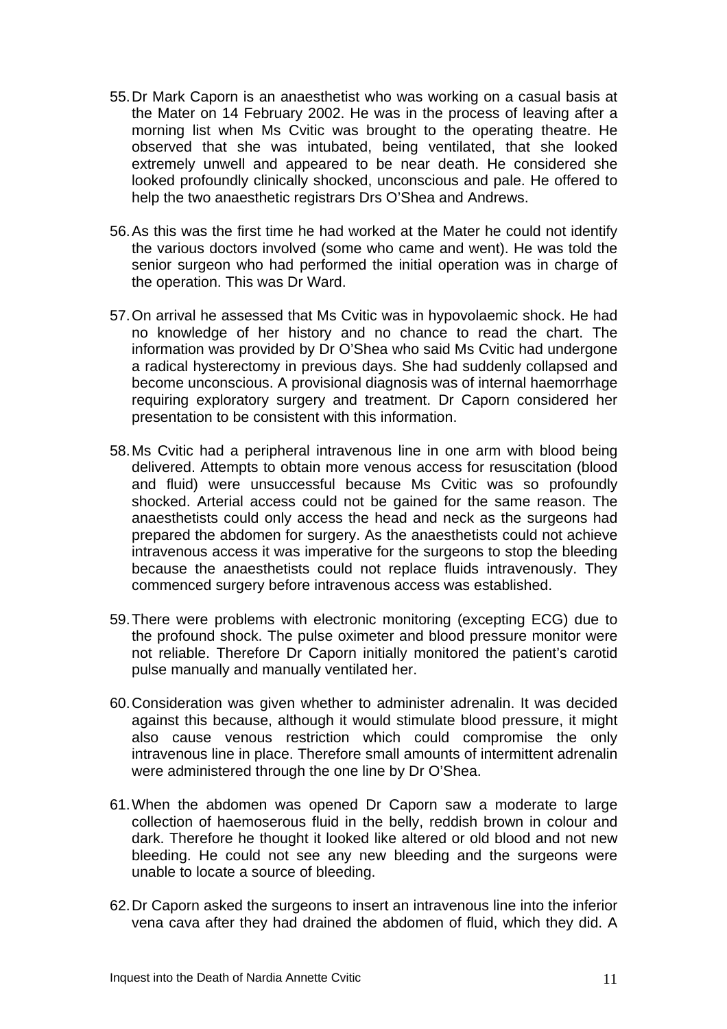55. Dr Mark Caporn is an anaesthetist who was working on a casual basis at the Mater on 14 February 2002. He was in the process of leaving after a morning list when Ms Cvitic was brought to the operating theatre. He observed that she was intubated, being ventilated, that she looked extremely unwell and appeared to be near death. He considered she looked profoundly clinically shocked, unconscious and pale. He offered to help the two anaesthetic registrars Drs O'Shea and Andrews.

56. As this was the first time he had worked at the Mater he could not identify the various doctors involved (some who came and went). He was told the senior surgeon who had performed the initial operation was in charge of the operation. This was Dr Ward.

57. On arrival he assessed that Ms Cvitic was in hypovolaemic shock. He had no knowledge of her history and no chance to read the chart. The information was provided by Dr O'Shea who said Ms Cvitic had undergone a radical hysterectomy in previous days. She had suddenly collapsed and become unconscious. A provisional diagnosis was of internal haemorrhage requiring exploratory surgery and treatment. Dr Caporn considered her presentation to be consistent with this information.

58. Ms Cvitic had a peripheral intravenous line in one arm with blood being delivered. Attempts to obtain more venous access for resuscitation (blood and fluid) were unsuccessful because Ms Cvitic was so profoundly shocked. Arterial access could not be gained for the same reason. The anaesthetists could only access the head and neck as the surgeons had prepared the abdomen for surgery. As the anaesthetists could not achieve intravenous access it was imperative for the surgeons to stop the bleeding because the anaesthetists could not replace fluids intravenously. They commenced surgery before intravenous access was established.

59. There were problems with electronic monitoring (excepting ECG) due to the profound shock. The pulse oximeter and blood pressure monitor were not reliable. Therefore Dr Caporn initially monitored the patient's carotid pulse manually and manually ventilated her.

60. Consideration was given whether to administer adrenalin. It was decided against this because, although it would stimulate blood pressure, it might also cause venous restriction which could compromise the only intravenous line in place. Therefore small amounts of intermittent adrenalin were administered through the one line by Dr O'Shea.

61. When the abdomen was opened Dr Caporn saw a moderate to large collection of haemoserous fluid in the belly, reddish brown in colour and dark. Therefore he thought it looked like altered or old blood and not new bleeding. He could not see any new bleeding and the surgeons were unable to locate a source of bleeding.

62. Dr Caporn asked the surgeons to insert an intravenous line into the inferior vena cava after they had drained the abdomen of fluid, which they did. A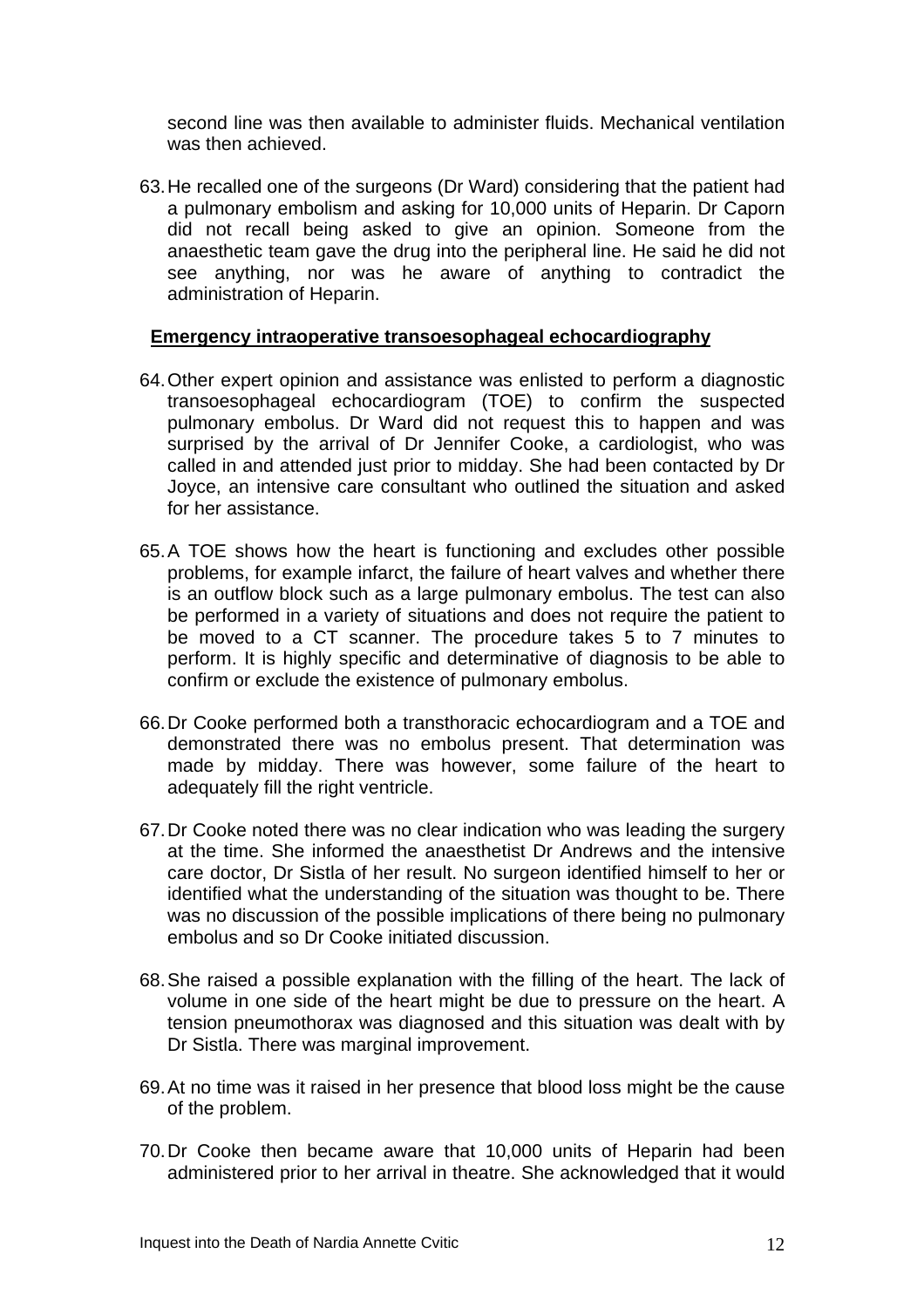second line was then available to administer fluids. Mechanical ventilation was then achieved.

63. He recalled one of the surgeons (Dr Ward) considering that the patient had a pulmonary embolism and asking for 10,000 units of Heparin. Dr Caporn did not recall being asked to give an opinion. Someone from the anaesthetic team gave the drug into the peripheral line. He said he did not see anything, nor was he aware of anything to contradict the administration of Heparin.

**Emergency intraoperative transoesophageal echocardiography**

64. Other expert opinion and assistance was enlisted to perform a diagnostic transoesophageal echocardiogram (TOE) to confirm the suspected pulmonary embolus. Dr Ward did not request this to happen and was surprised by the arrival of Dr Jennifer Cooke, a cardiologist, who was called in and attended just prior to midday. She had been contacted by Dr Joyce, an intensive care consultant who outlined the situation and asked for her assistance.

65. A TOE shows how the heart is functioning and excludes other possible problems, for example infarct, the failure of heart valves and whether there is an outflow block such as a large pulmonary embolus. The test can also be performed in a variety of situations and does not require the patient to be moved to a CT scanner. The procedure takes 5 to 7 minutes to perform. It is highly specific and determinative of diagnosis to be able to confirm or exclude the existence of pulmonary embolus.

66. Dr Cooke performed both a transthoracic echocardiogram and a TOE and demonstrated there was no embolus present. That determination was made by midday. There was however, some failure of the heart to adequately fill the right ventricle.

67. Dr Cooke noted there was no clear indication who was leading the surgery at the time. She informed the anaesthetist Dr Andrews and the intensive care doctor, Dr Sistla of her result. No surgeon identified himself to her or identified what the understanding of the situation was thought to be. There was no discussion of the possible implications of there being no pulmonary embolus and so Dr Cooke initiated discussion.

68. She raised a possible explanation with the filling of the heart. The lack of volume in one side of the heart might be due to pressure on the heart. A tension pneumothorax was diagnosed and this situation was dealt with by Dr Sistla. There was marginal improvement.

69. At no time was it raised in her presence that blood loss might be the cause of the problem.

70. Dr Cooke then became aware that 10,000 units of Heparin had been administered prior to her arrival in theatre. She acknowledged that it would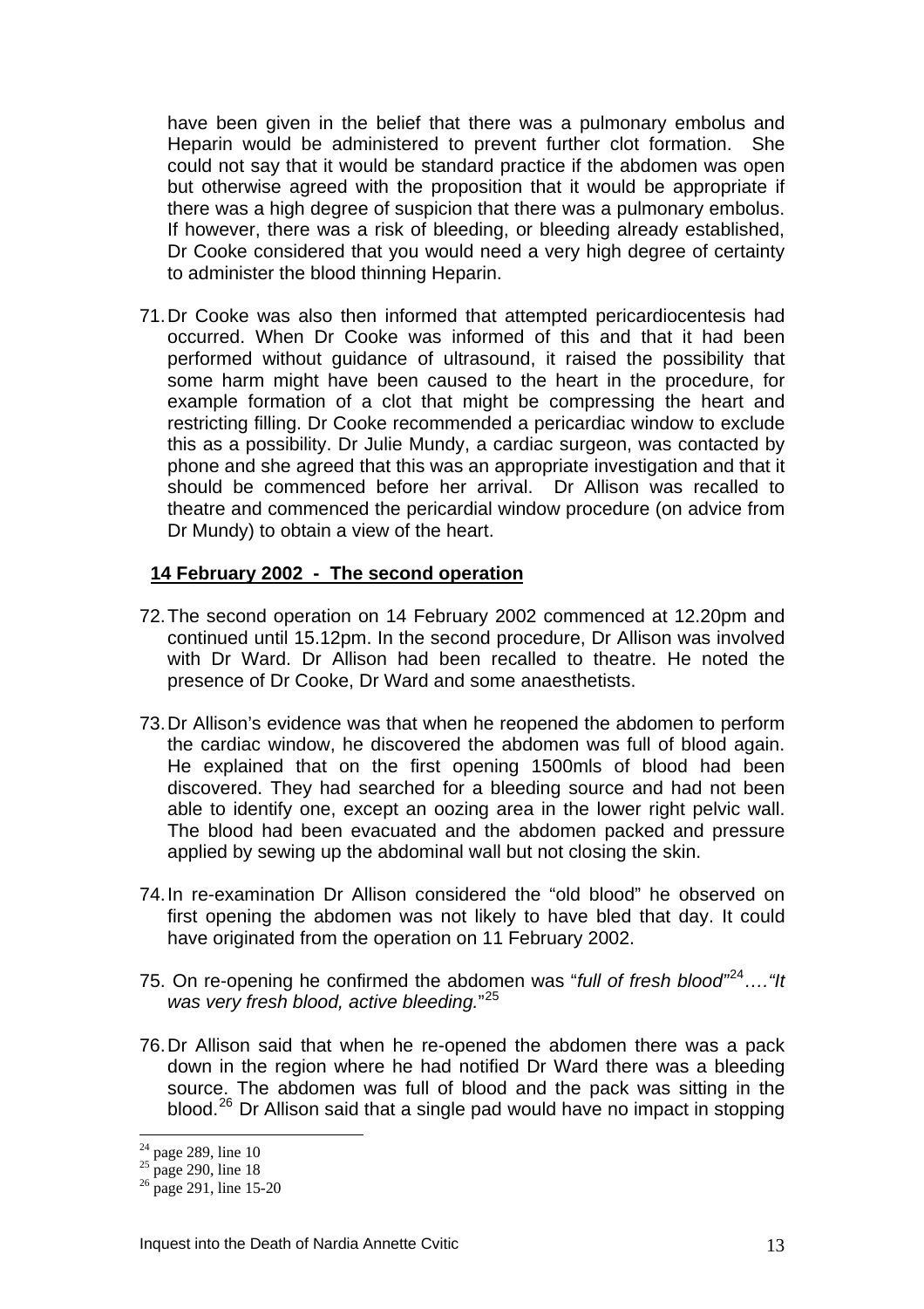have been given in the belief that there was a pulmonary embolus and Heparin would be administered to prevent further clot formation. She could not say that it would be standard practice if the abdomen was open but otherwise agreed with the proposition that it would be appropriate if there was a high degree of suspicion that there was a pulmonary embolus. If however, there was a risk of bleeding, or bleeding already established, Dr Cooke considered that you would need a very high degree of certainty to administer the blood thinning Heparin.

71. Dr Cooke was also then informed that attempted pericardiocentesis had occurred. When Dr Cooke was informed of this and that it had been performed without guidance of ultrasound, it raised the possibility that some harm might have been caused to the heart in the procedure, for example formation of a clot that might be compressing the heart and restricting filling. Dr Cooke recommended a pericardiac window to exclude this as a possibility. Dr Julie Mundy, a cardiac surgeon, was contacted by phone and she agreed that this was an appropriate investigation and that it should be commenced before her arrival. Dr Allison was recalled to theatre and commenced the pericardial window procedure (on advice from Dr Mundy) to obtain a view of the heart.

**14 February 2002 - The second operation**

72. The second operation on 14 February 2002 commenced at 12.20pm and continued until 15.12pm. In the second procedure, Dr Allison was involved with Dr Ward. Dr Allison had been recalled to theatre. He noted the presence of Dr Cooke, Dr Ward and some anaesthetists.

73. Dr Allison's evidence was that when he reopened the abdomen to perform the cardiac window, he discovered the abdomen was full of blood again. He explained that on the first opening 1500mls of blood had been discovered. They had searched for a bleeding source and had not been able to identify one, except an oozing area in the lower right pelvic wall. The blood had been evacuated and the abdomen packed and pressure applied by sewing up the abdominal wall but not closing the skin.

74. In re-examination Dr Allison considered the "old blood" he observed on first opening the abdomen was not likely to have bled that day. It could have originated from the operation on 11 February 2002.

75. On re-opening he confirmed the abdomen was "*full of fresh blood*"[24]…."*It was very fresh blood, active bleeding.*"[25]

76. Dr Allison said that when he re-opened the abdomen there was a pack down in the region where he had notified Dr Ward there was a bleeding source. The abdomen was full of blood and the pack was sitting in the blood.[26] Dr Allison said that a single pad would have no impact in stopping

[24] page 289, line 10
[25] page 290, line 18
[26] page 291, line 15-20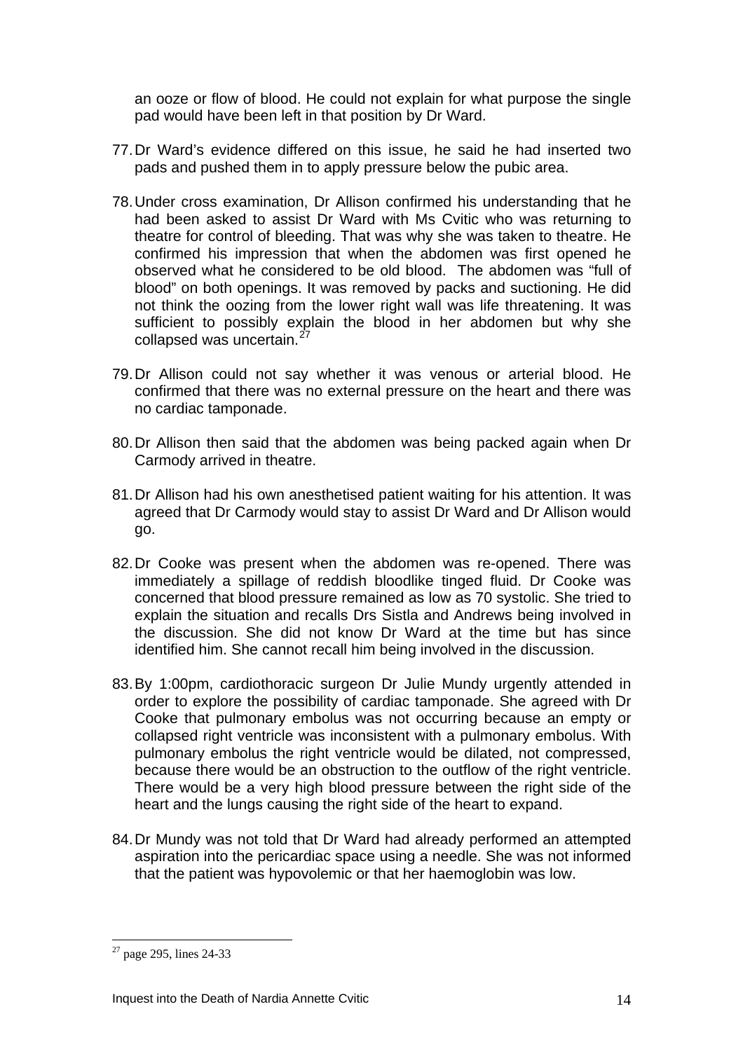an ooze or flow of blood. He could not explain for what purpose the single pad would have been left in that position by Dr Ward.

77. Dr Ward's evidence differed on this issue, he said he had inserted two pads and pushed them in to apply pressure below the pubic area.

78. Under cross examination, Dr Allison confirmed his understanding that he had been asked to assist Dr Ward with Ms Cvitic who was returning to theatre for control of bleeding. That was why she was taken to theatre. He confirmed his impression that when the abdomen was first opened he observed what he considered to be old blood. The abdomen was "full of blood" on both openings. It was removed by packs and suctioning. He did not think the oozing from the lower right wall was life threatening. It was sufficient to possibly explain the blood in her abdomen but why she collapsed was uncertain.[27]

79. Dr Allison could not say whether it was venous or arterial blood. He confirmed that there was no external pressure on the heart and there was no cardiac tamponade.

80. Dr Allison then said that the abdomen was being packed again when Dr Carmody arrived in theatre.

81. Dr Allison had his own anesthetised patient waiting for his attention. It was agreed that Dr Carmody would stay to assist Dr Ward and Dr Allison would go.

82. Dr Cooke was present when the abdomen was re-opened. There was immediately a spillage of reddish bloodlike tinged fluid. Dr Cooke was concerned that blood pressure remained as low as 70 systolic. She tried to explain the situation and recalls Drs Sistla and Andrews being involved in the discussion. She did not know Dr Ward at the time but has since identified him. She cannot recall him being involved in the discussion.

83. By 1:00pm, cardiothoracic surgeon Dr Julie Mundy urgently attended in order to explore the possibility of cardiac tamponade. She agreed with Dr Cooke that pulmonary embolus was not occurring because an empty or collapsed right ventricle was inconsistent with a pulmonary embolus. With pulmonary embolus the right ventricle would be dilated, not compressed, because there would be an obstruction to the outflow of the right ventricle. There would be a very high blood pressure between the right side of the heart and the lungs causing the right side of the heart to expand.

84. Dr Mundy was not told that Dr Ward had already performed an attempted aspiration into the pericardiac space using a needle. She was not informed that the patient was hypovolemic or that her haemoglobin was low.

---

[27] page 295, lines 24-33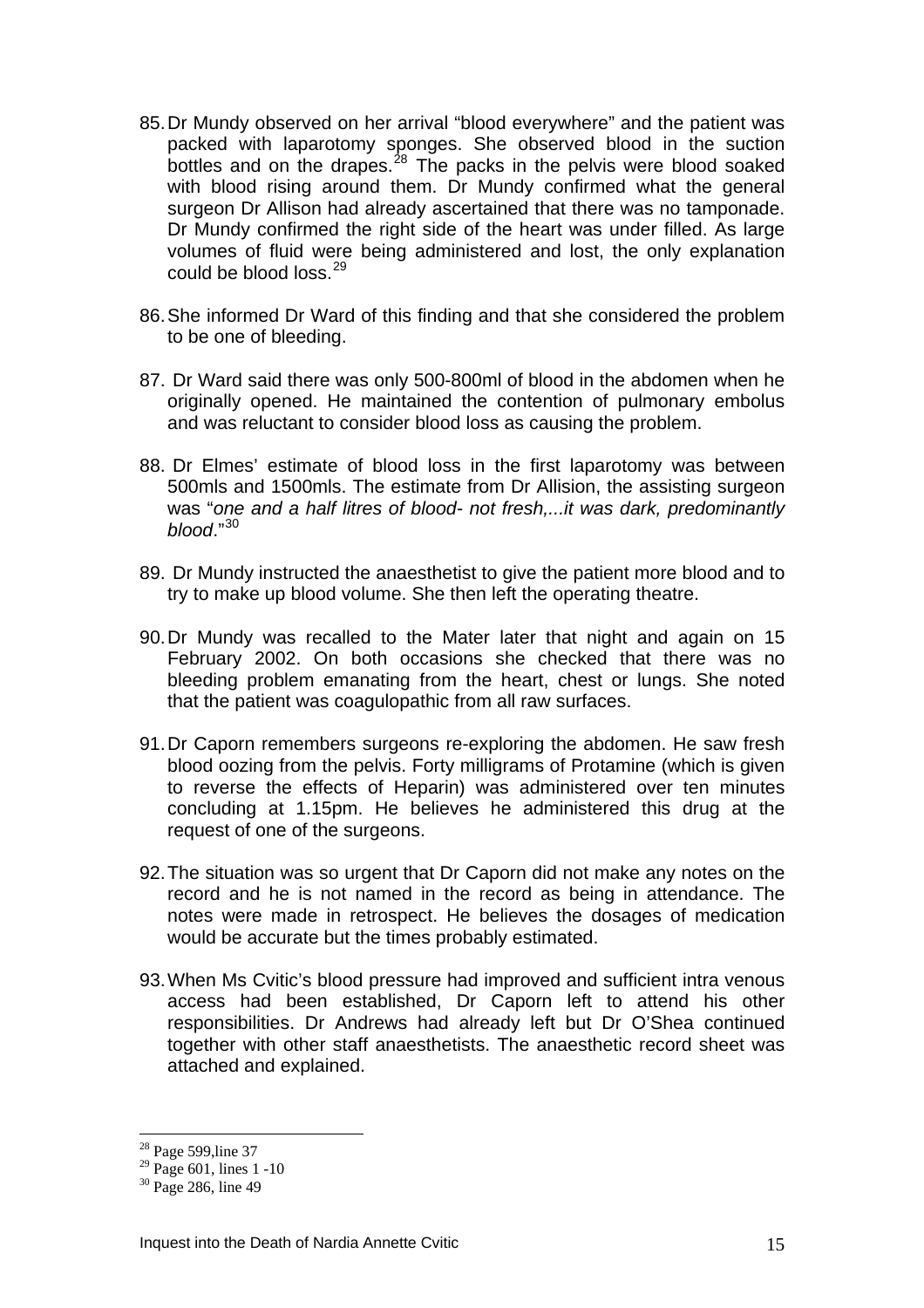85. Dr Mundy observed on her arrival "blood everywhere" and the patient was packed with laparotomy sponges. She observed blood in the suction bottles and on the drapes.[28] The packs in the pelvis were blood soaked with blood rising around them. Dr Mundy confirmed what the general surgeon Dr Allison had already ascertained that there was no tamponade. Dr Mundy confirmed the right side of the heart was under filled. As large volumes of fluid were being administered and lost, the only explanation could be blood loss.[29]

86. She informed Dr Ward of this finding and that she considered the problem to be one of bleeding.

87. Dr Ward said there was only 500-800ml of blood in the abdomen when he originally opened. He maintained the contention of pulmonary embolus and was reluctant to consider blood loss as causing the problem.

88. Dr Elmes' estimate of blood loss in the first laparotomy was between 500mls and 1500mls. The estimate from Dr Allision, the assisting surgeon was "*one and a half litres of blood- not fresh,...it was dark, predominantly blood*."[30]

89. Dr Mundy instructed the anaesthetist to give the patient more blood and to try to make up blood volume. She then left the operating theatre.

90. Dr Mundy was recalled to the Mater later that night and again on 15 February 2002. On both occasions she checked that there was no bleeding problem emanating from the heart, chest or lungs. She noted that the patient was coagulopathic from all raw surfaces.

91. Dr Caporn remembers surgeons re-exploring the abdomen. He saw fresh blood oozing from the pelvis. Forty milligrams of Protamine (which is given to reverse the effects of Heparin) was administered over ten minutes concluding at 1.15pm. He believes he administered this drug at the request of one of the surgeons.

92. The situation was so urgent that Dr Caporn did not make any notes on the record and he is not named in the record as being in attendance. The notes were made in retrospect. He believes the dosages of medication would be accurate but the times probably estimated.

93. When Ms Cvitic's blood pressure had improved and sufficient intra venous access had been established, Dr Caporn left to attend his other responsibilities. Dr Andrews had already left but Dr O'Shea continued together with other staff anaesthetists. The anaesthetic record sheet was attached and explained.

---

[28] Page 599,line 37

[29] Page 601, lines 1 -10

[30] Page 286, line 49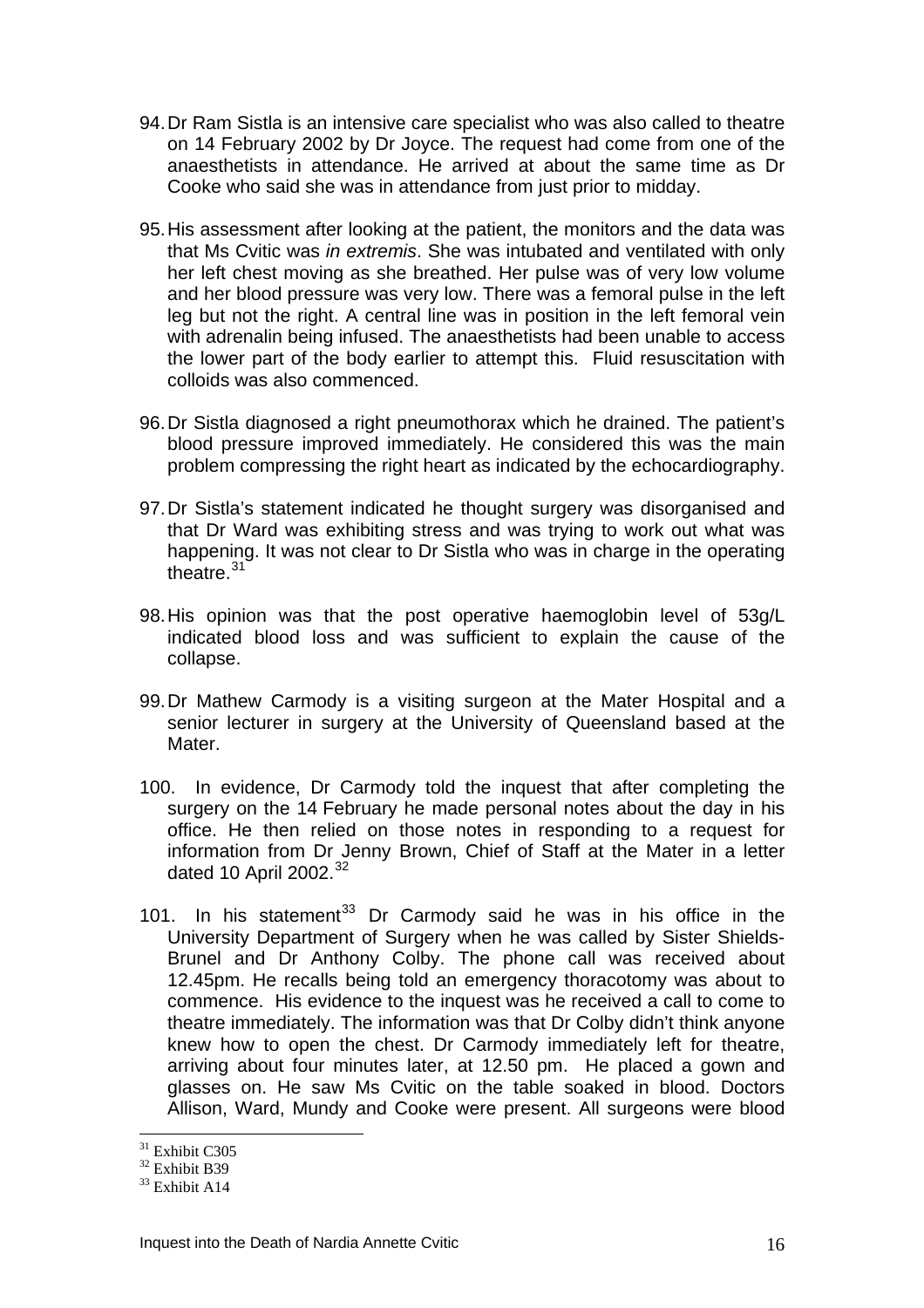94. Dr Ram Sistla is an intensive care specialist who was also called to theatre on 14 February 2002 by Dr Joyce. The request had come from one of the anaesthetists in attendance. He arrived at about the same time as Dr Cooke who said she was in attendance from just prior to midday.

95. His assessment after looking at the patient, the monitors and the data was that Ms Cvitic was *in extremis*. She was intubated and ventilated with only her left chest moving as she breathed. Her pulse was of very low volume and her blood pressure was very low. There was a femoral pulse in the left leg but not the right. A central line was in position in the left femoral vein with adrenalin being infused. The anaesthetists had been unable to access the lower part of the body earlier to attempt this. Fluid resuscitation with colloids was also commenced.

96. Dr Sistla diagnosed a right pneumothorax which he drained. The patient's blood pressure improved immediately. He considered this was the main problem compressing the right heart as indicated by the echocardiography.

97. Dr Sistla's statement indicated he thought surgery was disorganised and that Dr Ward was exhibiting stress and was trying to work out what was happening. It was not clear to Dr Sistla who was in charge in the operating theatre.[31]

98. His opinion was that the post operative haemoglobin level of 53g/L indicated blood loss and was sufficient to explain the cause of the collapse.

99. Dr Mathew Carmody is a visiting surgeon at the Mater Hospital and a senior lecturer in surgery at the University of Queensland based at the Mater.

100. In evidence, Dr Carmody told the inquest that after completing the surgery on the 14 February he made personal notes about the day in his office. He then relied on those notes in responding to a request for information from Dr Jenny Brown, Chief of Staff at the Mater in a letter dated 10 April 2002.[32]

101. In his statement[33] Dr Carmody said he was in his office in the University Department of Surgery when he was called by Sister Shields-Brunel and Dr Anthony Colby. The phone call was received about 12.45pm. He recalls being told an emergency thoracotomy was about to commence. His evidence to the inquest was he received a call to come to theatre immediately. The information was that Dr Colby didn't think anyone knew how to open the chest. Dr Carmody immediately left for theatre, arriving about four minutes later, at 12.50 pm. He placed a gown and glasses on. He saw Ms Cvitic on the table soaked in blood. Doctors Allison, Ward, Mundy and Cooke were present. All surgeons were blood

---

[31] Exhibit C305

[32] Exhibit B39

[33] Exhibit A14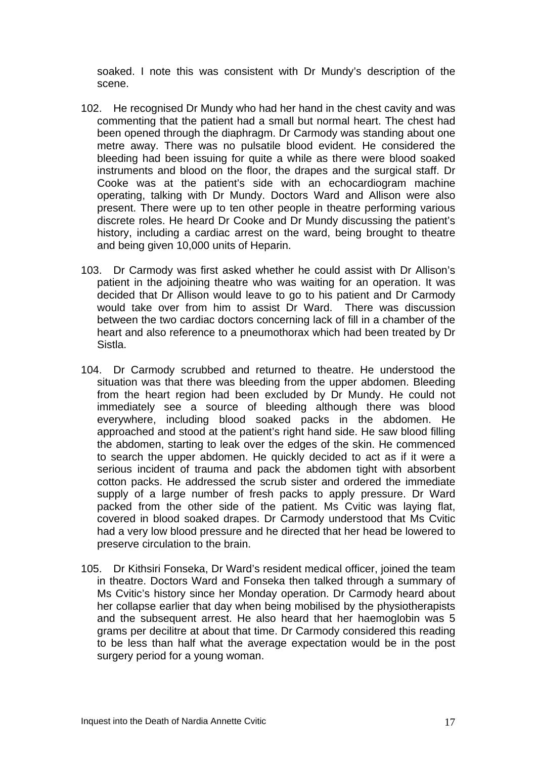soaked. I note this was consistent with Dr Mundy's description of the scene.

102. He recognised Dr Mundy who had her hand in the chest cavity and was commenting that the patient had a small but normal heart. The chest had been opened through the diaphragm. Dr Carmody was standing about one metre away. There was no pulsatile blood evident. He considered the bleeding had been issuing for quite a while as there were blood soaked instruments and blood on the floor, the drapes and the surgical staff. Dr Cooke was at the patient's side with an echocardiogram machine operating, talking with Dr Mundy. Doctors Ward and Allison were also present. There were up to ten other people in theatre performing various discrete roles. He heard Dr Cooke and Dr Mundy discussing the patient's history, including a cardiac arrest on the ward, being brought to theatre and being given 10,000 units of Heparin.

103. Dr Carmody was first asked whether he could assist with Dr Allison's patient in the adjoining theatre who was waiting for an operation. It was decided that Dr Allison would leave to go to his patient and Dr Carmody would take over from him to assist Dr Ward. There was discussion between the two cardiac doctors concerning lack of fill in a chamber of the heart and also reference to a pneumothorax which had been treated by Dr Sistla.

104. Dr Carmody scrubbed and returned to theatre. He understood the situation was that there was bleeding from the upper abdomen. Bleeding from the heart region had been excluded by Dr Mundy. He could not immediately see a source of bleeding although there was blood everywhere, including blood soaked packs in the abdomen. He approached and stood at the patient's right hand side. He saw blood filling the abdomen, starting to leak over the edges of the skin. He commenced to search the upper abdomen. He quickly decided to act as if it were a serious incident of trauma and pack the abdomen tight with absorbent cotton packs. He addressed the scrub sister and ordered the immediate supply of a large number of fresh packs to apply pressure. Dr Ward packed from the other side of the patient. Ms Cvitic was laying flat, covered in blood soaked drapes. Dr Carmody understood that Ms Cvitic had a very low blood pressure and he directed that her head be lowered to preserve circulation to the brain.

105. Dr Kithsiri Fonseka, Dr Ward's resident medical officer, joined the team in theatre. Doctors Ward and Fonseka then talked through a summary of Ms Cvitic's history since her Monday operation. Dr Carmody heard about her collapse earlier that day when being mobilised by the physiotherapists and the subsequent arrest. He also heard that her haemoglobin was 5 grams per decilitre at about that time. Dr Carmody considered this reading to be less than half what the average expectation would be in the post surgery period for a young woman.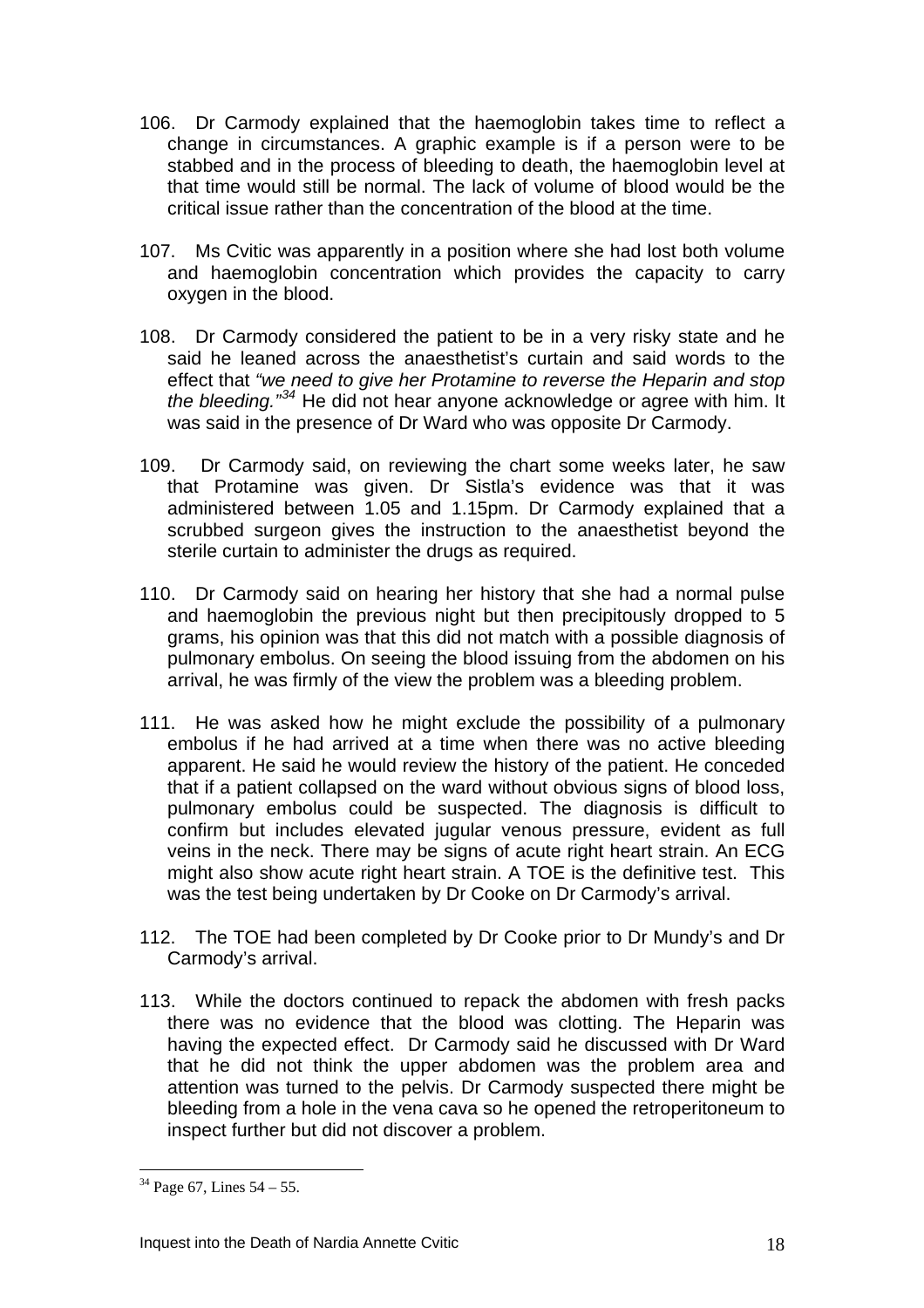106. Dr Carmody explained that the haemoglobin takes time to reflect a change in circumstances. A graphic example is if a person were to be stabbed and in the process of bleeding to death, the haemoglobin level at that time would still be normal. The lack of volume of blood would be the critical issue rather than the concentration of the blood at the time.

107. Ms Cvitic was apparently in a position where she had lost both volume and haemoglobin concentration which provides the capacity to carry oxygen in the blood.

108. Dr Carmody considered the patient to be in a very risky state and he said he leaned across the anaesthetist's curtain and said words to the effect that *"we need to give her Protamine to reverse the Heparin and stop the bleeding."*[34] He did not hear anyone acknowledge or agree with him. It was said in the presence of Dr Ward who was opposite Dr Carmody.

109. Dr Carmody said, on reviewing the chart some weeks later, he saw that Protamine was given. Dr Sistla's evidence was that it was administered between 1.05 and 1.15pm. Dr Carmody explained that a scrubbed surgeon gives the instruction to the anaesthetist beyond the sterile curtain to administer the drugs as required.

110. Dr Carmody said on hearing her history that she had a normal pulse and haemoglobin the previous night but then precipitously dropped to 5 grams, his opinion was that this did not match with a possible diagnosis of pulmonary embolus. On seeing the blood issuing from the abdomen on his arrival, he was firmly of the view the problem was a bleeding problem.

111. He was asked how he might exclude the possibility of a pulmonary embolus if he had arrived at a time when there was no active bleeding apparent. He said he would review the history of the patient. He conceded that if a patient collapsed on the ward without obvious signs of blood loss, pulmonary embolus could be suspected. The diagnosis is difficult to confirm but includes elevated jugular venous pressure, evident as full veins in the neck. There may be signs of acute right heart strain. An ECG might also show acute right heart strain. A TOE is the definitive test. This was the test being undertaken by Dr Cooke on Dr Carmody's arrival.

112. The TOE had been completed by Dr Cooke prior to Dr Mundy's and Dr Carmody's arrival.

113. While the doctors continued to repack the abdomen with fresh packs there was no evidence that the blood was clotting. The Heparin was having the expected effect. Dr Carmody said he discussed with Dr Ward that he did not think the upper abdomen was the problem area and attention was turned to the pelvis. Dr Carmody suspected there might be bleeding from a hole in the vena cava so he opened the retroperitoneum to inspect further but did not discover a problem.

---

[34] Page 67, Lines 54 – 55.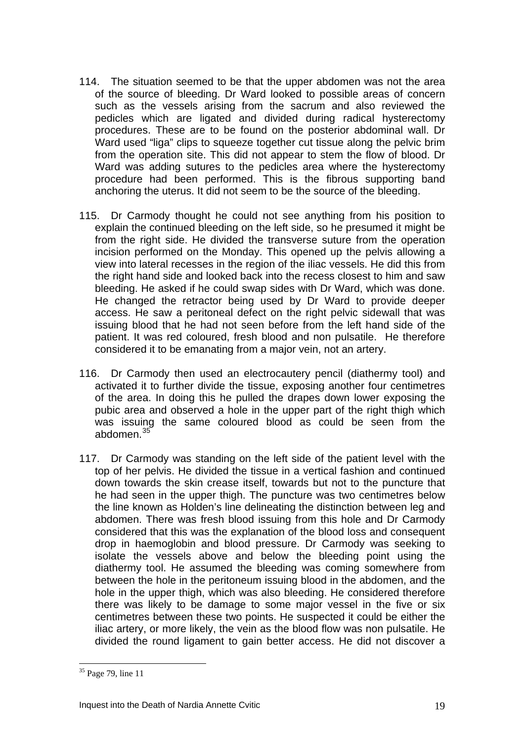114. The situation seemed to be that the upper abdomen was not the area of the source of bleeding. Dr Ward looked to possible areas of concern such as the vessels arising from the sacrum and also reviewed the pedicles which are ligated and divided during radical hysterectomy procedures. These are to be found on the posterior abdominal wall. Dr Ward used "liga" clips to squeeze together cut tissue along the pelvic brim from the operation site. This did not appear to stem the flow of blood. Dr Ward was adding sutures to the pedicles area where the hysterectomy procedure had been performed. This is the fibrous supporting band anchoring the uterus. It did not seem to be the source of the bleeding.

115. Dr Carmody thought he could not see anything from his position to explain the continued bleeding on the left side, so he presumed it might be from the right side. He divided the transverse suture from the operation incision performed on the Monday. This opened up the pelvis allowing a view into lateral recesses in the region of the iliac vessels. He did this from the right hand side and looked back into the recess closest to him and saw bleeding. He asked if he could swap sides with Dr Ward, which was done. He changed the retractor being used by Dr Ward to provide deeper access. He saw a peritoneal defect on the right pelvic sidewall that was issuing blood that he had not seen before from the left hand side of the patient. It was red coloured, fresh blood and non pulsatile. He therefore considered it to be emanating from a major vein, not an artery.

116. Dr Carmody then used an electrocautery pencil (diathermy tool) and activated it to further divide the tissue, exposing another four centimetres of the area. In doing this he pulled the drapes down lower exposing the pubic area and observed a hole in the upper part of the right thigh which was issuing the same coloured blood as could be seen from the abdomen.[35]

117. Dr Carmody was standing on the left side of the patient level with the top of her pelvis. He divided the tissue in a vertical fashion and continued down towards the skin crease itself, towards but not to the puncture that he had seen in the upper thigh. The puncture was two centimetres below the line known as Holden's line delineating the distinction between leg and abdomen. There was fresh blood issuing from this hole and Dr Carmody considered that this was the explanation of the blood loss and consequent drop in haemoglobin and blood pressure. Dr Carmody was seeking to isolate the vessels above and below the bleeding point using the diathermy tool. He assumed the bleeding was coming somewhere from between the hole in the peritoneum issuing blood in the abdomen, and the hole in the upper thigh, which was also bleeding. He considered therefore there was likely to be damage to some major vessel in the five or six centimetres between these two points. He suspected it could be either the iliac artery, or more likely, the vein as the blood flow was non pulsatile. He divided the round ligament to gain better access. He did not discover a

[35] Page 79, line 11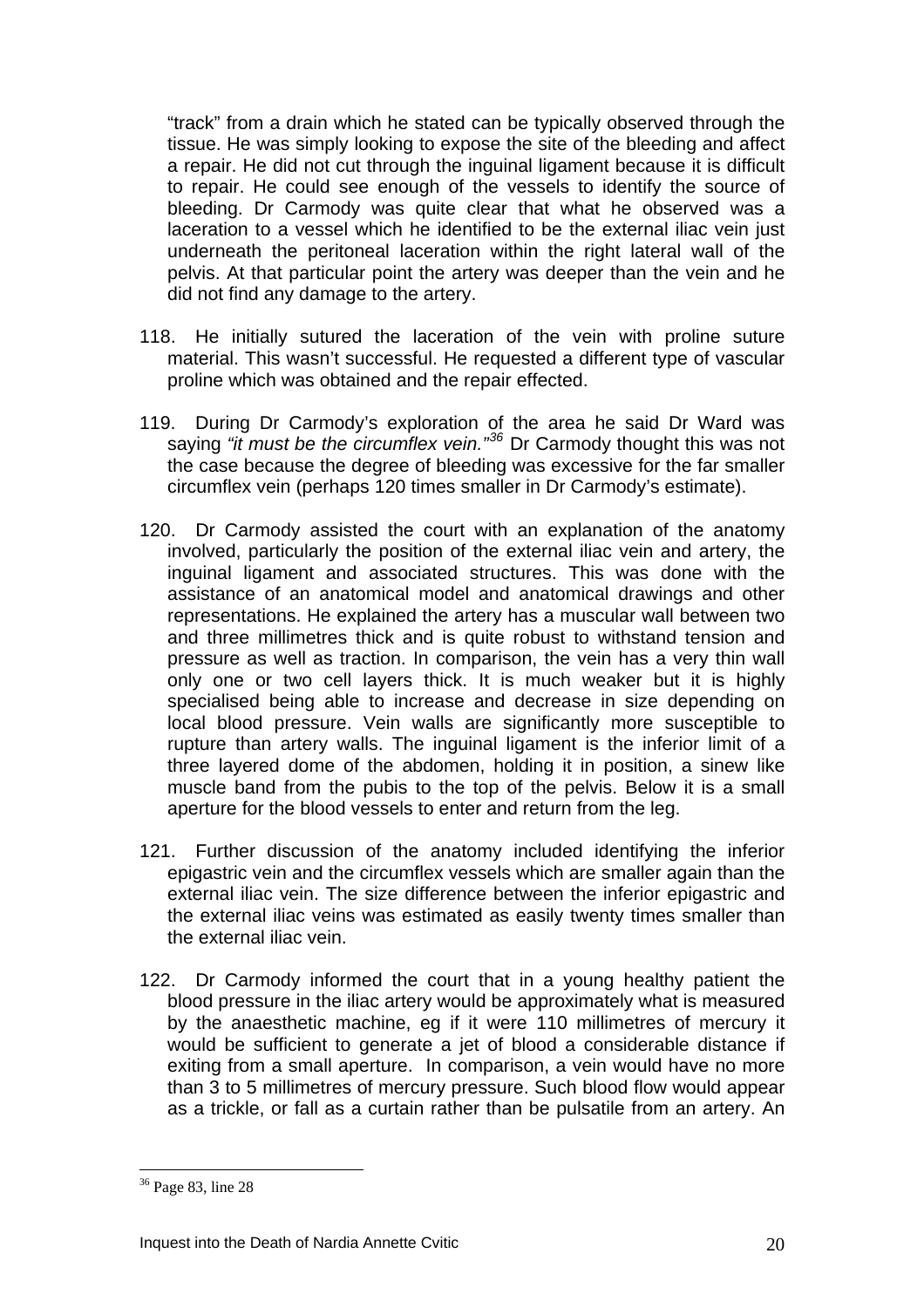"track" from a drain which he stated can be typically observed through the tissue. He was simply looking to expose the site of the bleeding and affect a repair. He did not cut through the inguinal ligament because it is difficult to repair. He could see enough of the vessels to identify the source of bleeding. Dr Carmody was quite clear that what he observed was a laceration to a vessel which he identified to be the external iliac vein just underneath the peritoneal laceration within the right lateral wall of the pelvis. At that particular point the artery was deeper than the vein and he did not find any damage to the artery.

118. He initially sutured the laceration of the vein with proline suture material. This wasn't successful. He requested a different type of vascular proline which was obtained and the repair effected.

119. During Dr Carmody's exploration of the area he said Dr Ward was saying *"it must be the circumflex vein."*[36] Dr Carmody thought this was not the case because the degree of bleeding was excessive for the far smaller circumflex vein (perhaps 120 times smaller in Dr Carmody's estimate).

120. Dr Carmody assisted the court with an explanation of the anatomy involved, particularly the position of the external iliac vein and artery, the inguinal ligament and associated structures. This was done with the assistance of an anatomical model and anatomical drawings and other representations. He explained the artery has a muscular wall between two and three millimetres thick and is quite robust to withstand tension and pressure as well as traction. In comparison, the vein has a very thin wall only one or two cell layers thick. It is much weaker but it is highly specialised being able to increase and decrease in size depending on local blood pressure. Vein walls are significantly more susceptible to rupture than artery walls. The inguinal ligament is the inferior limit of a three layered dome of the abdomen, holding it in position, a sinew like muscle band from the pubis to the top of the pelvis. Below it is a small aperture for the blood vessels to enter and return from the leg.

121. Further discussion of the anatomy included identifying the inferior epigastric vein and the circumflex vessels which are smaller again than the external iliac vein. The size difference between the inferior epigastric and the external iliac veins was estimated as easily twenty times smaller than the external iliac vein.

122. Dr Carmody informed the court that in a young healthy patient the blood pressure in the iliac artery would be approximately what is measured by the anaesthetic machine, eg if it were 110 millimetres of mercury it would be sufficient to generate a jet of blood a considerable distance if exiting from a small aperture. In comparison, a vein would have no more than 3 to 5 millimetres of mercury pressure. Such blood flow would appear as a trickle, or fall as a curtain rather than be pulsatile from an artery. An

---

[36] Page 83, line 28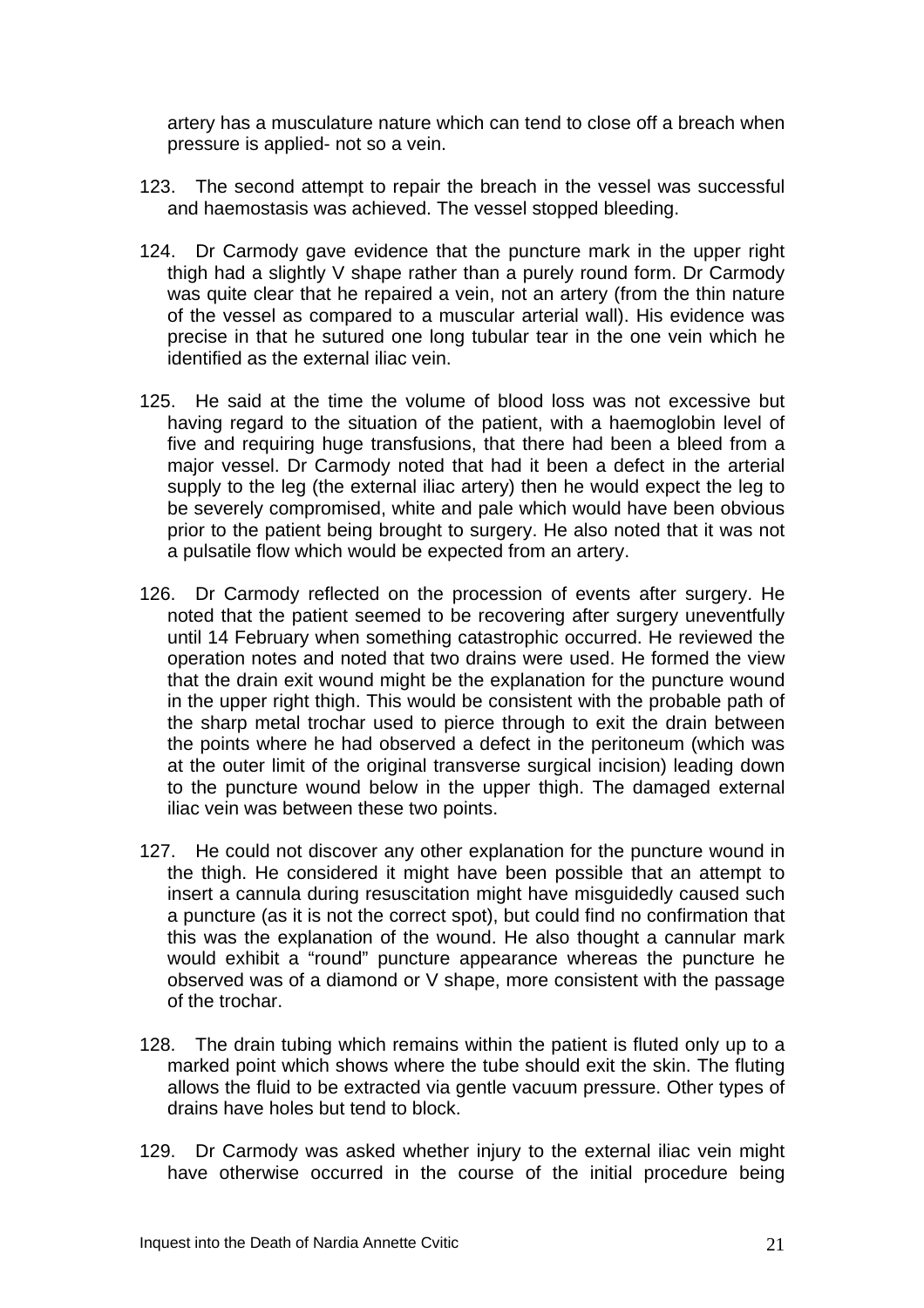artery has a musculature nature which can tend to close off a breach when pressure is applied- not so a vein.

123. The second attempt to repair the breach in the vessel was successful and haemostasis was achieved. The vessel stopped bleeding.

124. Dr Carmody gave evidence that the puncture mark in the upper right thigh had a slightly V shape rather than a purely round form. Dr Carmody was quite clear that he repaired a vein, not an artery (from the thin nature of the vessel as compared to a muscular arterial wall). His evidence was precise in that he sutured one long tubular tear in the one vein which he identified as the external iliac vein.

125. He said at the time the volume of blood loss was not excessive but having regard to the situation of the patient, with a haemoglobin level of five and requiring huge transfusions, that there had been a bleed from a major vessel. Dr Carmody noted that had it been a defect in the arterial supply to the leg (the external iliac artery) then he would expect the leg to be severely compromised, white and pale which would have been obvious prior to the patient being brought to surgery. He also noted that it was not a pulsatile flow which would be expected from an artery.

126. Dr Carmody reflected on the procession of events after surgery. He noted that the patient seemed to be recovering after surgery uneventfully until 14 February when something catastrophic occurred. He reviewed the operation notes and noted that two drains were used. He formed the view that the drain exit wound might be the explanation for the puncture wound in the upper right thigh. This would be consistent with the probable path of the sharp metal trochar used to pierce through to exit the drain between the points where he had observed a defect in the peritoneum (which was at the outer limit of the original transverse surgical incision) leading down to the puncture wound below in the upper thigh. The damaged external iliac vein was between these two points.

127. He could not discover any other explanation for the puncture wound in the thigh. He considered it might have been possible that an attempt to insert a cannula during resuscitation might have misguidedly caused such a puncture (as it is not the correct spot), but could find no confirmation that this was the explanation of the wound. He also thought a cannular mark would exhibit a "round" puncture appearance whereas the puncture he observed was of a diamond or V shape, more consistent with the passage of the trochar.

128. The drain tubing which remains within the patient is fluted only up to a marked point which shows where the tube should exit the skin. The fluting allows the fluid to be extracted via gentle vacuum pressure. Other types of drains have holes but tend to block.

129. Dr Carmody was asked whether injury to the external iliac vein might have otherwise occurred in the course of the initial procedure being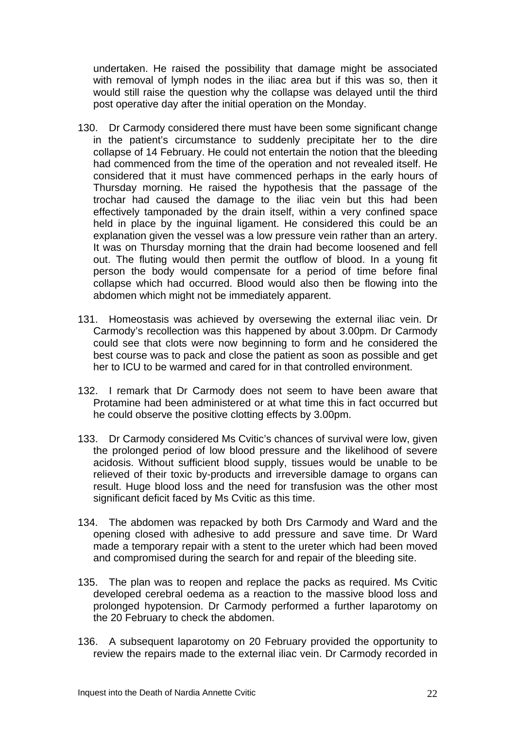undertaken. He raised the possibility that damage might be associated with removal of lymph nodes in the iliac area but if this was so, then it would still raise the question why the collapse was delayed until the third post operative day after the initial operation on the Monday.

130. Dr Carmody considered there must have been some significant change in the patient's circumstance to suddenly precipitate her to the dire collapse of 14 February. He could not entertain the notion that the bleeding had commenced from the time of the operation and not revealed itself. He considered that it must have commenced perhaps in the early hours of Thursday morning. He raised the hypothesis that the passage of the trochar had caused the damage to the iliac vein but this had been effectively tamponaded by the drain itself, within a very confined space held in place by the inguinal ligament. He considered this could be an explanation given the vessel was a low pressure vein rather than an artery. It was on Thursday morning that the drain had become loosened and fell out. The fluting would then permit the outflow of blood. In a young fit person the body would compensate for a period of time before final collapse which had occurred. Blood would also then be flowing into the abdomen which might not be immediately apparent.

131. Homeostasis was achieved by oversewing the external iliac vein. Dr Carmody's recollection was this happened by about 3.00pm. Dr Carmody could see that clots were now beginning to form and he considered the best course was to pack and close the patient as soon as possible and get her to ICU to be warmed and cared for in that controlled environment.

132. I remark that Dr Carmody does not seem to have been aware that Protamine had been administered or at what time this in fact occurred but he could observe the positive clotting effects by 3.00pm.

133. Dr Carmody considered Ms Cvitic's chances of survival were low, given the prolonged period of low blood pressure and the likelihood of severe acidosis. Without sufficient blood supply, tissues would be unable to be relieved of their toxic by-products and irreversible damage to organs can result. Huge blood loss and the need for transfusion was the other most significant deficit faced by Ms Cvitic as this time.

134. The abdomen was repacked by both Drs Carmody and Ward and the opening closed with adhesive to add pressure and save time. Dr Ward made a temporary repair with a stent to the ureter which had been moved and compromised during the search for and repair of the bleeding site.

135. The plan was to reopen and replace the packs as required. Ms Cvitic developed cerebral oedema as a reaction to the massive blood loss and prolonged hypotension. Dr Carmody performed a further laparotomy on the 20 February to check the abdomen.

136. A subsequent laparotomy on 20 February provided the opportunity to review the repairs made to the external iliac vein. Dr Carmody recorded in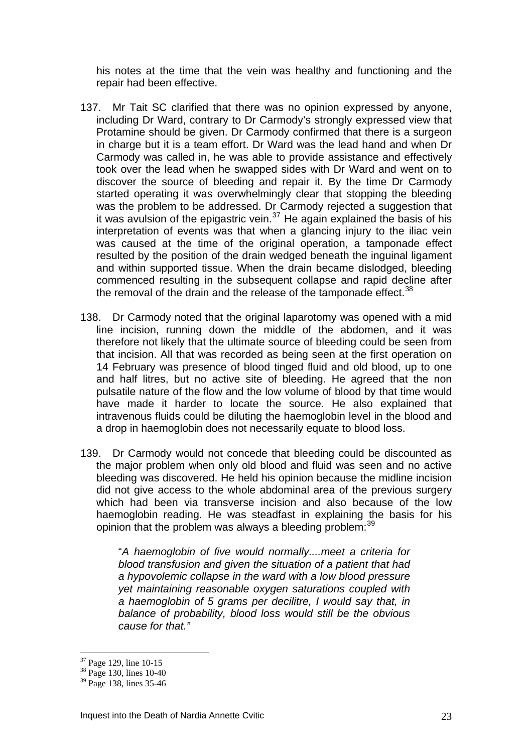his notes at the time that the vein was healthy and functioning and the repair had been effective.

137. Mr Tait SC clarified that there was no opinion expressed by anyone, including Dr Ward, contrary to Dr Carmody's strongly expressed view that Protamine should be given. Dr Carmody confirmed that there is a surgeon in charge but it is a team effort. Dr Ward was the lead hand and when Dr Carmody was called in, he was able to provide assistance and effectively took over the lead when he swapped sides with Dr Ward and went on to discover the source of bleeding and repair it. By the time Dr Carmody started operating it was overwhelmingly clear that stopping the bleeding was the problem to be addressed. Dr Carmody rejected a suggestion that it was avulsion of the epigastric vein.[37] He again explained the basis of his interpretation of events was that when a glancing injury to the iliac vein was caused at the time of the original operation, a tamponade effect resulted by the position of the drain wedged beneath the inguinal ligament and within supported tissue. When the drain became dislodged, bleeding commenced resulting in the subsequent collapse and rapid decline after the removal of the drain and the release of the tamponade effect.[38]

138. Dr Carmody noted that the original laparotomy was opened with a mid line incision, running down the middle of the abdomen, and it was therefore not likely that the ultimate source of bleeding could be seen from that incision. All that was recorded as being seen at the first operation on 14 February was presence of blood tinged fluid and old blood, up to one and half litres, but no active site of bleeding. He agreed that the non pulsatile nature of the flow and the low volume of blood by that time would have made it harder to locate the source. He also explained that intravenous fluids could be diluting the haemoglobin level in the blood and a drop in haemoglobin does not necessarily equate to blood loss.

139. Dr Carmody would not concede that bleeding could be discounted as the major problem when only old blood and fluid was seen and no active bleeding was discovered. He held his opinion because the midline incision did not give access to the whole abdominal area of the previous surgery which had been via transverse incision and also because of the low haemoglobin reading. He was steadfast in explaining the basis for his opinion that the problem was always a bleeding problem:[39]

> "*A haemoglobin of five would normally....meet a criteria for blood transfusion and given the situation of a patient that had a hypovolemic collapse in the ward with a low blood pressure yet maintaining reasonable oxygen saturations coupled with a haemoglobin of 5 grams per decilitre, I would say that, in balance of probability, blood loss would still be the obvious cause for that."*

---

[37] Page 129, line 10-15

[38] Page 130, lines 10-40

[39] Page 138, lines 35-46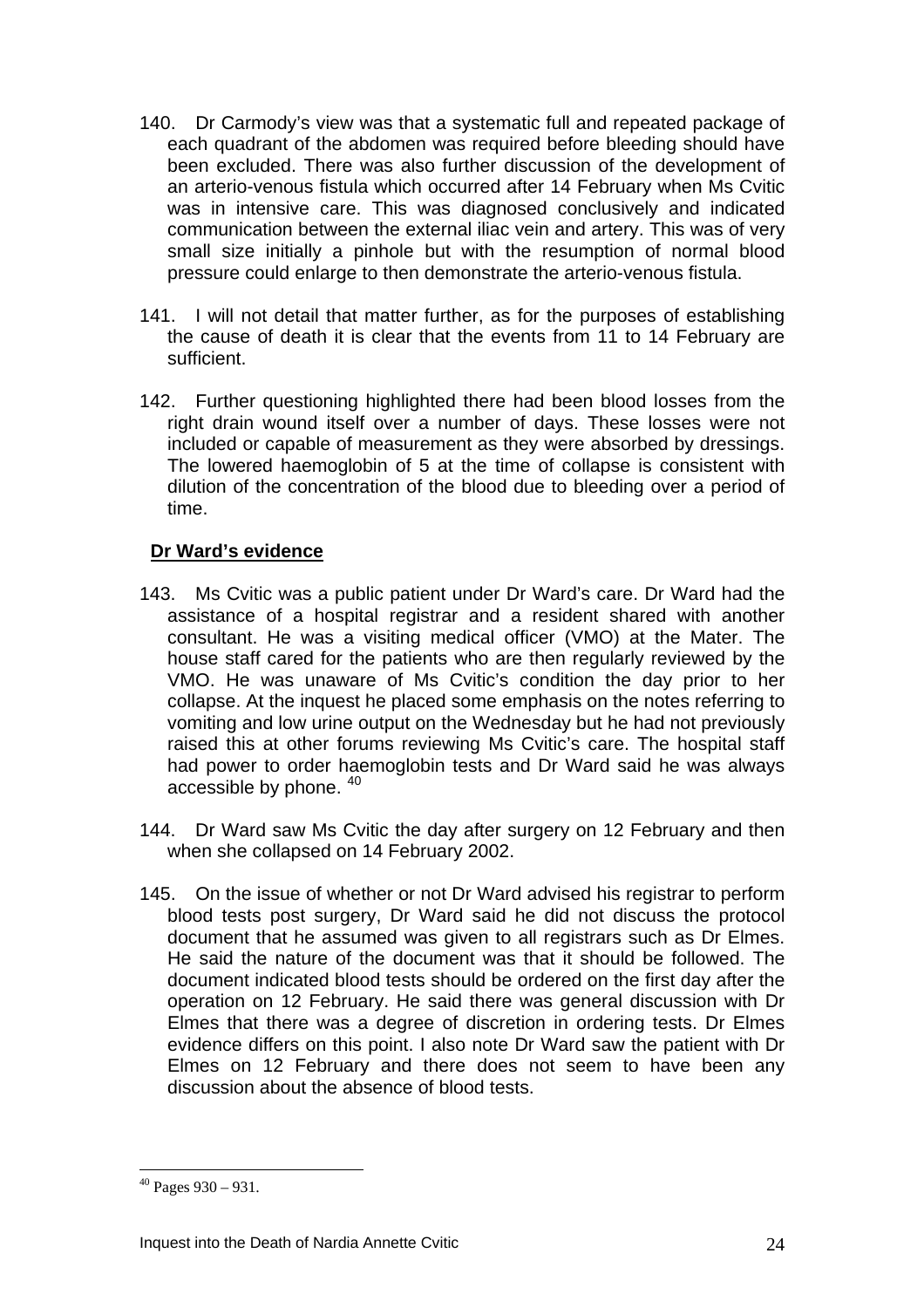140. Dr Carmody's view was that a systematic full and repeated package of each quadrant of the abdomen was required before bleeding should have been excluded. There was also further discussion of the development of an arterio-venous fistula which occurred after 14 February when Ms Cvitic was in intensive care. This was diagnosed conclusively and indicated communication between the external iliac vein and artery. This was of very small size initially a pinhole but with the resumption of normal blood pressure could enlarge to then demonstrate the arterio-venous fistula.

141. I will not detail that matter further, as for the purposes of establishing the cause of death it is clear that the events from 11 to 14 February are sufficient.

142. Further questioning highlighted there had been blood losses from the right drain wound itself over a number of days. These losses were not included or capable of measurement as they were absorbed by dressings. The lowered haemoglobin of 5 at the time of collapse is consistent with dilution of the concentration of the blood due to bleeding over a period of time.

**Dr Ward's evidence**

143. Ms Cvitic was a public patient under Dr Ward's care. Dr Ward had the assistance of a hospital registrar and a resident shared with another consultant. He was a visiting medical officer (VMO) at the Mater. The house staff cared for the patients who are then regularly reviewed by the VMO. He was unaware of Ms Cvitic's condition the day prior to her collapse. At the inquest he placed some emphasis on the notes referring to vomiting and low urine output on the Wednesday but he had not previously raised this at other forums reviewing Ms Cvitic's care. The hospital staff had power to order haemoglobin tests and Dr Ward said he was always accessible by phone. [40]

144. Dr Ward saw Ms Cvitic the day after surgery on 12 February and then when she collapsed on 14 February 2002.

145. On the issue of whether or not Dr Ward advised his registrar to perform blood tests post surgery, Dr Ward said he did not discuss the protocol document that he assumed was given to all registrars such as Dr Elmes. He said the nature of the document was that it should be followed. The document indicated blood tests should be ordered on the first day after the operation on 12 February. He said there was general discussion with Dr Elmes that there was a degree of discretion in ordering tests. Dr Elmes evidence differs on this point. I also note Dr Ward saw the patient with Dr Elmes on 12 February and there does not seem to have been any discussion about the absence of blood tests.

---

[40] Pages 930 – 931.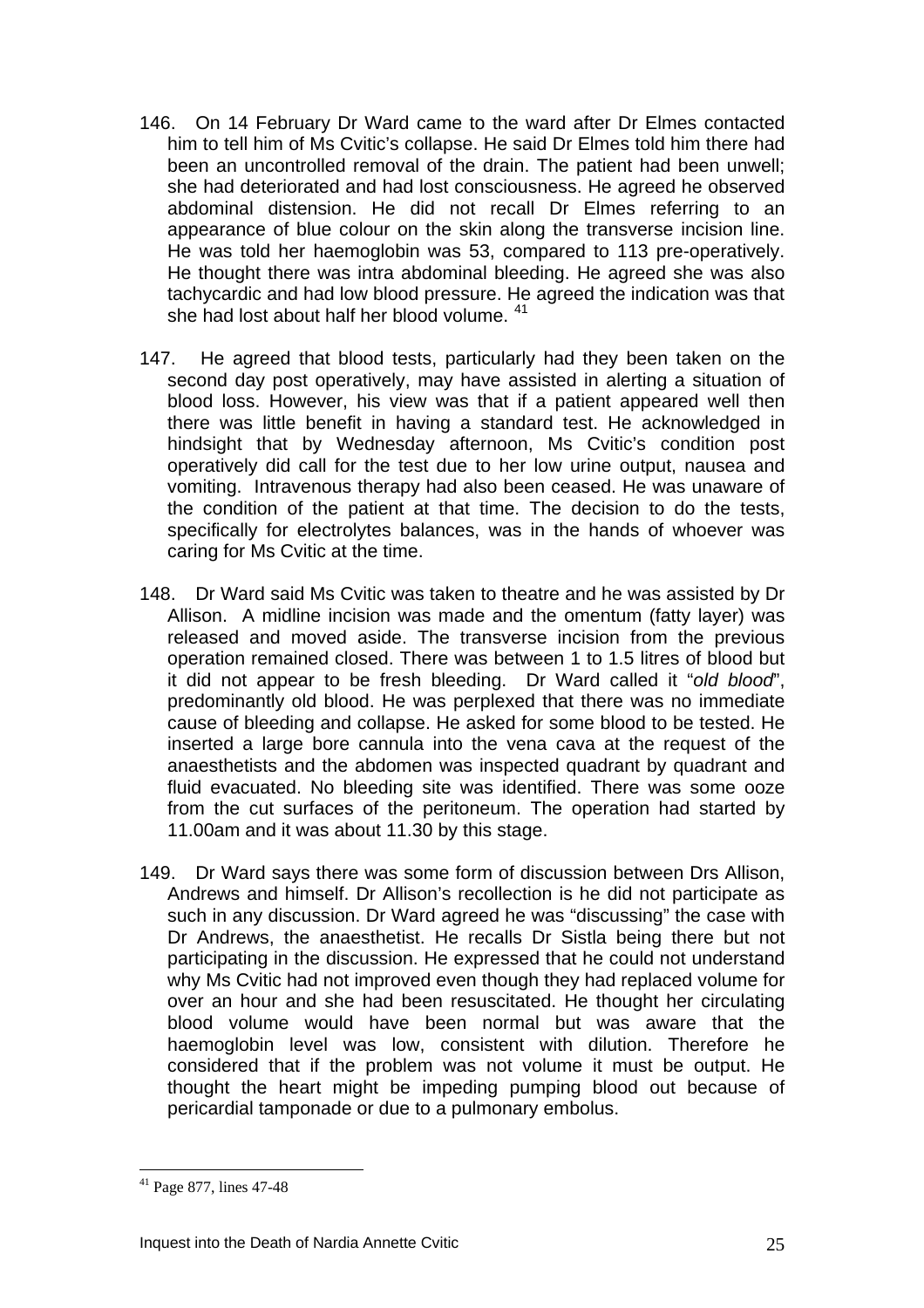146. On 14 February Dr Ward came to the ward after Dr Elmes contacted him to tell him of Ms Cvitic's collapse. He said Dr Elmes told him there had been an uncontrolled removal of the drain. The patient had been unwell; she had deteriorated and had lost consciousness. He agreed he observed abdominal distension. He did not recall Dr Elmes referring to an appearance of blue colour on the skin along the transverse incision line. He was told her haemoglobin was 53, compared to 113 pre-operatively. He thought there was intra abdominal bleeding. He agreed she was also tachycardic and had low blood pressure. He agreed the indication was that she had lost about half her blood volume. [41]

147. He agreed that blood tests, particularly had they been taken on the second day post operatively, may have assisted in alerting a situation of blood loss. However, his view was that if a patient appeared well then there was little benefit in having a standard test. He acknowledged in hindsight that by Wednesday afternoon, Ms Cvitic's condition post operatively did call for the test due to her low urine output, nausea and vomiting. Intravenous therapy had also been ceased. He was unaware of the condition of the patient at that time. The decision to do the tests, specifically for electrolytes balances, was in the hands of whoever was caring for Ms Cvitic at the time.

148. Dr Ward said Ms Cvitic was taken to theatre and he was assisted by Dr Allison. A midline incision was made and the omentum (fatty layer) was released and moved aside. The transverse incision from the previous operation remained closed. There was between 1 to 1.5 litres of blood but it did not appear to be fresh bleeding. Dr Ward called it "*old blood*", predominantly old blood. He was perplexed that there was no immediate cause of bleeding and collapse. He asked for some blood to be tested. He inserted a large bore cannula into the vena cava at the request of the anaesthetists and the abdomen was inspected quadrant by quadrant and fluid evacuated. No bleeding site was identified. There was some ooze from the cut surfaces of the peritoneum. The operation had started by 11.00am and it was about 11.30 by this stage.

149. Dr Ward says there was some form of discussion between Drs Allison, Andrews and himself. Dr Allison's recollection is he did not participate as such in any discussion. Dr Ward agreed he was "discussing" the case with Dr Andrews, the anaesthetist. He recalls Dr Sistla being there but not participating in the discussion. He expressed that he could not understand why Ms Cvitic had not improved even though they had replaced volume for over an hour and she had been resuscitated. He thought her circulating blood volume would have been normal but was aware that the haemoglobin level was low, consistent with dilution. Therefore he considered that if the problem was not volume it must be output. He thought the heart might be impeding pumping blood out because of pericardial tamponade or due to a pulmonary embolus.

---

[41] Page 877, lines 47-48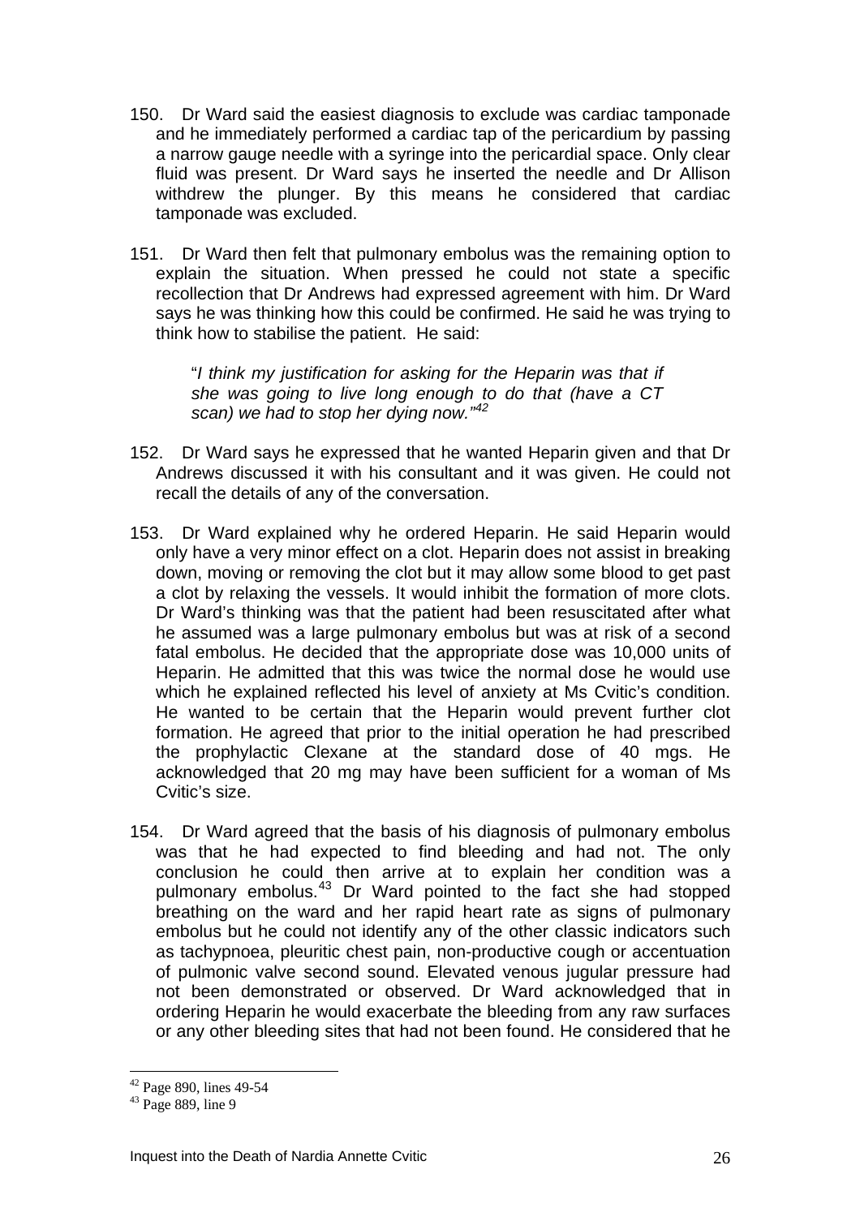150. Dr Ward said the easiest diagnosis to exclude was cardiac tamponade and he immediately performed a cardiac tap of the pericardium by passing a narrow gauge needle with a syringe into the pericardial space. Only clear fluid was present. Dr Ward says he inserted the needle and Dr Allison withdrew the plunger. By this means he considered that cardiac tamponade was excluded.

151. Dr Ward then felt that pulmonary embolus was the remaining option to explain the situation. When pressed he could not state a specific recollection that Dr Andrews had expressed agreement with him. Dr Ward says he was thinking how this could be confirmed. He said he was trying to think how to stabilise the patient. He said:

> "*I think my justification for asking for the Heparin was that if she was going to live long enough to do that (have a CT scan) we had to stop her dying now.*"[42]

152. Dr Ward says he expressed that he wanted Heparin given and that Dr Andrews discussed it with his consultant and it was given. He could not recall the details of any of the conversation.

153. Dr Ward explained why he ordered Heparin. He said Heparin would only have a very minor effect on a clot. Heparin does not assist in breaking down, moving or removing the clot but it may allow some blood to get past a clot by relaxing the vessels. It would inhibit the formation of more clots. Dr Ward's thinking was that the patient had been resuscitated after what he assumed was a large pulmonary embolus but was at risk of a second fatal embolus. He decided that the appropriate dose was 10,000 units of Heparin. He admitted that this was twice the normal dose he would use which he explained reflected his level of anxiety at Ms Cvitic's condition. He wanted to be certain that the Heparin would prevent further clot formation. He agreed that prior to the initial operation he had prescribed the prophylactic Clexane at the standard dose of 40 mgs. He acknowledged that 20 mg may have been sufficient for a woman of Ms Cvitic's size.

154. Dr Ward agreed that the basis of his diagnosis of pulmonary embolus was that he had expected to find bleeding and had not. The only conclusion he could then arrive at to explain her condition was a pulmonary embolus.[43] Dr Ward pointed to the fact she had stopped breathing on the ward and her rapid heart rate as signs of pulmonary embolus but he could not identify any of the other classic indicators such as tachypnoea, pleuritic chest pain, non-productive cough or accentuation of pulmonic valve second sound. Elevated venous jugular pressure had not been demonstrated or observed. Dr Ward acknowledged that in ordering Heparin he would exacerbate the bleeding from any raw surfaces or any other bleeding sites that had not been found. He considered that he

---

[42] Page 890, lines 49-54

[43] Page 889, line 9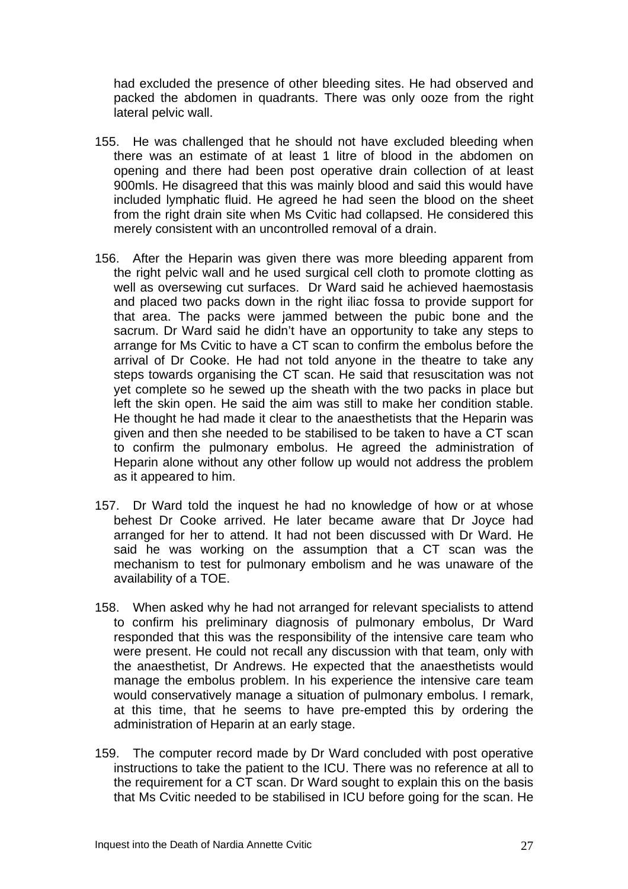had excluded the presence of other bleeding sites. He had observed and packed the abdomen in quadrants. There was only ooze from the right lateral pelvic wall.

155. He was challenged that he should not have excluded bleeding when there was an estimate of at least 1 litre of blood in the abdomen on opening and there had been post operative drain collection of at least 900mls. He disagreed that this was mainly blood and said this would have included lymphatic fluid. He agreed he had seen the blood on the sheet from the right drain site when Ms Cvitic had collapsed. He considered this merely consistent with an uncontrolled removal of a drain.

156. After the Heparin was given there was more bleeding apparent from the right pelvic wall and he used surgical cell cloth to promote clotting as well as oversewing cut surfaces. Dr Ward said he achieved haemostasis and placed two packs down in the right iliac fossa to provide support for that area. The packs were jammed between the pubic bone and the sacrum. Dr Ward said he didn't have an opportunity to take any steps to arrange for Ms Cvitic to have a CT scan to confirm the embolus before the arrival of Dr Cooke. He had not told anyone in the theatre to take any steps towards organising the CT scan. He said that resuscitation was not yet complete so he sewed up the sheath with the two packs in place but left the skin open. He said the aim was still to make her condition stable. He thought he had made it clear to the anaesthetists that the Heparin was given and then she needed to be stabilised to be taken to have a CT scan to confirm the pulmonary embolus. He agreed the administration of Heparin alone without any other follow up would not address the problem as it appeared to him.

157. Dr Ward told the inquest he had no knowledge of how or at whose behest Dr Cooke arrived. He later became aware that Dr Joyce had arranged for her to attend. It had not been discussed with Dr Ward. He said he was working on the assumption that a CT scan was the mechanism to test for pulmonary embolism and he was unaware of the availability of a TOE.

158. When asked why he had not arranged for relevant specialists to attend to confirm his preliminary diagnosis of pulmonary embolus, Dr Ward responded that this was the responsibility of the intensive care team who were present. He could not recall any discussion with that team, only with the anaesthetist, Dr Andrews. He expected that the anaesthetists would manage the embolus problem. In his experience the intensive care team would conservatively manage a situation of pulmonary embolus. I remark, at this time, that he seems to have pre-empted this by ordering the administration of Heparin at an early stage.

159. The computer record made by Dr Ward concluded with post operative instructions to take the patient to the ICU. There was no reference at all to the requirement for a CT scan. Dr Ward sought to explain this on the basis that Ms Cvitic needed to be stabilised in ICU before going for the scan. He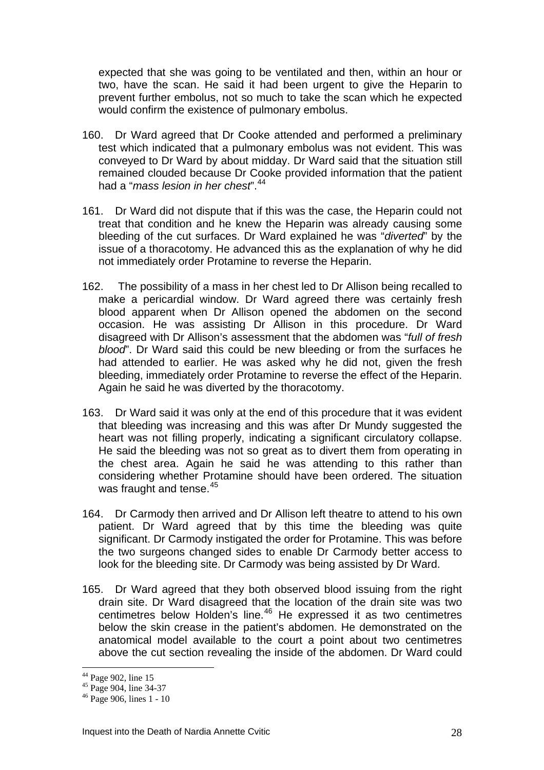expected that she was going to be ventilated and then, within an hour or two, have the scan. He said it had been urgent to give the Heparin to prevent further embolus, not so much to take the scan which he expected would confirm the existence of pulmonary embolus.

160. Dr Ward agreed that Dr Cooke attended and performed a preliminary test which indicated that a pulmonary embolus was not evident. This was conveyed to Dr Ward by about midday. Dr Ward said that the situation still remained clouded because Dr Cooke provided information that the patient had a "*mass lesion in her chest*".[44]

161. Dr Ward did not dispute that if this was the case, the Heparin could not treat that condition and he knew the Heparin was already causing some bleeding of the cut surfaces. Dr Ward explained he was "*diverted*" by the issue of a thoracotomy. He advanced this as the explanation of why he did not immediately order Protamine to reverse the Heparin.

162. The possibility of a mass in her chest led to Dr Allison being recalled to make a pericardial window. Dr Ward agreed there was certainly fresh blood apparent when Dr Allison opened the abdomen on the second occasion. He was assisting Dr Allison in this procedure. Dr Ward disagreed with Dr Allison's assessment that the abdomen was "*full of fresh blood*". Dr Ward said this could be new bleeding or from the surfaces he had attended to earlier. He was asked why he did not, given the fresh bleeding, immediately order Protamine to reverse the effect of the Heparin. Again he said he was diverted by the thoracotomy.

163. Dr Ward said it was only at the end of this procedure that it was evident that bleeding was increasing and this was after Dr Mundy suggested the heart was not filling properly, indicating a significant circulatory collapse. He said the bleeding was not so great as to divert them from operating in the chest area. Again he said he was attending to this rather than considering whether Protamine should have been ordered. The situation was fraught and tense.[45]

164. Dr Carmody then arrived and Dr Allison left theatre to attend to his own patient. Dr Ward agreed that by this time the bleeding was quite significant. Dr Carmody instigated the order for Protamine. This was before the two surgeons changed sides to enable Dr Carmody better access to look for the bleeding site. Dr Carmody was being assisted by Dr Ward.

165. Dr Ward agreed that they both observed blood issuing from the right drain site. Dr Ward disagreed that the location of the drain site was two centimetres below Holden's line.[46] He expressed it as two centimetres below the skin crease in the patient's abdomen. He demonstrated on the anatomical model available to the court a point about two centimetres above the cut section revealing the inside of the abdomen. Dr Ward could

---

[44] Page 902, line 15
[45] Page 904, line 34-37
[46] Page 906, lines 1 - 10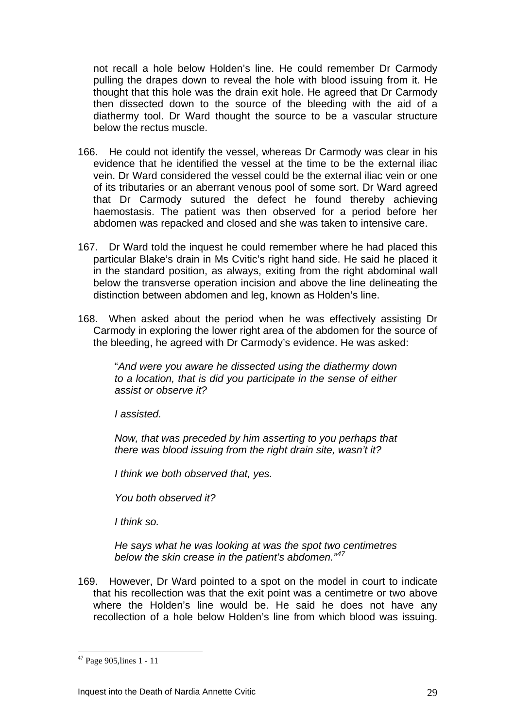not recall a hole below Holden's line. He could remember Dr Carmody pulling the drapes down to reveal the hole with blood issuing from it. He thought that this hole was the drain exit hole. He agreed that Dr Carmody then dissected down to the source of the bleeding with the aid of a diathermy tool. Dr Ward thought the source to be a vascular structure below the rectus muscle.

166. He could not identify the vessel, whereas Dr Carmody was clear in his evidence that he identified the vessel at the time to be the external iliac vein. Dr Ward considered the vessel could be the external iliac vein or one of its tributaries or an aberrant venous pool of some sort. Dr Ward agreed that Dr Carmody sutured the defect he found thereby achieving haemostasis. The patient was then observed for a period before her abdomen was repacked and closed and she was taken to intensive care.

167. Dr Ward told the inquest he could remember where he had placed this particular Blake's drain in Ms Cvitic's right hand side. He said he placed it in the standard position, as always, exiting from the right abdominal wall below the transverse operation incision and above the line delineating the distinction between abdomen and leg, known as Holden's line.

168. When asked about the period when he was effectively assisting Dr Carmody in exploring the lower right area of the abdomen for the source of the bleeding, he agreed with Dr Carmody's evidence. He was asked:

> "*And were you aware he dissected using the diathermy down to a location, that is did you participate in the sense of either assist or observe it?*
>
> *I assisted.*
>
> *Now, that was preceded by him asserting to you perhaps that there was blood issuing from the right drain site, wasn't it?*
>
> *I think we both observed that, yes.*
>
> *You both observed it?*
>
> *I think so.*
>
> *He says what he was looking at was the spot two centimetres below the skin crease in the patient's abdomen."*[47]

169. However, Dr Ward pointed to a spot on the model in court to indicate that his recollection was that the exit point was a centimetre or two above where the Holden's line would be. He said he does not have any recollection of a hole below Holden's line from which blood was issuing.

---

[47] Page 905,lines 1 - 11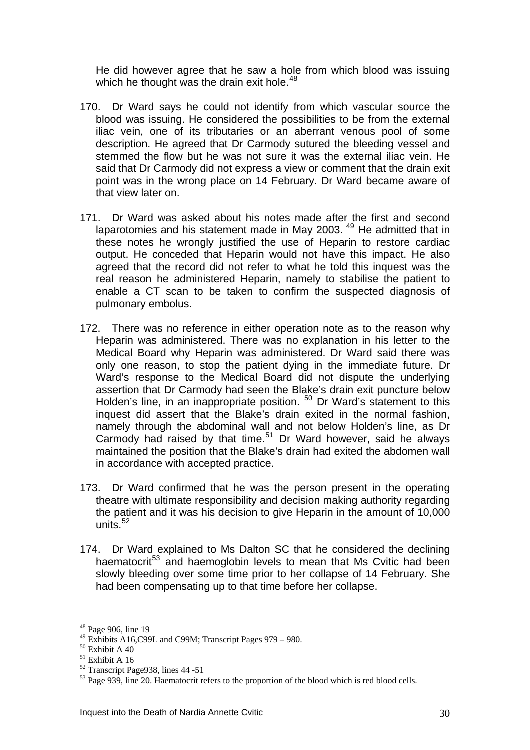He did however agree that he saw a hole from which blood was issuing which he thought was the drain exit hole.[48]

170. Dr Ward says he could not identify from which vascular source the blood was issuing. He considered the possibilities to be from the external iliac vein, one of its tributaries or an aberrant venous pool of some description. He agreed that Dr Carmody sutured the bleeding vessel and stemmed the flow but he was not sure it was the external iliac vein. He said that Dr Carmody did not express a view or comment that the drain exit point was in the wrong place on 14 February. Dr Ward became aware of that view later on.

171. Dr Ward was asked about his notes made after the first and second laparotomies and his statement made in May 2003. [49] He admitted that in these notes he wrongly justified the use of Heparin to restore cardiac output. He conceded that Heparin would not have this impact. He also agreed that the record did not refer to what he told this inquest was the real reason he administered Heparin, namely to stabilise the patient to enable a CT scan to be taken to confirm the suspected diagnosis of pulmonary embolus.

172. There was no reference in either operation note as to the reason why Heparin was administered. There was no explanation in his letter to the Medical Board why Heparin was administered. Dr Ward said there was only one reason, to stop the patient dying in the immediate future. Dr Ward's response to the Medical Board did not dispute the underlying assertion that Dr Carmody had seen the Blake's drain exit puncture below Holden's line, in an inappropriate position. [50] Dr Ward's statement to this inquest did assert that the Blake's drain exited in the normal fashion, namely through the abdominal wall and not below Holden's line, as Dr Carmody had raised by that time.[51] Dr Ward however, said he always maintained the position that the Blake's drain had exited the abdomen wall in accordance with accepted practice.

173. Dr Ward confirmed that he was the person present in the operating theatre with ultimate responsibility and decision making authority regarding the patient and it was his decision to give Heparin in the amount of 10,000 units.[52]

174. Dr Ward explained to Ms Dalton SC that he considered the declining haematocrit[53] and haemoglobin levels to mean that Ms Cvitic had been slowly bleeding over some time prior to her collapse of 14 February. She had been compensating up to that time before her collapse.

---

[48] Page 906, line 19

[49] Exhibits A16,C99L and C99M; Transcript Pages 979 – 980.

[50] Exhibit A 40

[51] Exhibit A 16

[52] Transcript Page938, lines 44 -51

[53] Page 939, line 20. Haematocrit refers to the proportion of the blood which is red blood cells.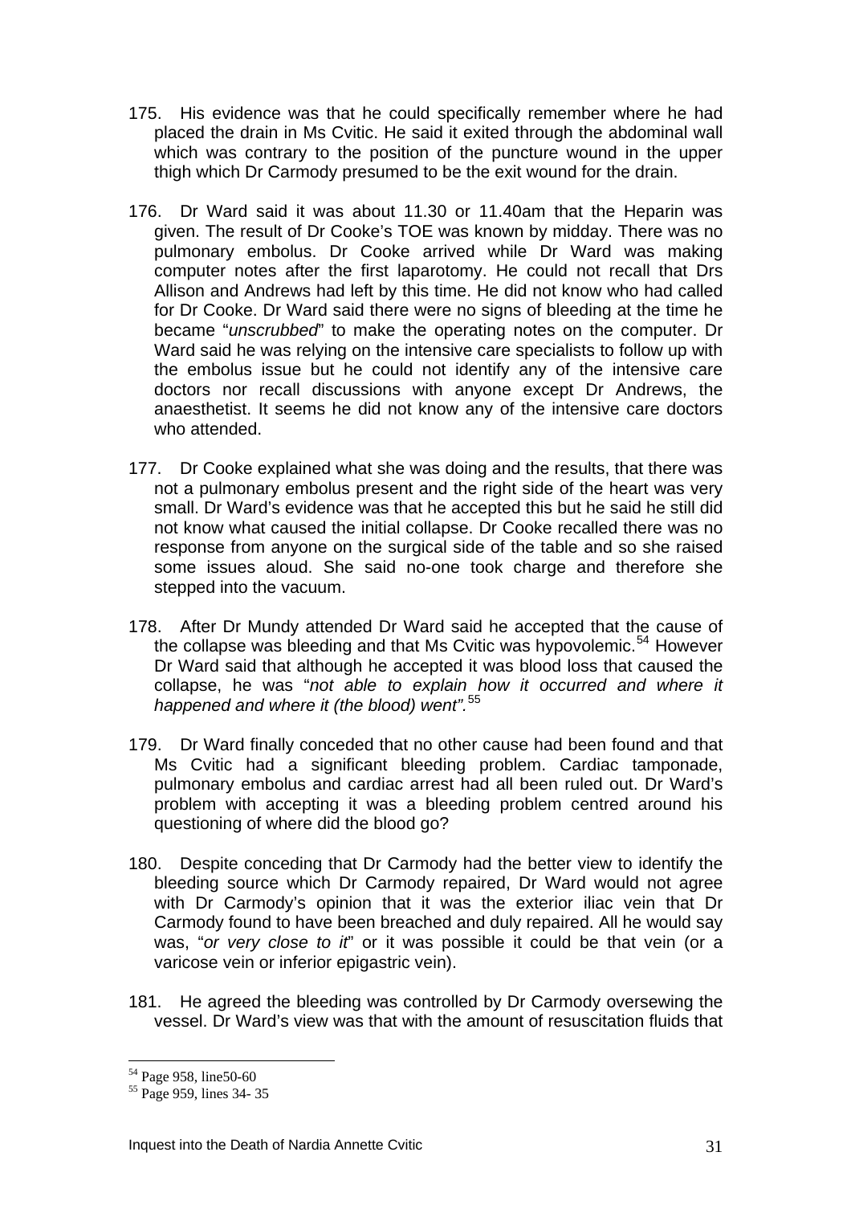175. His evidence was that he could specifically remember where he had placed the drain in Ms Cvitic. He said it exited through the abdominal wall which was contrary to the position of the puncture wound in the upper thigh which Dr Carmody presumed to be the exit wound for the drain.

176. Dr Ward said it was about 11.30 or 11.40am that the Heparin was given. The result of Dr Cooke's TOE was known by midday. There was no pulmonary embolus. Dr Cooke arrived while Dr Ward was making computer notes after the first laparotomy. He could not recall that Drs Allison and Andrews had left by this time. He did not know who had called for Dr Cooke. Dr Ward said there were no signs of bleeding at the time he became "*unscrubbed*" to make the operating notes on the computer. Dr Ward said he was relying on the intensive care specialists to follow up with the embolus issue but he could not identify any of the intensive care doctors nor recall discussions with anyone except Dr Andrews, the anaesthetist. It seems he did not know any of the intensive care doctors who attended.

177. Dr Cooke explained what she was doing and the results, that there was not a pulmonary embolus present and the right side of the heart was very small. Dr Ward's evidence was that he accepted this but he said he still did not know what caused the initial collapse. Dr Cooke recalled there was no response from anyone on the surgical side of the table and so she raised some issues aloud. She said no-one took charge and therefore she stepped into the vacuum.

178. After Dr Mundy attended Dr Ward said he accepted that the cause of the collapse was bleeding and that Ms Cvitic was hypovolemic.[54] However Dr Ward said that although he accepted it was blood loss that caused the collapse, he was "*not able to explain how it occurred and where it happened and where it (the blood) went"*.[55]

179. Dr Ward finally conceded that no other cause had been found and that Ms Cvitic had a significant bleeding problem. Cardiac tamponade, pulmonary embolus and cardiac arrest had all been ruled out. Dr Ward's problem with accepting it was a bleeding problem centred around his questioning of where did the blood go?

180. Despite conceding that Dr Carmody had the better view to identify the bleeding source which Dr Carmody repaired, Dr Ward would not agree with Dr Carmody's opinion that it was the exterior iliac vein that Dr Carmody found to have been breached and duly repaired. All he would say was, "*or very close to it*" or it was possible it could be that vein (or a varicose vein or inferior epigastric vein).

181. He agreed the bleeding was controlled by Dr Carmody oversewing the vessel. Dr Ward's view was that with the amount of resuscitation fluids that

[54] Page 958, line50-60

[55] Page 959, lines 34- 35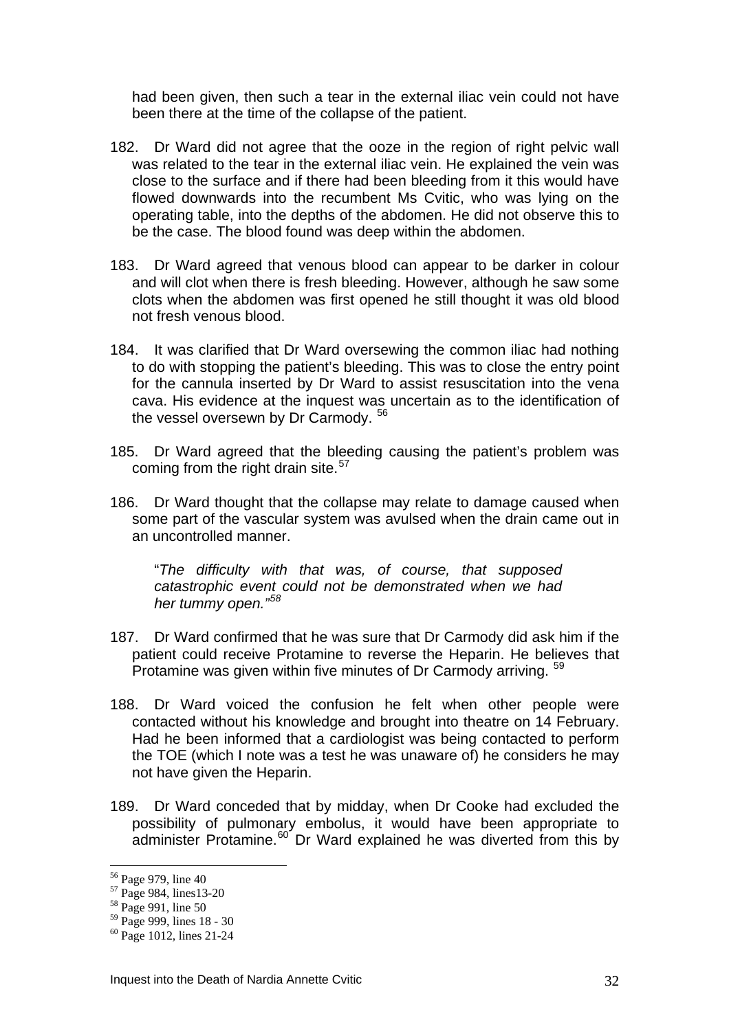had been given, then such a tear in the external iliac vein could not have been there at the time of the collapse of the patient.

182. Dr Ward did not agree that the ooze in the region of right pelvic wall was related to the tear in the external iliac vein. He explained the vein was close to the surface and if there had been bleeding from it this would have flowed downwards into the recumbent Ms Cvitic, who was lying on the operating table, into the depths of the abdomen. He did not observe this to be the case. The blood found was deep within the abdomen.

183. Dr Ward agreed that venous blood can appear to be darker in colour and will clot when there is fresh bleeding. However, although he saw some clots when the abdomen was first opened he still thought it was old blood not fresh venous blood.

184. It was clarified that Dr Ward oversewing the common iliac had nothing to do with stopping the patient's bleeding. This was to close the entry point for the cannula inserted by Dr Ward to assist resuscitation into the vena cava. His evidence at the inquest was uncertain as to the identification of the vessel oversewn by Dr Carmody. [56]

185. Dr Ward agreed that the bleeding causing the patient's problem was coming from the right drain site.[57]

186. Dr Ward thought that the collapse may relate to damage caused when some part of the vascular system was avulsed when the drain came out in an uncontrolled manner.

> "*The difficulty with that was, of course, that supposed catastrophic event could not be demonstrated when we had her tummy open.*"[58]

187. Dr Ward confirmed that he was sure that Dr Carmody did ask him if the patient could receive Protamine to reverse the Heparin. He believes that Protamine was given within five minutes of Dr Carmody arriving. [59]

188. Dr Ward voiced the confusion he felt when other people were contacted without his knowledge and brought into theatre on 14 February. Had he been informed that a cardiologist was being contacted to perform the TOE (which I note was a test he was unaware of) he considers he may not have given the Heparin.

189. Dr Ward conceded that by midday, when Dr Cooke had excluded the possibility of pulmonary embolus, it would have been appropriate to administer Protamine.[60] Dr Ward explained he was diverted from this by

---

[56] Page 979, line 40
[57] Page 984, lines13-20
[58] Page 991, line 50
[59] Page 999, lines 18 - 30
[60] Page 1012, lines 21-24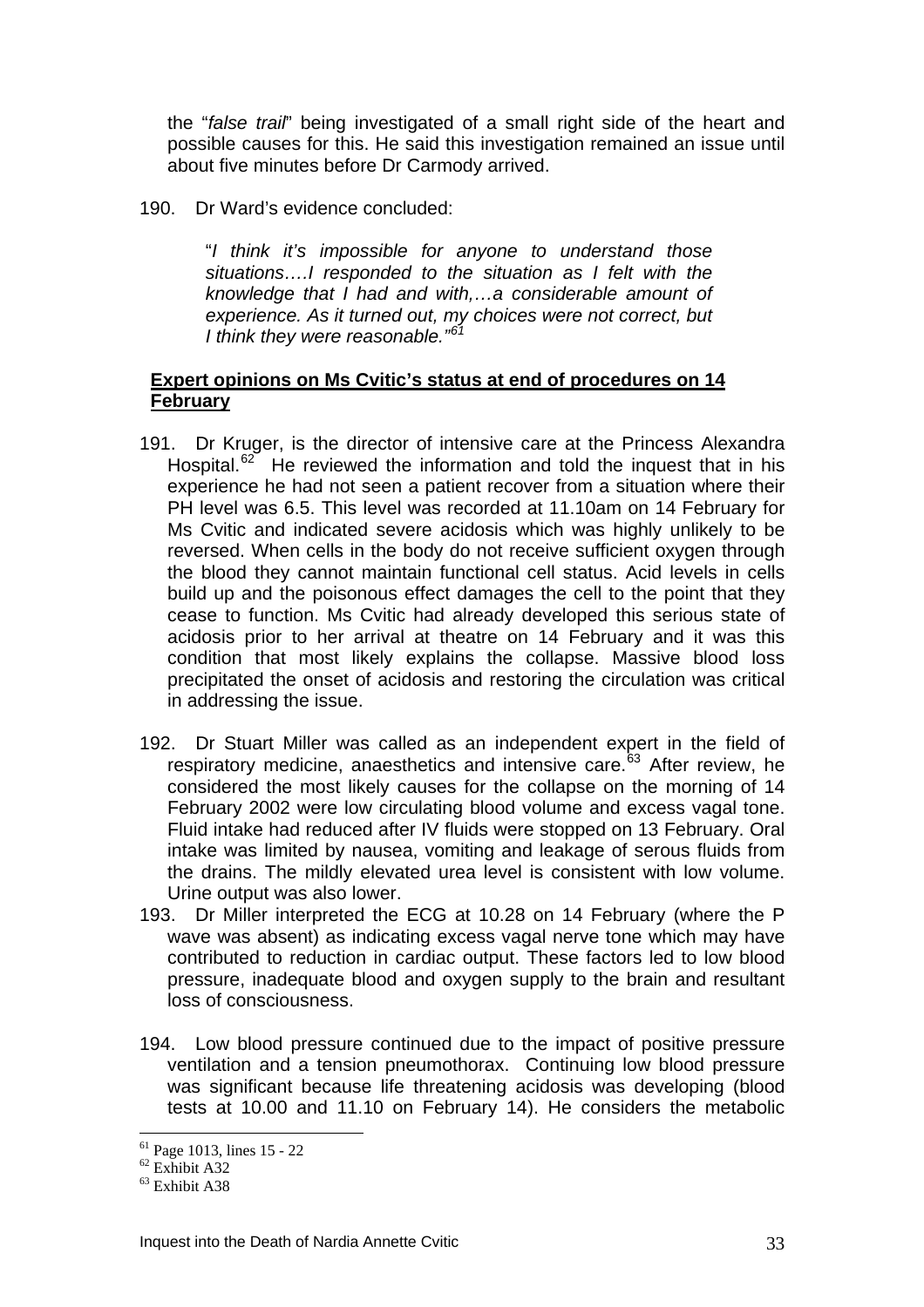the "*false trail*" being investigated of a small right side of the heart and possible causes for this. He said this investigation remained an issue until about five minutes before Dr Carmody arrived.

190. Dr Ward's evidence concluded:

> "*I think it's impossible for anyone to understand those situations….I responded to the situation as I felt with the knowledge that I had and with,…a considerable amount of experience. As it turned out, my choices were not correct, but I think they were reasonable.*"[61]

**<u>Expert opinions on Ms Cvitic's status at end of procedures on 14 February</u>**

191. Dr Kruger, is the director of intensive care at the Princess Alexandra Hospital.[62] He reviewed the information and told the inquest that in his experience he had not seen a patient recover from a situation where their PH level was 6.5. This level was recorded at 11.10am on 14 February for Ms Cvitic and indicated severe acidosis which was highly unlikely to be reversed. When cells in the body do not receive sufficient oxygen through the blood they cannot maintain functional cell status. Acid levels in cells build up and the poisonous effect damages the cell to the point that they cease to function. Ms Cvitic had already developed this serious state of acidosis prior to her arrival at theatre on 14 February and it was this condition that most likely explains the collapse. Massive blood loss precipitated the onset of acidosis and restoring the circulation was critical in addressing the issue.

192. Dr Stuart Miller was called as an independent expert in the field of respiratory medicine, anaesthetics and intensive care.[63] After review, he considered the most likely causes for the collapse on the morning of 14 February 2002 were low circulating blood volume and excess vagal tone. Fluid intake had reduced after IV fluids were stopped on 13 February. Oral intake was limited by nausea, vomiting and leakage of serous fluids from the drains. The mildly elevated urea level is consistent with low volume. Urine output was also lower.

193. Dr Miller interpreted the ECG at 10.28 on 14 February (where the P wave was absent) as indicating excess vagal nerve tone which may have contributed to reduction in cardiac output. These factors led to low blood pressure, inadequate blood and oxygen supply to the brain and resultant loss of consciousness.

194. Low blood pressure continued due to the impact of positive pressure ventilation and a tension pneumothorax. Continuing low blood pressure was significant because life threatening acidosis was developing (blood tests at 10.00 and 11.10 on February 14). He considers the metabolic

---

[61] Page 1013, lines 15 - 22
[62] Exhibit A32
[63] Exhibit A38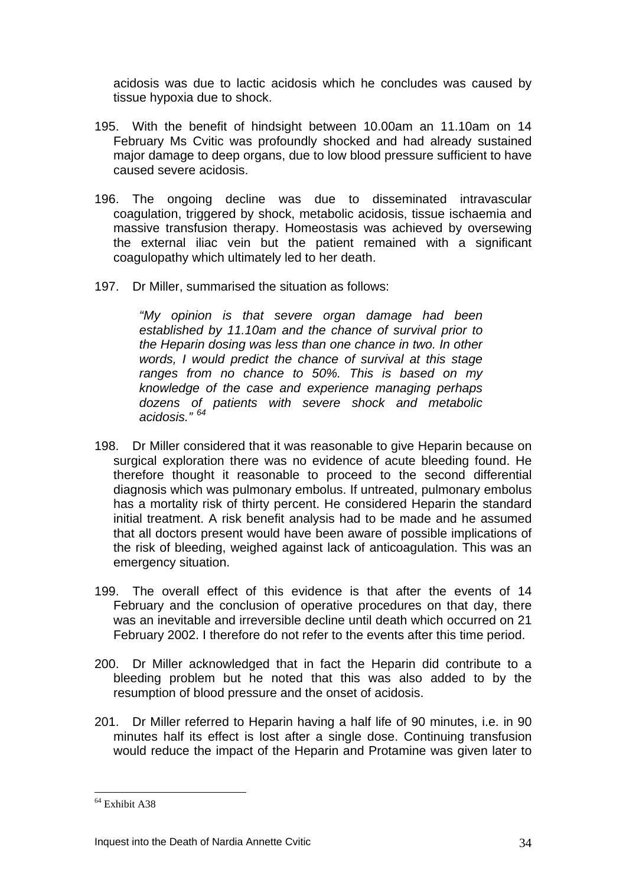acidosis was due to lactic acidosis which he concludes was caused by tissue hypoxia due to shock.

195. With the benefit of hindsight between 10.00am an 11.10am on 14 February Ms Cvitic was profoundly shocked and had already sustained major damage to deep organs, due to low blood pressure sufficient to have caused severe acidosis.

196. The ongoing decline was due to disseminated intravascular coagulation, triggered by shock, metabolic acidosis, tissue ischaemia and massive transfusion therapy. Homeostasis was achieved by oversewing the external iliac vein but the patient remained with a significant coagulopathy which ultimately led to her death.

197. Dr Miller, summarised the situation as follows:

> *"My opinion is that severe organ damage had been established by 11.10am and the chance of survival prior to the Heparin dosing was less than one chance in two. In other words, I would predict the chance of survival at this stage ranges from no chance to 50%. This is based on my knowledge of the case and experience managing perhaps dozens of patients with severe shock and metabolic acidosis."* [64]

198. Dr Miller considered that it was reasonable to give Heparin because on surgical exploration there was no evidence of acute bleeding found. He therefore thought it reasonable to proceed to the second differential diagnosis which was pulmonary embolus. If untreated, pulmonary embolus has a mortality risk of thirty percent. He considered Heparin the standard initial treatment. A risk benefit analysis had to be made and he assumed that all doctors present would have been aware of possible implications of the risk of bleeding, weighed against lack of anticoagulation. This was an emergency situation.

199. The overall effect of this evidence is that after the events of 14 February and the conclusion of operative procedures on that day, there was an inevitable and irreversible decline until death which occurred on 21 February 2002. I therefore do not refer to the events after this time period.

200. Dr Miller acknowledged that in fact the Heparin did contribute to a bleeding problem but he noted that this was also added to by the resumption of blood pressure and the onset of acidosis.

201. Dr Miller referred to Heparin having a half life of 90 minutes, i.e. in 90 minutes half its effect is lost after a single dose. Continuing transfusion would reduce the impact of the Heparin and Protamine was given later to

---

[64] Exhibit A38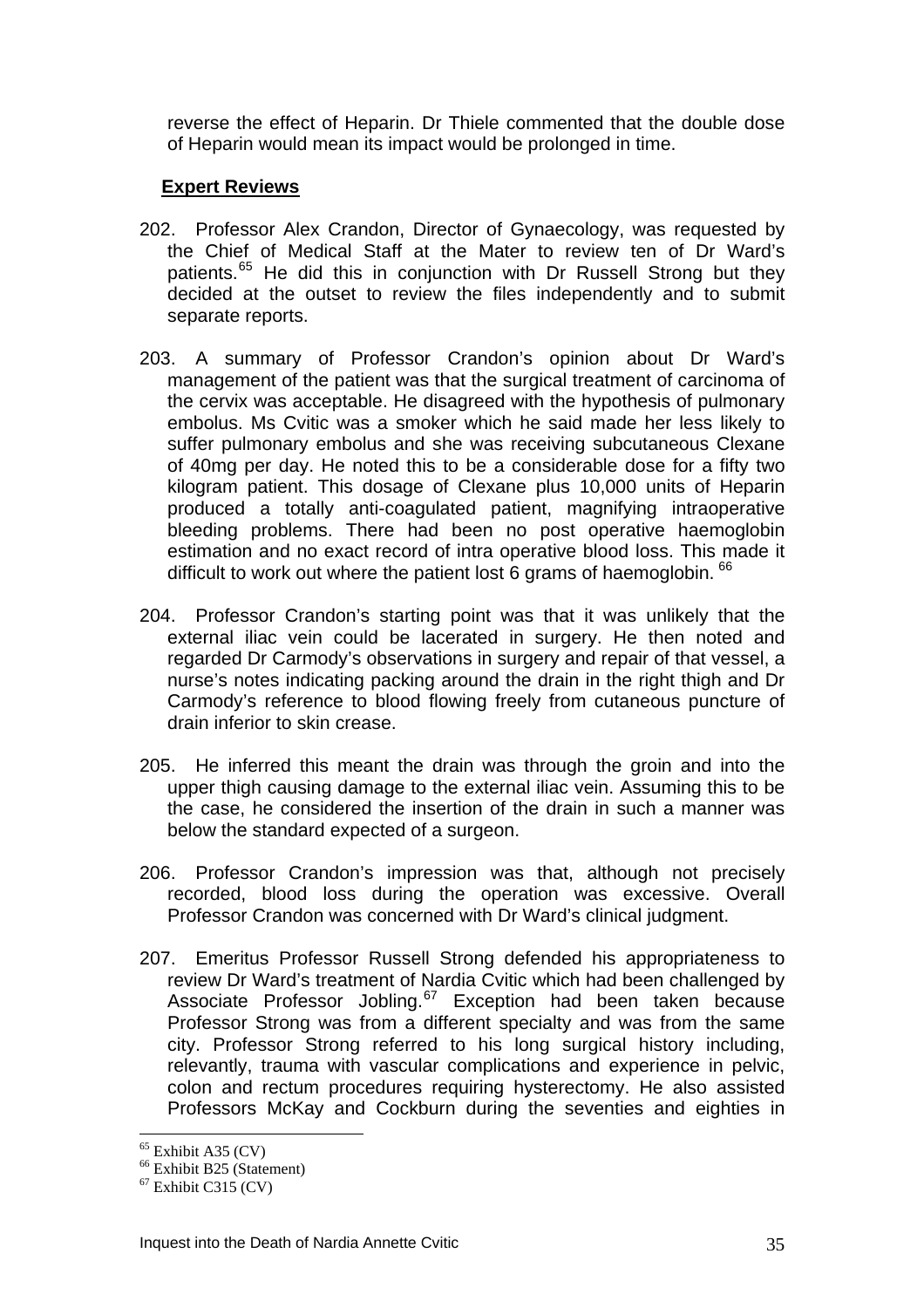reverse the effect of Heparin. Dr Thiele commented that the double dose of Heparin would mean its impact would be prolonged in time.

**Expert Reviews**

202. Professor Alex Crandon, Director of Gynaecology, was requested by the Chief of Medical Staff at the Mater to review ten of Dr Ward's patients.[65] He did this in conjunction with Dr Russell Strong but they decided at the outset to review the files independently and to submit separate reports.

203. A summary of Professor Crandon's opinion about Dr Ward's management of the patient was that the surgical treatment of carcinoma of the cervix was acceptable. He disagreed with the hypothesis of pulmonary embolus. Ms Cvitic was a smoker which he said made her less likely to suffer pulmonary embolus and she was receiving subcutaneous Clexane of 40mg per day. He noted this to be a considerable dose for a fifty two kilogram patient. This dosage of Clexane plus 10,000 units of Heparin produced a totally anti-coagulated patient, magnifying intraoperative bleeding problems. There had been no post operative haemoglobin estimation and no exact record of intra operative blood loss. This made it difficult to work out where the patient lost 6 grams of haemoglobin.[66]

204. Professor Crandon's starting point was that it was unlikely that the external iliac vein could be lacerated in surgery. He then noted and regarded Dr Carmody's observations in surgery and repair of that vessel, a nurse's notes indicating packing around the drain in the right thigh and Dr Carmody's reference to blood flowing freely from cutaneous puncture of drain inferior to skin crease.

205. He inferred this meant the drain was through the groin and into the upper thigh causing damage to the external iliac vein. Assuming this to be the case, he considered the insertion of the drain in such a manner was below the standard expected of a surgeon.

206. Professor Crandon's impression was that, although not precisely recorded, blood loss during the operation was excessive. Overall Professor Crandon was concerned with Dr Ward's clinical judgment.

207. Emeritus Professor Russell Strong defended his appropriateness to review Dr Ward's treatment of Nardia Cvitic which had been challenged by Associate Professor Jobling.[67] Exception had been taken because Professor Strong was from a different specialty and was from the same city. Professor Strong referred to his long surgical history including, relevantly, trauma with vascular complications and experience in pelvic, colon and rectum procedures requiring hysterectomy. He also assisted Professors McKay and Cockburn during the seventies and eighties in

---

[65] Exhibit A35 (CV)
[66] Exhibit B25 (Statement)
[67] Exhibit C315 (CV)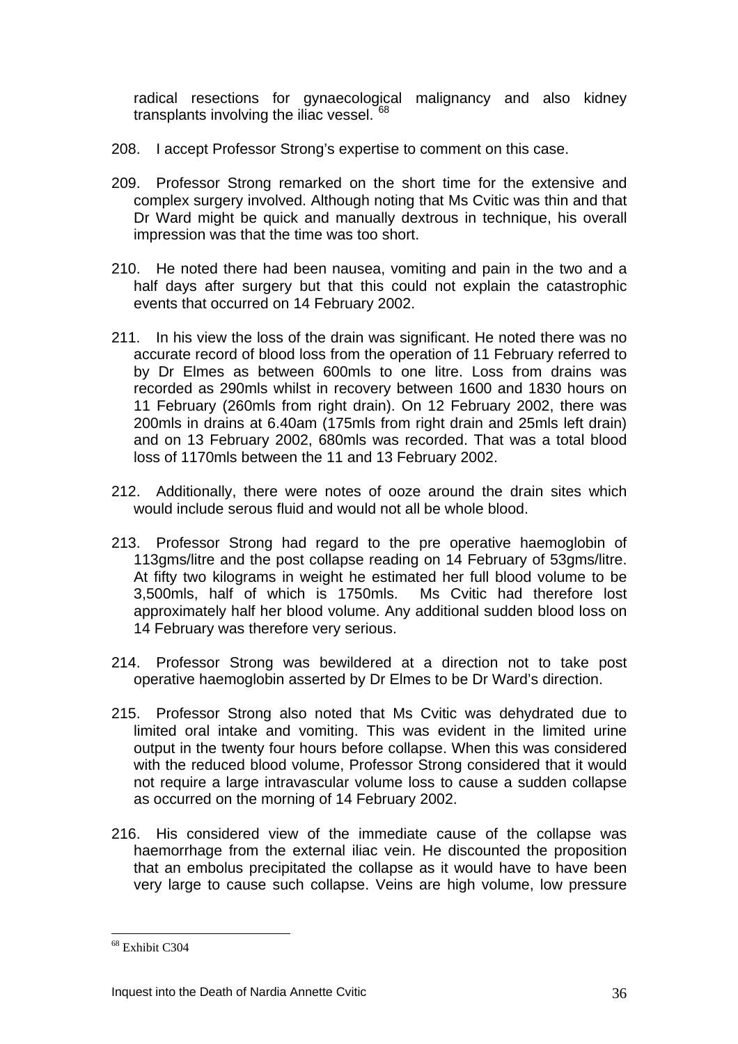radical resections for gynaecological malignancy and also kidney transplants involving the iliac vessel. [68]

208. I accept Professor Strong's expertise to comment on this case.

209. Professor Strong remarked on the short time for the extensive and complex surgery involved. Although noting that Ms Cvitic was thin and that Dr Ward might be quick and manually dextrous in technique, his overall impression was that the time was too short.

210. He noted there had been nausea, vomiting and pain in the two and a half days after surgery but that this could not explain the catastrophic events that occurred on 14 February 2002.

211. In his view the loss of the drain was significant. He noted there was no accurate record of blood loss from the operation of 11 February referred to by Dr Elmes as between 600mls to one litre. Loss from drains was recorded as 290mls whilst in recovery between 1600 and 1830 hours on 11 February (260mls from right drain). On 12 February 2002, there was 200mls in drains at 6.40am (175mls from right drain and 25mls left drain) and on 13 February 2002, 680mls was recorded. That was a total blood loss of 1170mls between the 11 and 13 February 2002.

212. Additionally, there were notes of ooze around the drain sites which would include serous fluid and would not all be whole blood.

213. Professor Strong had regard to the pre operative haemoglobin of 113gms/litre and the post collapse reading on 14 February of 53gms/litre. At fifty two kilograms in weight he estimated her full blood volume to be 3,500mls, half of which is 1750mls. Ms Cvitic had therefore lost approximately half her blood volume. Any additional sudden blood loss on 14 February was therefore very serious.

214. Professor Strong was bewildered at a direction not to take post operative haemoglobin asserted by Dr Elmes to be Dr Ward's direction.

215. Professor Strong also noted that Ms Cvitic was dehydrated due to limited oral intake and vomiting. This was evident in the limited urine output in the twenty four hours before collapse. When this was considered with the reduced blood volume, Professor Strong considered that it would not require a large intravascular volume loss to cause a sudden collapse as occurred on the morning of 14 February 2002.

216. His considered view of the immediate cause of the collapse was haemorrhage from the external iliac vein. He discounted the proposition that an embolus precipitated the collapse as it would have to have been very large to cause such collapse. Veins are high volume, low pressure

---

[68] Exhibit C304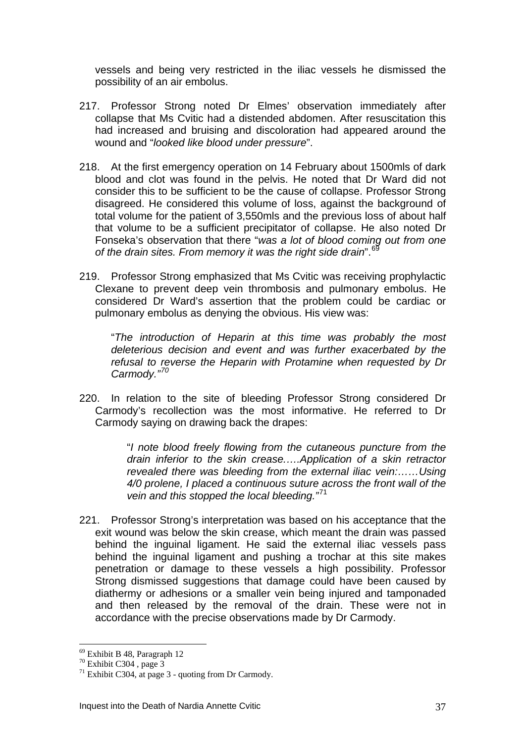vessels and being very restricted in the iliac vessels he dismissed the possibility of an air embolus.

217. Professor Strong noted Dr Elmes' observation immediately after collapse that Ms Cvitic had a distended abdomen. After resuscitation this had increased and bruising and discoloration had appeared around the wound and "*looked like blood under pressure*".

218. At the first emergency operation on 14 February about 1500mls of dark blood and clot was found in the pelvis. He noted that Dr Ward did not consider this to be sufficient to be the cause of collapse. Professor Strong disagreed. He considered this volume of loss, against the background of total volume for the patient of 3,550mls and the previous loss of about half that volume to be a sufficient precipitator of collapse. He also noted Dr Fonseka's observation that there "*was a lot of blood coming out from one of the drain sites. From memory it was the right side drain*".[69]

219. Professor Strong emphasized that Ms Cvitic was receiving prophylactic Clexane to prevent deep vein thrombosis and pulmonary embolus. He considered Dr Ward's assertion that the problem could be cardiac or pulmonary embolus as denying the obvious. His view was:

> "*The introduction of Heparin at this time was probably the most deleterious decision and event and was further exacerbated by the refusal to reverse the Heparin with Protamine when requested by Dr Carmody.*"[70]

220. In relation to the site of bleeding Professor Strong considered Dr Carmody's recollection was the most informative. He referred to Dr Carmody saying on drawing back the drapes:

> "*I note blood freely flowing from the cutaneous puncture from the drain inferior to the skin crease.….Application of a skin retractor revealed there was bleeding from the external iliac vein:……Using 4/0 prolene, I placed a continuous suture across the front wall of the vein and this stopped the local bleeding.*"[71]

221. Professor Strong's interpretation was based on his acceptance that the exit wound was below the skin crease, which meant the drain was passed behind the inguinal ligament. He said the external iliac vessels pass behind the inguinal ligament and pushing a trochar at this site makes penetration or damage to these vessels a high possibility. Professor Strong dismissed suggestions that damage could have been caused by diathermy or adhesions or a smaller vein being injured and tamponaded and then released by the removal of the drain. These were not in accordance with the precise observations made by Dr Carmody.

---

[69] Exhibit B 48, Paragraph 12

[70] Exhibit C304 , page 3

[71] Exhibit C304, at page 3 - quoting from Dr Carmody.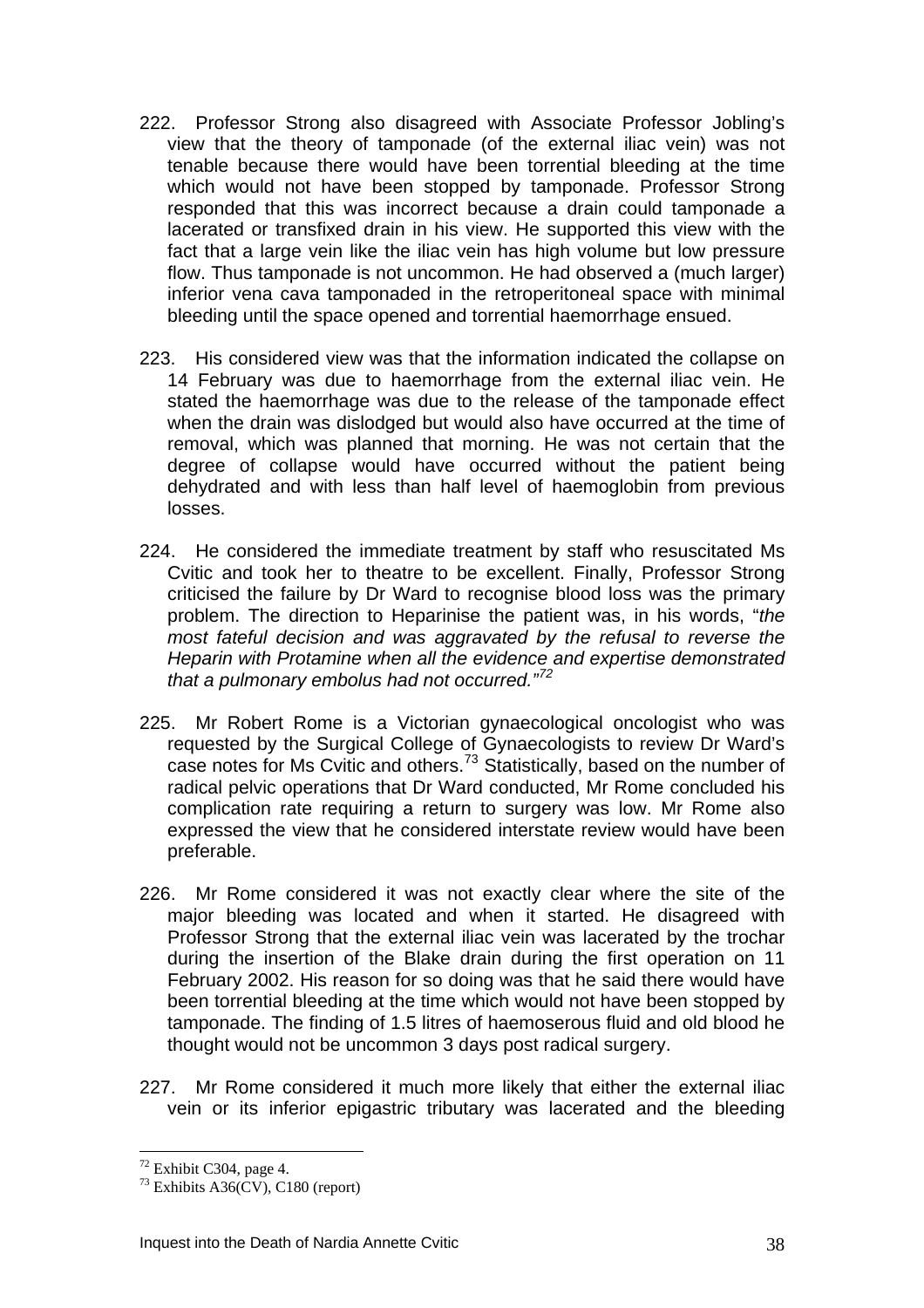222. Professor Strong also disagreed with Associate Professor Jobling's view that the theory of tamponade (of the external iliac vein) was not tenable because there would have been torrential bleeding at the time which would not have been stopped by tamponade. Professor Strong responded that this was incorrect because a drain could tamponade a lacerated or transfixed drain in his view. He supported this view with the fact that a large vein like the iliac vein has high volume but low pressure flow. Thus tamponade is not uncommon. He had observed a (much larger) inferior vena cava tamponaded in the retroperitoneal space with minimal bleeding until the space opened and torrential haemorrhage ensued.

223. His considered view was that the information indicated the collapse on 14 February was due to haemorrhage from the external iliac vein. He stated the haemorrhage was due to the release of the tamponade effect when the drain was dislodged but would also have occurred at the time of removal, which was planned that morning. He was not certain that the degree of collapse would have occurred without the patient being dehydrated and with less than half level of haemoglobin from previous losses.

224. He considered the immediate treatment by staff who resuscitated Ms Cvitic and took her to theatre to be excellent. Finally, Professor Strong criticised the failure by Dr Ward to recognise blood loss was the primary problem. The direction to Heparinise the patient was, in his words, "*the most fateful decision and was aggravated by the refusal to reverse the Heparin with Protamine when all the evidence and expertise demonstrated that a pulmonary embolus had not occurred.*"[72]

225. Mr Robert Rome is a Victorian gynaecological oncologist who was requested by the Surgical College of Gynaecologists to review Dr Ward's case notes for Ms Cvitic and others.[73] Statistically, based on the number of radical pelvic operations that Dr Ward conducted, Mr Rome concluded his complication rate requiring a return to surgery was low. Mr Rome also expressed the view that he considered interstate review would have been preferable.

226. Mr Rome considered it was not exactly clear where the site of the major bleeding was located and when it started. He disagreed with Professor Strong that the external iliac vein was lacerated by the trochar during the insertion of the Blake drain during the first operation on 11 February 2002. His reason for so doing was that he said there would have been torrential bleeding at the time which would not have been stopped by tamponade. The finding of 1.5 litres of haemoserous fluid and old blood he thought would not be uncommon 3 days post radical surgery.

227. Mr Rome considered it much more likely that either the external iliac vein or its inferior epigastric tributary was lacerated and the bleeding

---

[72] Exhibit C304, page 4.

[73] Exhibits A36(CV), C180 (report)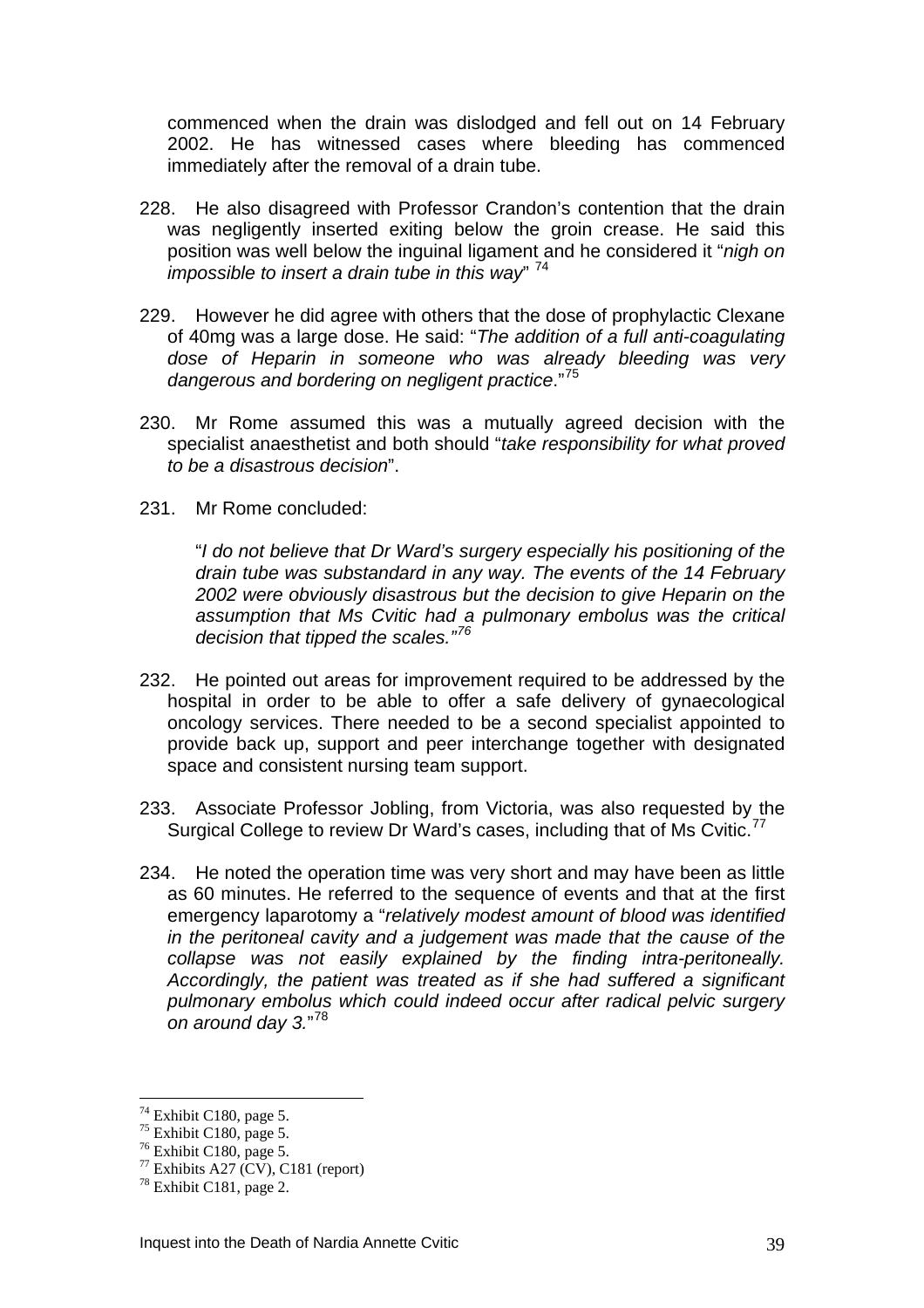commenced when the drain was dislodged and fell out on 14 February 2002. He has witnessed cases where bleeding has commenced immediately after the removal of a drain tube.

228. He also disagreed with Professor Crandon's contention that the drain was negligently inserted exiting below the groin crease. He said this position was well below the inguinal ligament and he considered it "*nigh on impossible to insert a drain tube in this way*" [74]

229. However he did agree with others that the dose of prophylactic Clexane of 40mg was a large dose. He said: "*The addition of a full anti-coagulating dose of Heparin in someone who was already bleeding was very dangerous and bordering on negligent practice*."[75]

230. Mr Rome assumed this was a mutually agreed decision with the specialist anaesthetist and both should "*take responsibility for what proved to be a disastrous decision*".

231. Mr Rome concluded:

> "*I do not believe that Dr Ward's surgery especially his positioning of the drain tube was substandard in any way. The events of the 14 February 2002 were obviously disastrous but the decision to give Heparin on the assumption that Ms Cvitic had a pulmonary embolus was the critical decision that tipped the scales."*[76]

232. He pointed out areas for improvement required to be addressed by the hospital in order to be able to offer a safe delivery of gynaecological oncology services. There needed to be a second specialist appointed to provide back up, support and peer interchange together with designated space and consistent nursing team support.

233. Associate Professor Jobling, from Victoria, was also requested by the Surgical College to review Dr Ward's cases, including that of Ms Cvitic.[77]

234. He noted the operation time was very short and may have been as little as 60 minutes. He referred to the sequence of events and that at the first emergency laparotomy a "*relatively modest amount of blood was identified in the peritoneal cavity and a judgement was made that the cause of the collapse was not easily explained by the finding intra-peritoneally. Accordingly, the patient was treated as if she had suffered a significant pulmonary embolus which could indeed occur after radical pelvic surgery on around day 3.*"[78]

---

[74] Exhibit C180, page 5.
[75] Exhibit C180, page 5.
[76] Exhibit C180, page 5.
[77] Exhibits A27 (CV), C181 (report)
[78] Exhibit C181, page 2.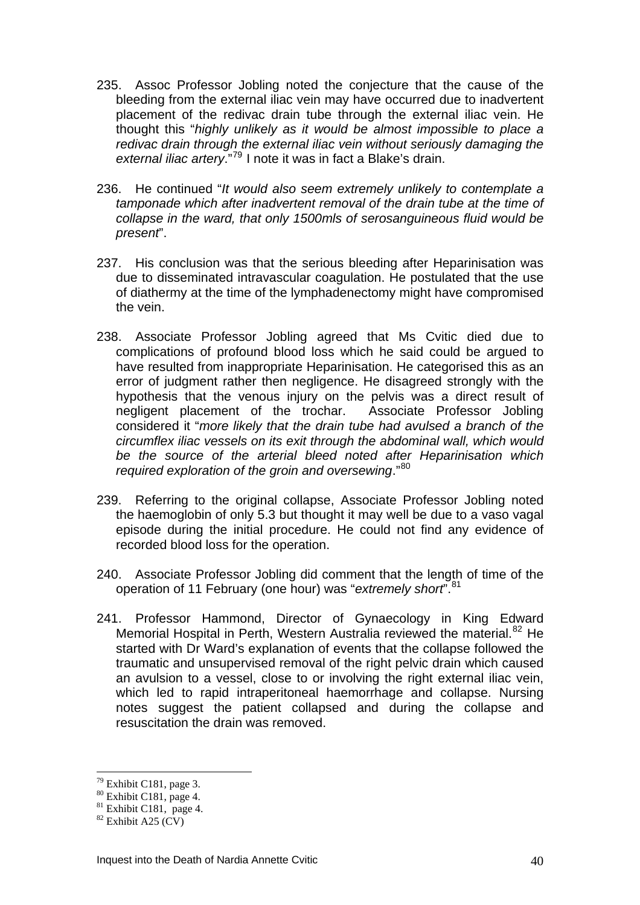235. Assoc Professor Jobling noted the conjecture that the cause of the bleeding from the external iliac vein may have occurred due to inadvertent placement of the redivac drain tube through the external iliac vein. He thought this "*highly unlikely as it would be almost impossible to place a redivac drain through the external iliac vein without seriously damaging the external iliac artery*."[79] I note it was in fact a Blake's drain.

236. He continued "*It would also seem extremely unlikely to contemplate a tamponade which after inadvertent removal of the drain tube at the time of collapse in the ward, that only 1500mls of serosanguineous fluid would be present*".

237. His conclusion was that the serious bleeding after Heparinisation was due to disseminated intravascular coagulation. He postulated that the use of diathermy at the time of the lymphadenectomy might have compromised the vein.

238. Associate Professor Jobling agreed that Ms Cvitic died due to complications of profound blood loss which he said could be argued to have resulted from inappropriate Heparinisation. He categorised this as an error of judgment rather then negligence. He disagreed strongly with the hypothesis that the venous injury on the pelvis was a direct result of negligent placement of the trochar. Associate Professor Jobling considered it "*more likely that the drain tube had avulsed a branch of the circumflex iliac vessels on its exit through the abdominal wall, which would be the source of the arterial bleed noted after Heparinisation which required exploration of the groin and oversewing*."[80]

239. Referring to the original collapse, Associate Professor Jobling noted the haemoglobin of only 5.3 but thought it may well be due to a vaso vagal episode during the initial procedure. He could not find any evidence of recorded blood loss for the operation.

240. Associate Professor Jobling did comment that the length of time of the operation of 11 February (one hour) was "*extremely short*".[81]

241. Professor Hammond, Director of Gynaecology in King Edward Memorial Hospital in Perth, Western Australia reviewed the material.[82] He started with Dr Ward's explanation of events that the collapse followed the traumatic and unsupervised removal of the right pelvic drain which caused an avulsion to a vessel, close to or involving the right external iliac vein, which led to rapid intraperitoneal haemorrhage and collapse. Nursing notes suggest the patient collapsed and during the collapse and resuscitation the drain was removed.

---

[79] Exhibit C181, page 3.
[80] Exhibit C181, page 4.
[81] Exhibit C181, page 4.
[82] Exhibit A25 (CV)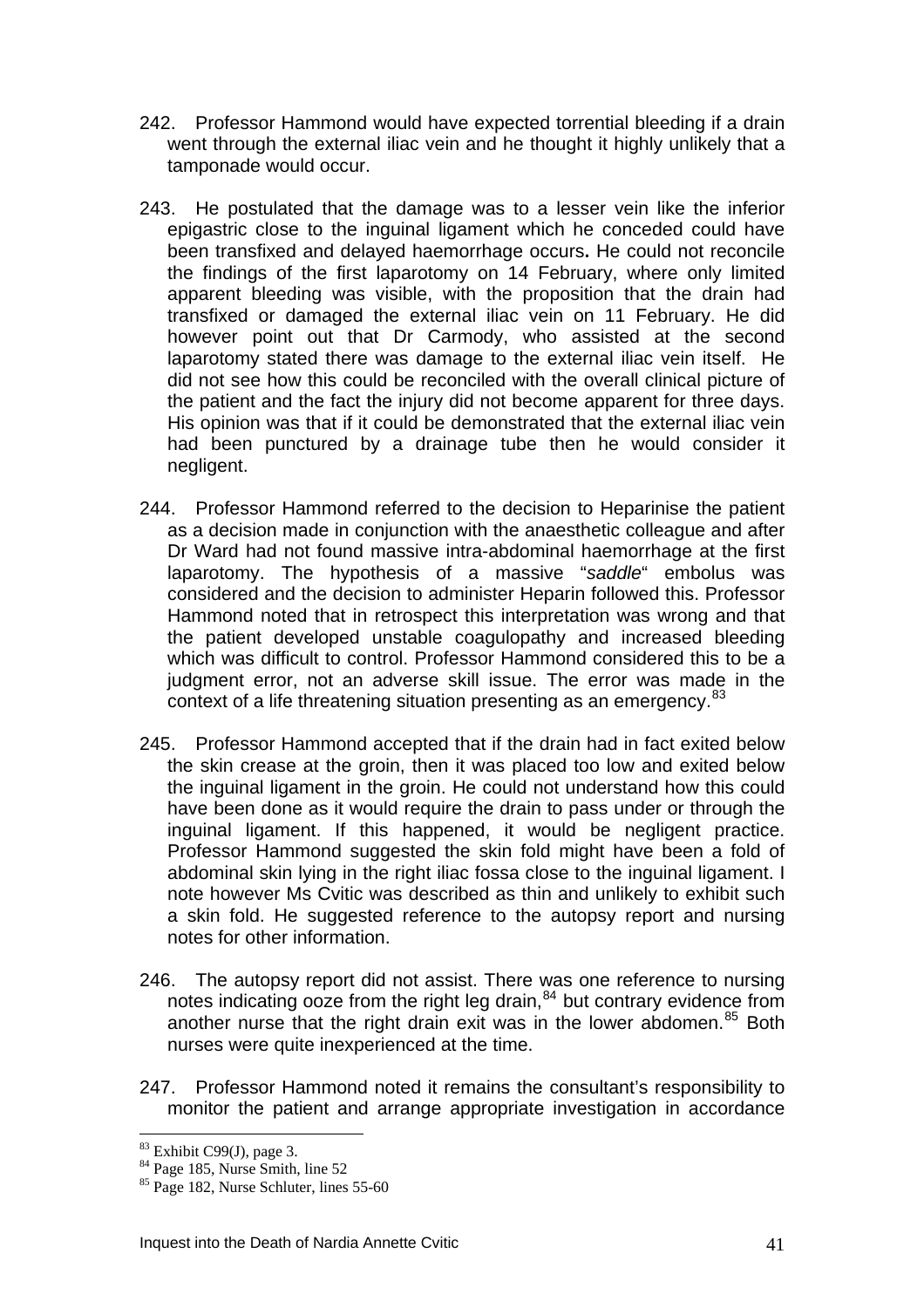242. Professor Hammond would have expected torrential bleeding if a drain went through the external iliac vein and he thought it highly unlikely that a tamponade would occur.

243. He postulated that the damage was to a lesser vein like the inferior epigastric close to the inguinal ligament which he conceded could have been transfixed and delayed haemorrhage occurs**.** He could not reconcile the findings of the first laparotomy on 14 February, where only limited apparent bleeding was visible, with the proposition that the drain had transfixed or damaged the external iliac vein on 11 February. He did however point out that Dr Carmody, who assisted at the second laparotomy stated there was damage to the external iliac vein itself. He did not see how this could be reconciled with the overall clinical picture of the patient and the fact the injury did not become apparent for three days. His opinion was that if it could be demonstrated that the external iliac vein had been punctured by a drainage tube then he would consider it negligent.

244. Professor Hammond referred to the decision to Heparinise the patient as a decision made in conjunction with the anaesthetic colleague and after Dr Ward had not found massive intra-abdominal haemorrhage at the first laparotomy. The hypothesis of a massive "*saddle*" embolus was considered and the decision to administer Heparin followed this. Professor Hammond noted that in retrospect this interpretation was wrong and that the patient developed unstable coagulopathy and increased bleeding which was difficult to control. Professor Hammond considered this to be a judgment error, not an adverse skill issue. The error was made in the context of a life threatening situation presenting as an emergency.[83]

245. Professor Hammond accepted that if the drain had in fact exited below the skin crease at the groin, then it was placed too low and exited below the inguinal ligament in the groin. He could not understand how this could have been done as it would require the drain to pass under or through the inguinal ligament. If this happened, it would be negligent practice. Professor Hammond suggested the skin fold might have been a fold of abdominal skin lying in the right iliac fossa close to the inguinal ligament. I note however Ms Cvitic was described as thin and unlikely to exhibit such a skin fold. He suggested reference to the autopsy report and nursing notes for other information.

246. The autopsy report did not assist. There was one reference to nursing notes indicating ooze from the right leg drain,[84] but contrary evidence from another nurse that the right drain exit was in the lower abdomen.[85] Both nurses were quite inexperienced at the time.

247. Professor Hammond noted it remains the consultant's responsibility to monitor the patient and arrange appropriate investigation in accordance

---

[83] Exhibit C99(J), page 3.

[84] Page 185, Nurse Smith, line 52

[85] Page 182, Nurse Schluter, lines 55-60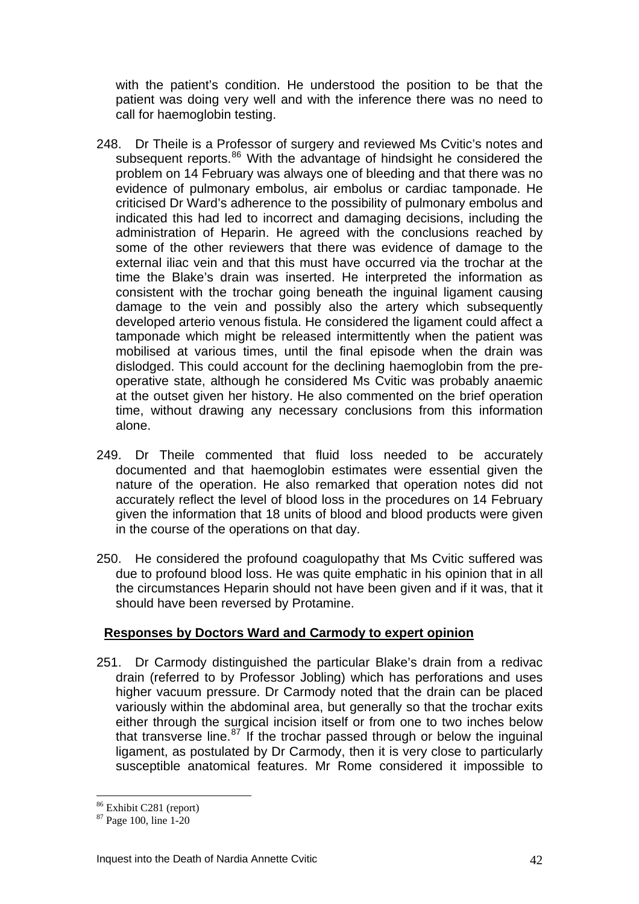with the patient's condition. He understood the position to be that the patient was doing very well and with the inference there was no need to call for haemoglobin testing.

248. Dr Theile is a Professor of surgery and reviewed Ms Cvitic's notes and subsequent reports.[86] With the advantage of hindsight he considered the problem on 14 February was always one of bleeding and that there was no evidence of pulmonary embolus, air embolus or cardiac tamponade. He criticised Dr Ward's adherence to the possibility of pulmonary embolus and indicated this had led to incorrect and damaging decisions, including the administration of Heparin. He agreed with the conclusions reached by some of the other reviewers that there was evidence of damage to the external iliac vein and that this must have occurred via the trochar at the time the Blake's drain was inserted. He interpreted the information as consistent with the trochar going beneath the inguinal ligament causing damage to the vein and possibly also the artery which subsequently developed arterio venous fistula. He considered the ligament could affect a tamponade which might be released intermittently when the patient was mobilised at various times, until the final episode when the drain was dislodged. This could account for the declining haemoglobin from the pre-operative state, although he considered Ms Cvitic was probably anaemic at the outset given her history. He also commented on the brief operation time, without drawing any necessary conclusions from this information alone.

249. Dr Theile commented that fluid loss needed to be accurately documented and that haemoglobin estimates were essential given the nature of the operation. He also remarked that operation notes did not accurately reflect the level of blood loss in the procedures on 14 February given the information that 18 units of blood and blood products were given in the course of the operations on that day.

250. He considered the profound coagulopathy that Ms Cvitic suffered was due to profound blood loss. He was quite emphatic in his opinion that in all the circumstances Heparin should not have been given and if it was, that it should have been reversed by Protamine.

**Responses by Doctors Ward and Carmody to expert opinion**

251. Dr Carmody distinguished the particular Blake's drain from a redivac drain (referred to by Professor Jobling) which has perforations and uses higher vacuum pressure. Dr Carmody noted that the drain can be placed variously within the abdominal area, but generally so that the trochar exits either through the surgical incision itself or from one to two inches below that transverse line.[87] If the trochar passed through or below the inguinal ligament, as postulated by Dr Carmody, then it is very close to particularly susceptible anatomical features. Mr Rome considered it impossible to

[86] Exhibit C281 (report)
[87] Page 100, line 1-20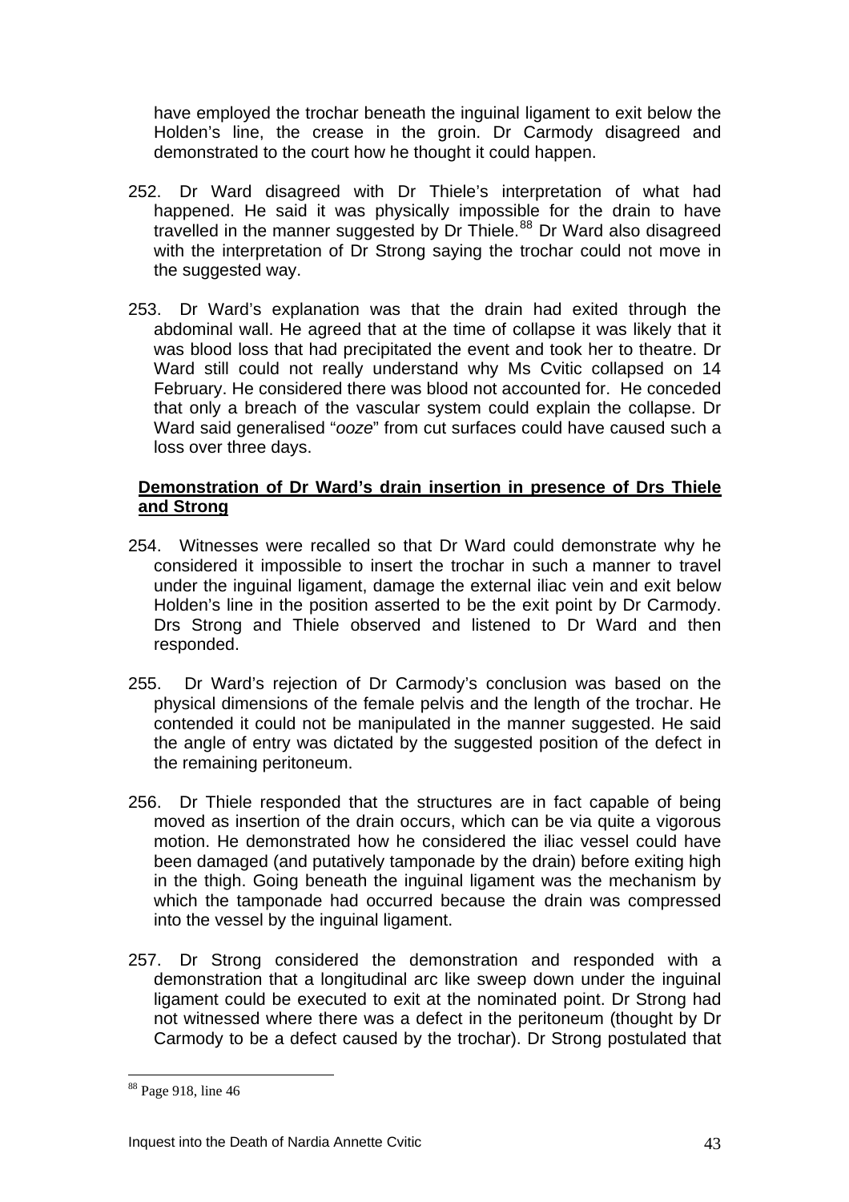have employed the trochar beneath the inguinal ligament to exit below the Holden's line, the crease in the groin. Dr Carmody disagreed and demonstrated to the court how he thought it could happen.

252. Dr Ward disagreed with Dr Thiele's interpretation of what had happened. He said it was physically impossible for the drain to have travelled in the manner suggested by Dr Thiele.[88] Dr Ward also disagreed with the interpretation of Dr Strong saying the trochar could not move in the suggested way.

253. Dr Ward's explanation was that the drain had exited through the abdominal wall. He agreed that at the time of collapse it was likely that it was blood loss that had precipitated the event and took her to theatre. Dr Ward still could not really understand why Ms Cvitic collapsed on 14 February. He considered there was blood not accounted for. He conceded that only a breach of the vascular system could explain the collapse. Dr Ward said generalised "*ooze*" from cut surfaces could have caused such a loss over three days.

**<u>Demonstration of Dr Ward's drain insertion in presence of Drs Thiele and Strong</u>**

254. Witnesses were recalled so that Dr Ward could demonstrate why he considered it impossible to insert the trochar in such a manner to travel under the inguinal ligament, damage the external iliac vein and exit below Holden's line in the position asserted to be the exit point by Dr Carmody. Drs Strong and Thiele observed and listened to Dr Ward and then responded.

255. Dr Ward's rejection of Dr Carmody's conclusion was based on the physical dimensions of the female pelvis and the length of the trochar. He contended it could not be manipulated in the manner suggested. He said the angle of entry was dictated by the suggested position of the defect in the remaining peritoneum.

256. Dr Thiele responded that the structures are in fact capable of being moved as insertion of the drain occurs, which can be via quite a vigorous motion. He demonstrated how he considered the iliac vessel could have been damaged (and putatively tamponade by the drain) before exiting high in the thigh. Going beneath the inguinal ligament was the mechanism by which the tamponade had occurred because the drain was compressed into the vessel by the inguinal ligament.

257. Dr Strong considered the demonstration and responded with a demonstration that a longitudinal arc like sweep down under the inguinal ligament could be executed to exit at the nominated point. Dr Strong had not witnessed where there was a defect in the peritoneum (thought by Dr Carmody to be a defect caused by the trochar). Dr Strong postulated that

---

[88] Page 918, line 46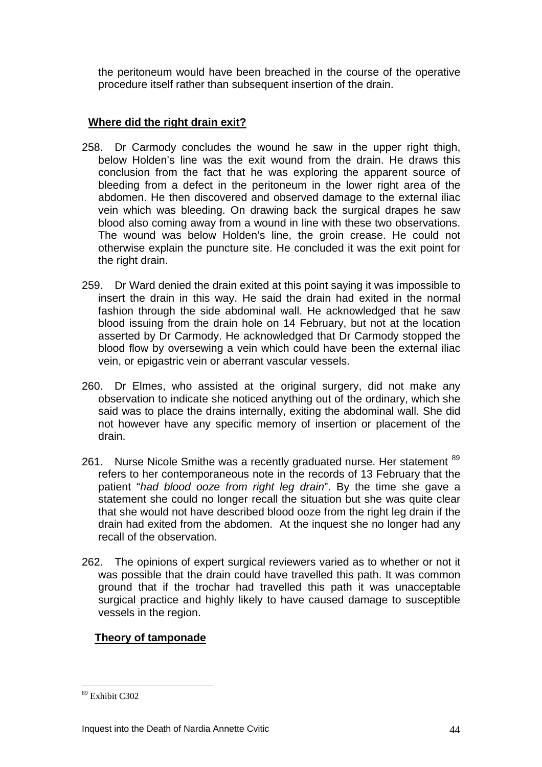the peritoneum would have been breached in the course of the operative procedure itself rather than subsequent insertion of the drain.

## **Where did the right drain exit?**

258. Dr Carmody concludes the wound he saw in the upper right thigh, below Holden's line was the exit wound from the drain. He draws this conclusion from the fact that he was exploring the apparent source of bleeding from a defect in the peritoneum in the lower right area of the abdomen. He then discovered and observed damage to the external iliac vein which was bleeding. On drawing back the surgical drapes he saw blood also coming away from a wound in line with these two observations. The wound was below Holden's line, the groin crease. He could not otherwise explain the puncture site. He concluded it was the exit point for the right drain.

259. Dr Ward denied the drain exited at this point saying it was impossible to insert the drain in this way. He said the drain had exited in the normal fashion through the side abdominal wall. He acknowledged that he saw blood issuing from the drain hole on 14 February, but not at the location asserted by Dr Carmody. He acknowledged that Dr Carmody stopped the blood flow by oversewing a vein which could have been the external iliac vein, or epigastric vein or aberrant vascular vessels.

260. Dr Elmes, who assisted at the original surgery, did not make any observation to indicate she noticed anything out of the ordinary, which she said was to place the drains internally, exiting the abdominal wall. She did not however have any specific memory of insertion or placement of the drain.

261. Nurse Nicole Smithe was a recently graduated nurse. Her statement [89] refers to her contemporaneous note in the records of 13 February that the patient "*had blood ooze from right leg drain*". By the time she gave a statement she could no longer recall the situation but she was quite clear that she would not have described blood ooze from the right leg drain if the drain had exited from the abdomen. At the inquest she no longer had any recall of the observation.

262. The opinions of expert surgical reviewers varied as to whether or not it was possible that the drain could have travelled this path. It was common ground that if the trochar had travelled this path it was unacceptable surgical practice and highly likely to have caused damage to susceptible vessels in the region.

## **Theory of tamponade**

[89] Exhibit C302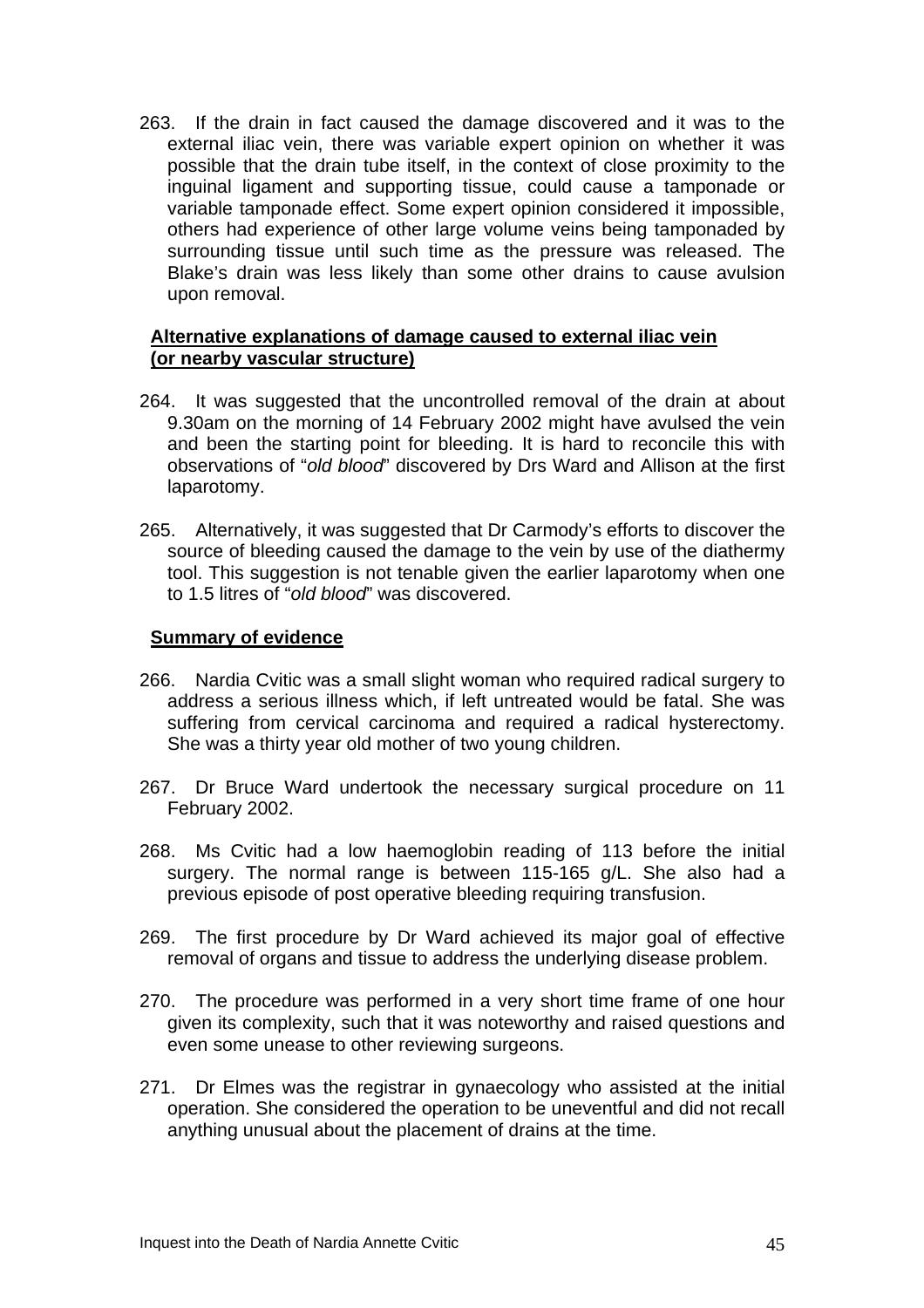263. If the drain in fact caused the damage discovered and it was to the external iliac vein, there was variable expert opinion on whether it was possible that the drain tube itself, in the context of close proximity to the inguinal ligament and supporting tissue, could cause a tamponade or variable tamponade effect. Some expert opinion considered it impossible, others had experience of other large volume veins being tamponaded by surrounding tissue until such time as the pressure was released. The Blake's drain was less likely than some other drains to cause avulsion upon removal.

**Alternative explanations of damage caused to external iliac vein (or nearby vascular structure)**

264. It was suggested that the uncontrolled removal of the drain at about 9.30am on the morning of 14 February 2002 might have avulsed the vein and been the starting point for bleeding. It is hard to reconcile this with observations of "*old blood*" discovered by Drs Ward and Allison at the first laparotomy.

265. Alternatively, it was suggested that Dr Carmody's efforts to discover the source of bleeding caused the damage to the vein by use of the diathermy tool. This suggestion is not tenable given the earlier laparotomy when one to 1.5 litres of "*old blood*" was discovered.

**Summary of evidence**

266. Nardia Cvitic was a small slight woman who required radical surgery to address a serious illness which, if left untreated would be fatal. She was suffering from cervical carcinoma and required a radical hysterectomy. She was a thirty year old mother of two young children.

267. Dr Bruce Ward undertook the necessary surgical procedure on 11 February 2002.

268. Ms Cvitic had a low haemoglobin reading of 113 before the initial surgery. The normal range is between 115-165 g/L. She also had a previous episode of post operative bleeding requiring transfusion.

269. The first procedure by Dr Ward achieved its major goal of effective removal of organs and tissue to address the underlying disease problem.

270. The procedure was performed in a very short time frame of one hour given its complexity, such that it was noteworthy and raised questions and even some unease to other reviewing surgeons.

271. Dr Elmes was the registrar in gynaecology who assisted at the initial operation. She considered the operation to be uneventful and did not recall anything unusual about the placement of drains at the time.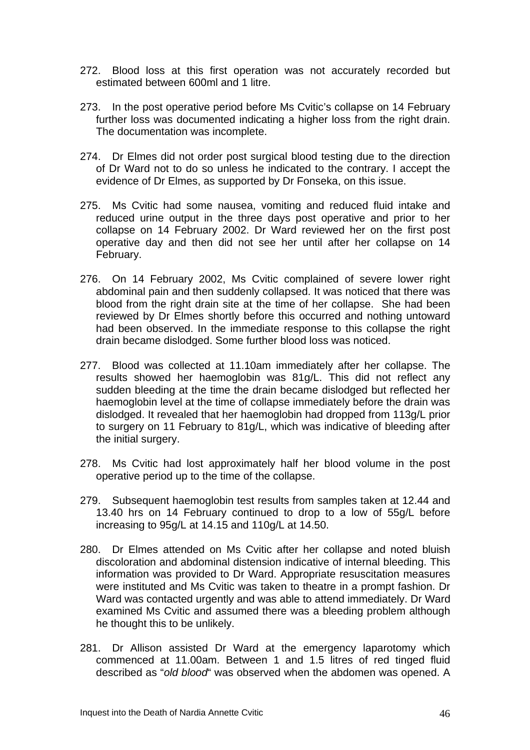272. Blood loss at this first operation was not accurately recorded but estimated between 600ml and 1 litre.

273. In the post operative period before Ms Cvitic's collapse on 14 February further loss was documented indicating a higher loss from the right drain. The documentation was incomplete.

274. Dr Elmes did not order post surgical blood testing due to the direction of Dr Ward not to do so unless he indicated to the contrary. I accept the evidence of Dr Elmes, as supported by Dr Fonseka, on this issue.

275. Ms Cvitic had some nausea, vomiting and reduced fluid intake and reduced urine output in the three days post operative and prior to her collapse on 14 February 2002. Dr Ward reviewed her on the first post operative day and then did not see her until after her collapse on 14 February.

276. On 14 February 2002, Ms Cvitic complained of severe lower right abdominal pain and then suddenly collapsed. It was noticed that there was blood from the right drain site at the time of her collapse. She had been reviewed by Dr Elmes shortly before this occurred and nothing untoward had been observed. In the immediate response to this collapse the right drain became dislodged. Some further blood loss was noticed.

277. Blood was collected at 11.10am immediately after her collapse. The results showed her haemoglobin was 81g/L. This did not reflect any sudden bleeding at the time the drain became dislodged but reflected her haemoglobin level at the time of collapse immediately before the drain was dislodged. It revealed that her haemoglobin had dropped from 113g/L prior to surgery on 11 February to 81g/L, which was indicative of bleeding after the initial surgery.

278. Ms Cvitic had lost approximately half her blood volume in the post operative period up to the time of the collapse.

279. Subsequent haemoglobin test results from samples taken at 12.44 and 13.40 hrs on 14 February continued to drop to a low of 55g/L before increasing to 95g/L at 14.15 and 110g/L at 14.50.

280. Dr Elmes attended on Ms Cvitic after her collapse and noted bluish discoloration and abdominal distension indicative of internal bleeding. This information was provided to Dr Ward. Appropriate resuscitation measures were instituted and Ms Cvitic was taken to theatre in a prompt fashion. Dr Ward was contacted urgently and was able to attend immediately. Dr Ward examined Ms Cvitic and assumed there was a bleeding problem although he thought this to be unlikely.

281. Dr Allison assisted Dr Ward at the emergency laparotomy which commenced at 11.00am. Between 1 and 1.5 litres of red tinged fluid described as "*old blood*" was observed when the abdomen was opened. A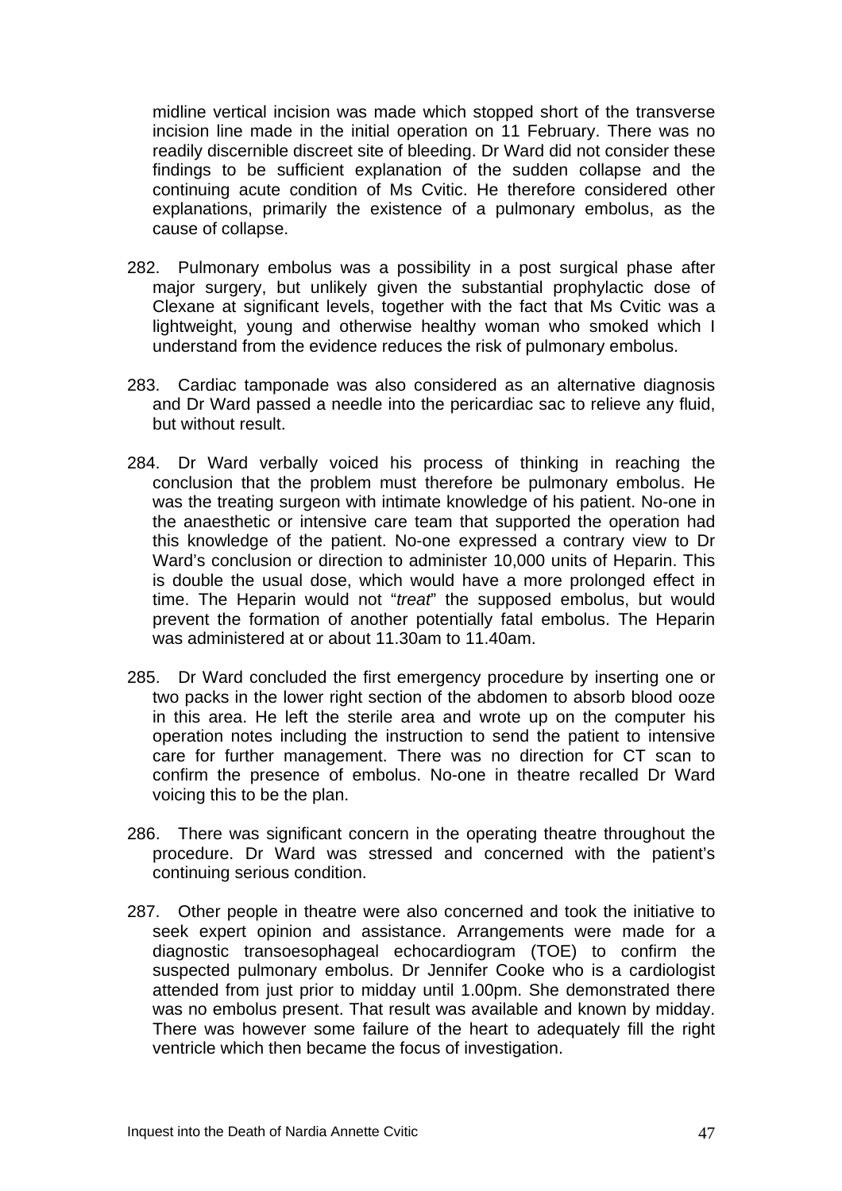midline vertical incision was made which stopped short of the transverse incision line made in the initial operation on 11 February. There was no readily discernible discreet site of bleeding. Dr Ward did not consider these findings to be sufficient explanation of the sudden collapse and the continuing acute condition of Ms Cvitic. He therefore considered other explanations, primarily the existence of a pulmonary embolus, as the cause of collapse.

282. Pulmonary embolus was a possibility in a post surgical phase after major surgery, but unlikely given the substantial prophylactic dose of Clexane at significant levels, together with the fact that Ms Cvitic was a lightweight, young and otherwise healthy woman who smoked which I understand from the evidence reduces the risk of pulmonary embolus.

283. Cardiac tamponade was also considered as an alternative diagnosis and Dr Ward passed a needle into the pericardiac sac to relieve any fluid, but without result.

284. Dr Ward verbally voiced his process of thinking in reaching the conclusion that the problem must therefore be pulmonary embolus. He was the treating surgeon with intimate knowledge of his patient. No-one in the anaesthetic or intensive care team that supported the operation had this knowledge of the patient. No-one expressed a contrary view to Dr Ward's conclusion or direction to administer 10,000 units of Heparin. This is double the usual dose, which would have a more prolonged effect in time. The Heparin would not "*treat*" the supposed embolus, but would prevent the formation of another potentially fatal embolus. The Heparin was administered at or about 11.30am to 11.40am.

285. Dr Ward concluded the first emergency procedure by inserting one or two packs in the lower right section of the abdomen to absorb blood ooze in this area. He left the sterile area and wrote up on the computer his operation notes including the instruction to send the patient to intensive care for further management. There was no direction for CT scan to confirm the presence of embolus. No-one in theatre recalled Dr Ward voicing this to be the plan.

286. There was significant concern in the operating theatre throughout the procedure. Dr Ward was stressed and concerned with the patient's continuing serious condition.

287. Other people in theatre were also concerned and took the initiative to seek expert opinion and assistance. Arrangements were made for a diagnostic transoesophageal echocardiogram (TOE) to confirm the suspected pulmonary embolus. Dr Jennifer Cooke who is a cardiologist attended from just prior to midday until 1.00pm. She demonstrated there was no embolus present. That result was available and known by midday. There was however some failure of the heart to adequately fill the right ventricle which then became the focus of investigation.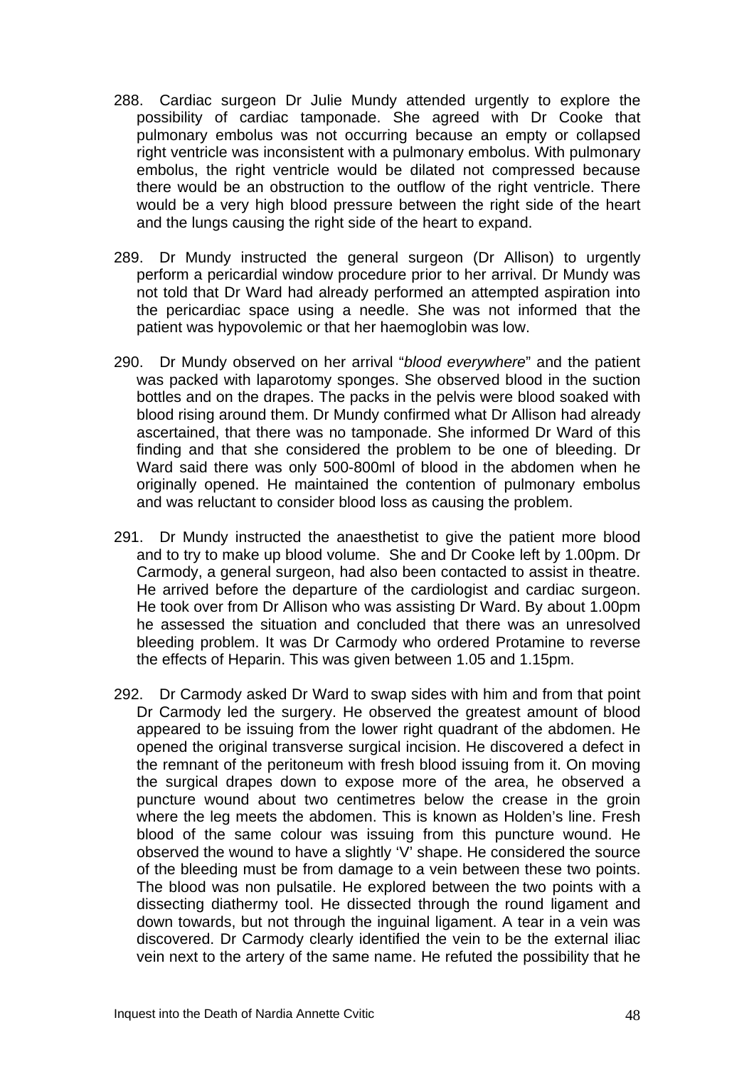288. Cardiac surgeon Dr Julie Mundy attended urgently to explore the possibility of cardiac tamponade. She agreed with Dr Cooke that pulmonary embolus was not occurring because an empty or collapsed right ventricle was inconsistent with a pulmonary embolus. With pulmonary embolus, the right ventricle would be dilated not compressed because there would be an obstruction to the outflow of the right ventricle. There would be a very high blood pressure between the right side of the heart and the lungs causing the right side of the heart to expand.

289. Dr Mundy instructed the general surgeon (Dr Allison) to urgently perform a pericardial window procedure prior to her arrival. Dr Mundy was not told that Dr Ward had already performed an attempted aspiration into the pericardiac space using a needle. She was not informed that the patient was hypovolemic or that her haemoglobin was low.

290. Dr Mundy observed on her arrival "*blood everywhere*" and the patient was packed with laparotomy sponges. She observed blood in the suction bottles and on the drapes. The packs in the pelvis were blood soaked with blood rising around them. Dr Mundy confirmed what Dr Allison had already ascertained, that there was no tamponade. She informed Dr Ward of this finding and that she considered the problem to be one of bleeding. Dr Ward said there was only 500-800ml of blood in the abdomen when he originally opened. He maintained the contention of pulmonary embolus and was reluctant to consider blood loss as causing the problem.

291. Dr Mundy instructed the anaesthetist to give the patient more blood and to try to make up blood volume. She and Dr Cooke left by 1.00pm. Dr Carmody, a general surgeon, had also been contacted to assist in theatre. He arrived before the departure of the cardiologist and cardiac surgeon. He took over from Dr Allison who was assisting Dr Ward. By about 1.00pm he assessed the situation and concluded that there was an unresolved bleeding problem. It was Dr Carmody who ordered Protamine to reverse the effects of Heparin. This was given between 1.05 and 1.15pm.

292. Dr Carmody asked Dr Ward to swap sides with him and from that point Dr Carmody led the surgery. He observed the greatest amount of blood appeared to be issuing from the lower right quadrant of the abdomen. He opened the original transverse surgical incision. He discovered a defect in the remnant of the peritoneum with fresh blood issuing from it. On moving the surgical drapes down to expose more of the area, he observed a puncture wound about two centimetres below the crease in the groin where the leg meets the abdomen. This is known as Holden's line. Fresh blood of the same colour was issuing from this puncture wound. He observed the wound to have a slightly 'V' shape. He considered the source of the bleeding must be from damage to a vein between these two points. The blood was non pulsatile. He explored between the two points with a dissecting diathermy tool. He dissected through the round ligament and down towards, but not through the inguinal ligament. A tear in a vein was discovered. Dr Carmody clearly identified the vein to be the external iliac vein next to the artery of the same name. He refuted the possibility that he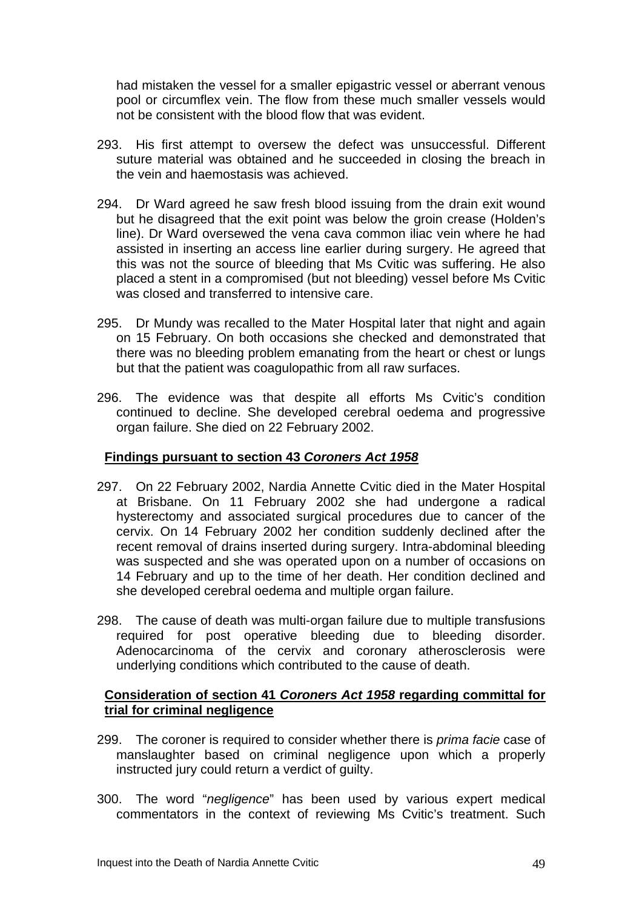had mistaken the vessel for a smaller epigastric vessel or aberrant venous pool or circumflex vein. The flow from these much smaller vessels would not be consistent with the blood flow that was evident.

293. His first attempt to oversew the defect was unsuccessful. Different suture material was obtained and he succeeded in closing the breach in the vein and haemostasis was achieved.

294. Dr Ward agreed he saw fresh blood issuing from the drain exit wound but he disagreed that the exit point was below the groin crease (Holden's line). Dr Ward oversewed the vena cava common iliac vein where he had assisted in inserting an access line earlier during surgery. He agreed that this was not the source of bleeding that Ms Cvitic was suffering. He also placed a stent in a compromised (but not bleeding) vessel before Ms Cvitic was closed and transferred to intensive care.

295. Dr Mundy was recalled to the Mater Hospital later that night and again on 15 February. On both occasions she checked and demonstrated that there was no bleeding problem emanating from the heart or chest or lungs but that the patient was coagulopathic from all raw surfaces.

296. The evidence was that despite all efforts Ms Cvitic's condition continued to decline. She developed cerebral oedema and progressive organ failure. She died on 22 February 2002.

## Findings pursuant to section 43 *Coroners Act 1958*

297. On 22 February 2002, Nardia Annette Cvitic died in the Mater Hospital at Brisbane. On 11 February 2002 she had undergone a radical hysterectomy and associated surgical procedures due to cancer of the cervix. On 14 February 2002 her condition suddenly declined after the recent removal of drains inserted during surgery. Intra-abdominal bleeding was suspected and she was operated upon on a number of occasions on 14 February and up to the time of her death. Her condition declined and she developed cerebral oedema and multiple organ failure.

298. The cause of death was multi-organ failure due to multiple transfusions required for post operative bleeding due to bleeding disorder. Adenocarcinoma of the cervix and coronary atherosclerosis were underlying conditions which contributed to the cause of death.

## Consideration of section 41 *Coroners Act 1958* regarding committal for trial for criminal negligence

299. The coroner is required to consider whether there is *prima facie* case of manslaughter based on criminal negligence upon which a properly instructed jury could return a verdict of guilty.

300. The word "*negligence*" has been used by various expert medical commentators in the context of reviewing Ms Cvitic's treatment. Such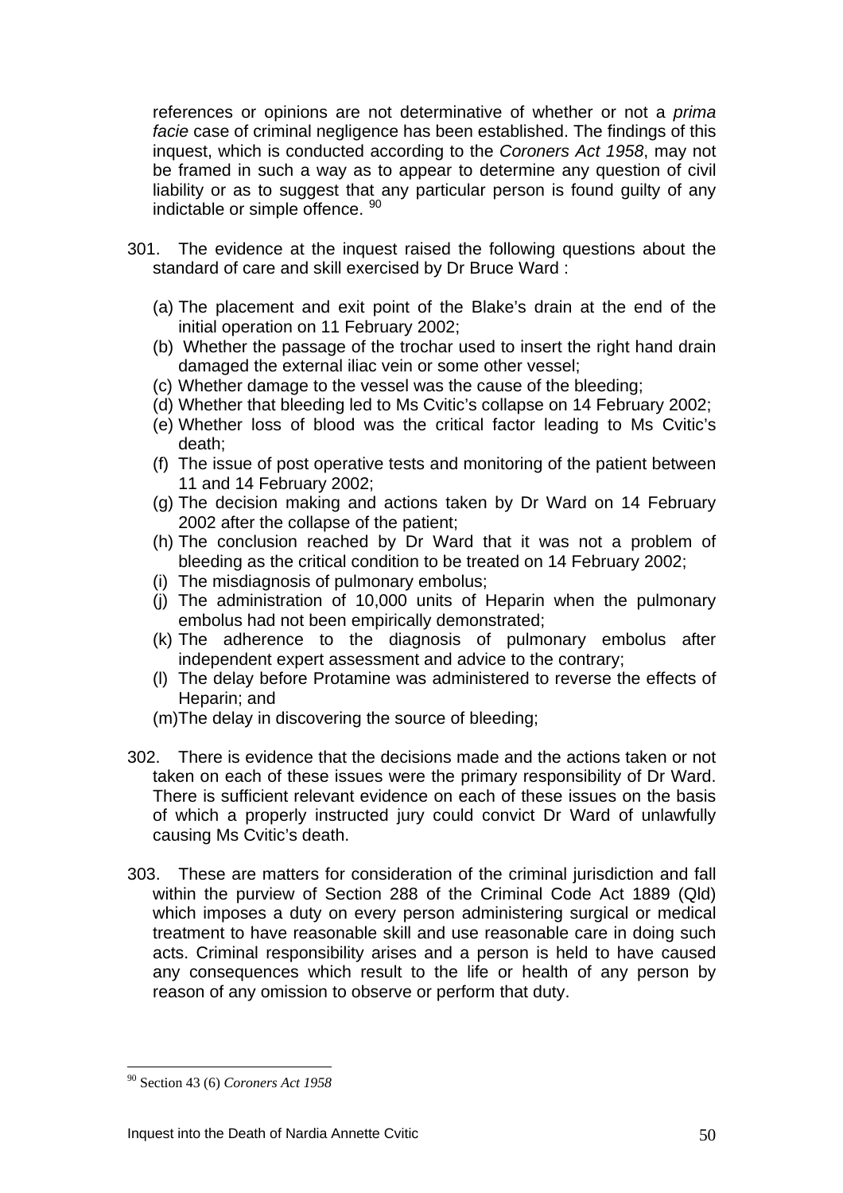references or opinions are not determinative of whether or not a *prima facie* case of criminal negligence has been established. The findings of this inquest, which is conducted according to the *Coroners Act 1958*, may not be framed in such a way as to appear to determine any question of civil liability or as to suggest that any particular person is found guilty of any indictable or simple offence. [90]

301. The evidence at the inquest raised the following questions about the standard of care and skill exercised by Dr Bruce Ward :

   (a) The placement and exit point of the Blake's drain at the end of the initial operation on 11 February 2002;
   (b) Whether the passage of the trochar used to insert the right hand drain damaged the external iliac vein or some other vessel;
   (c) Whether damage to the vessel was the cause of the bleeding;
   (d) Whether that bleeding led to Ms Cvitic's collapse on 14 February 2002;
   (e) Whether loss of blood was the critical factor leading to Ms Cvitic's death;
   (f) The issue of post operative tests and monitoring of the patient between 11 and 14 February 2002;
   (g) The decision making and actions taken by Dr Ward on 14 February 2002 after the collapse of the patient;
   (h) The conclusion reached by Dr Ward that it was not a problem of bleeding as the critical condition to be treated on 14 February 2002;
   (i) The misdiagnosis of pulmonary embolus;
   (j) The administration of 10,000 units of Heparin when the pulmonary embolus had not been empirically demonstrated;
   (k) The adherence to the diagnosis of pulmonary embolus after independent expert assessment and advice to the contrary;
   (l) The delay before Protamine was administered to reverse the effects of Heparin; and
   (m) The delay in discovering the source of bleeding;

302. There is evidence that the decisions made and the actions taken or not taken on each of these issues were the primary responsibility of Dr Ward. There is sufficient relevant evidence on each of these issues on the basis of which a properly instructed jury could convict Dr Ward of unlawfully causing Ms Cvitic's death.

303. These are matters for consideration of the criminal jurisdiction and fall within the purview of Section 288 of the Criminal Code Act 1889 (Qld) which imposes a duty on every person administering surgical or medical treatment to have reasonable skill and use reasonable care in doing such acts. Criminal responsibility arises and a person is held to have caused any consequences which result to the life or health of any person by reason of any omission to observe or perform that duty.

---

[90] Section 43 (6) *Coroners Act 1958*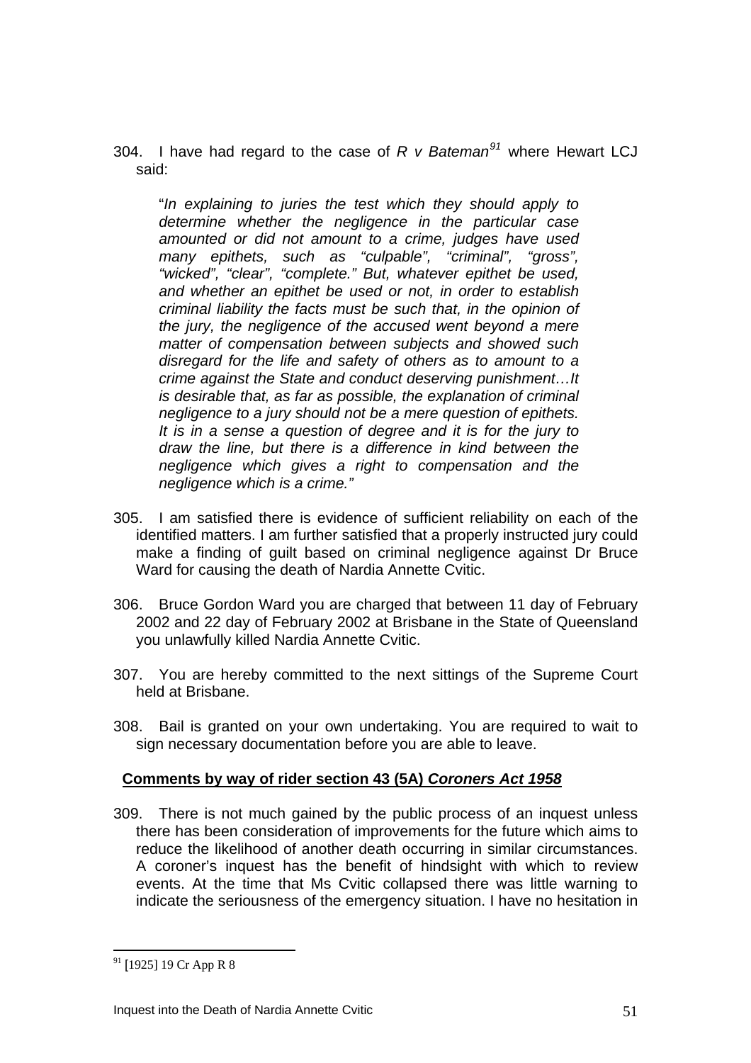304. I have had regard to the case of *R v Bateman*[91] where Hewart LCJ said:

> "*In explaining to juries the test which they should apply to determine whether the negligence in the particular case amounted or did not amount to a crime, judges have used many epithets, such as "culpable", "criminal", "gross", "wicked", "clear", "complete." But, whatever epithet be used, and whether an epithet be used or not, in order to establish criminal liability the facts must be such that, in the opinion of the jury, the negligence of the accused went beyond a mere matter of compensation between subjects and showed such disregard for the life and safety of others as to amount to a crime against the State and conduct deserving punishment…It is desirable that, as far as possible, the explanation of criminal negligence to a jury should not be a mere question of epithets. It is in a sense a question of degree and it is for the jury to draw the line, but there is a difference in kind between the negligence which gives a right to compensation and the negligence which is a crime."*

305. I am satisfied there is evidence of sufficient reliability on each of the identified matters. I am further satisfied that a properly instructed jury could make a finding of guilt based on criminal negligence against Dr Bruce Ward for causing the death of Nardia Annette Cvitic.

306. Bruce Gordon Ward you are charged that between 11 day of February 2002 and 22 day of February 2002 at Brisbane in the State of Queensland you unlawfully killed Nardia Annette Cvitic.

307. You are hereby committed to the next sittings of the Supreme Court held at Brisbane.

308. Bail is granted on your own undertaking. You are required to wait to sign necessary documentation before you are able to leave.

## **Comments by way of rider section 43 (5A) *Coroners Act 1958***

309. There is not much gained by the public process of an inquest unless there has been consideration of improvements for the future which aims to reduce the likelihood of another death occurring in similar circumstances. A coroner's inquest has the benefit of hindsight with which to review events. At the time that Ms Cvitic collapsed there was little warning to indicate the seriousness of the emergency situation. I have no hesitation in

---

[91] [1925] 19 Cr App R 8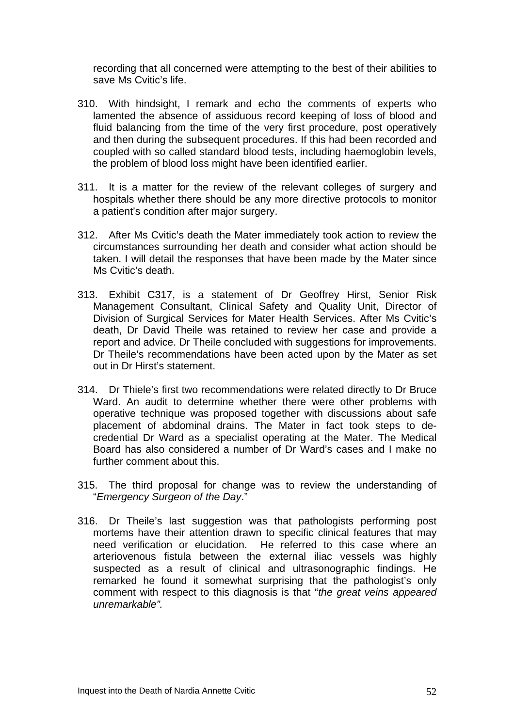recording that all concerned were attempting to the best of their abilities to save Ms Cvitic's life.

310. With hindsight, I remark and echo the comments of experts who lamented the absence of assiduous record keeping of loss of blood and fluid balancing from the time of the very first procedure, post operatively and then during the subsequent procedures. If this had been recorded and coupled with so called standard blood tests, including haemoglobin levels, the problem of blood loss might have been identified earlier.

311. It is a matter for the review of the relevant colleges of surgery and hospitals whether there should be any more directive protocols to monitor a patient's condition after major surgery.

312. After Ms Cvitic's death the Mater immediately took action to review the circumstances surrounding her death and consider what action should be taken. I will detail the responses that have been made by the Mater since Ms Cvitic's death.

313. Exhibit C317, is a statement of Dr Geoffrey Hirst, Senior Risk Management Consultant, Clinical Safety and Quality Unit, Director of Division of Surgical Services for Mater Health Services. After Ms Cvitic's death, Dr David Theile was retained to review her case and provide a report and advice. Dr Theile concluded with suggestions for improvements. Dr Theile's recommendations have been acted upon by the Mater as set out in Dr Hirst's statement.

314. Dr Thiele's first two recommendations were related directly to Dr Bruce Ward. An audit to determine whether there were other problems with operative technique was proposed together with discussions about safe placement of abdominal drains. The Mater in fact took steps to de-credential Dr Ward as a specialist operating at the Mater. The Medical Board has also considered a number of Dr Ward's cases and I make no further comment about this.

315. The third proposal for change was to review the understanding of "*Emergency Surgeon of the Day*."

316. Dr Theile's last suggestion was that pathologists performing post mortems have their attention drawn to specific clinical features that may need verification or elucidation. He referred to this case where an arteriovenous fistula between the external iliac vessels was highly suspected as a result of clinical and ultrasonographic findings. He remarked he found it somewhat surprising that the pathologist's only comment with respect to this diagnosis is that "*the great veins appeared unremarkable".*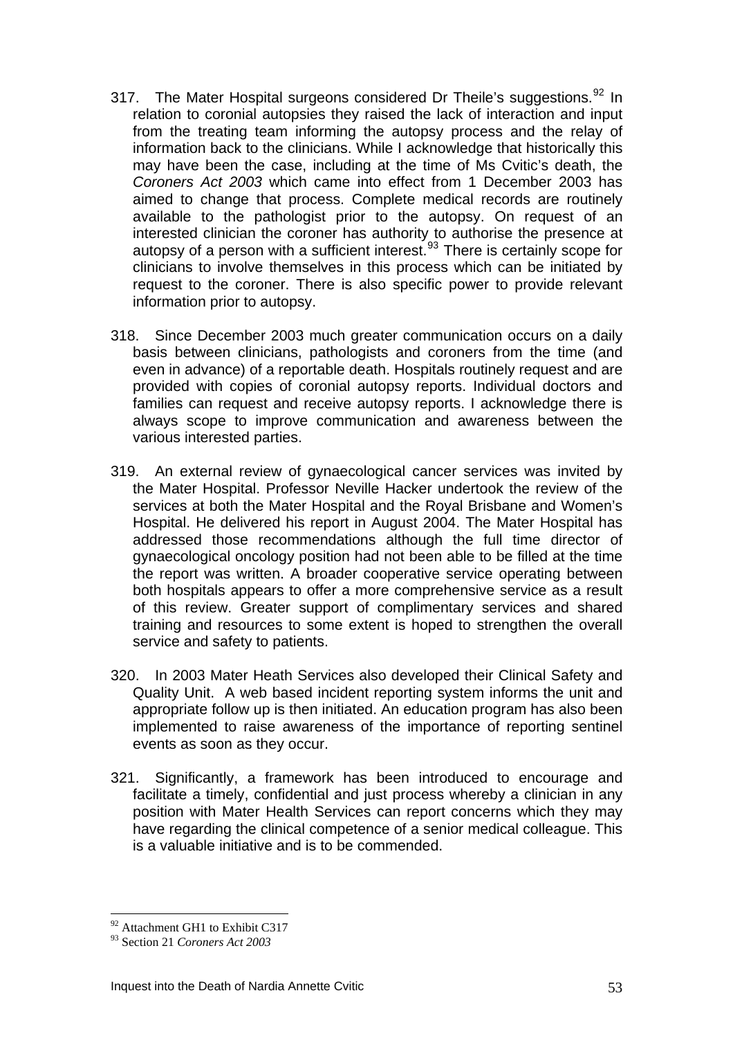317. The Mater Hospital surgeons considered Dr Theile's suggestions.[92] In relation to coronial autopsies they raised the lack of interaction and input from the treating team informing the autopsy process and the relay of information back to the clinicians. While I acknowledge that historically this may have been the case, including at the time of Ms Cvitic's death, the *Coroners Act 2003* which came into effect from 1 December 2003 has aimed to change that process. Complete medical records are routinely available to the pathologist prior to the autopsy. On request of an interested clinician the coroner has authority to authorise the presence at autopsy of a person with a sufficient interest.[93] There is certainly scope for clinicians to involve themselves in this process which can be initiated by request to the coroner. There is also specific power to provide relevant information prior to autopsy.

318. Since December 2003 much greater communication occurs on a daily basis between clinicians, pathologists and coroners from the time (and even in advance) of a reportable death. Hospitals routinely request and are provided with copies of coronial autopsy reports. Individual doctors and families can request and receive autopsy reports. I acknowledge there is always scope to improve communication and awareness between the various interested parties.

319. An external review of gynaecological cancer services was invited by the Mater Hospital. Professor Neville Hacker undertook the review of the services at both the Mater Hospital and the Royal Brisbane and Women's Hospital. He delivered his report in August 2004. The Mater Hospital has addressed those recommendations although the full time director of gynaecological oncology position had not been able to be filled at the time the report was written. A broader cooperative service operating between both hospitals appears to offer a more comprehensive service as a result of this review. Greater support of complimentary services and shared training and resources to some extent is hoped to strengthen the overall service and safety to patients.

320. In 2003 Mater Heath Services also developed their Clinical Safety and Quality Unit. A web based incident reporting system informs the unit and appropriate follow up is then initiated. An education program has also been implemented to raise awareness of the importance of reporting sentinel events as soon as they occur.

321. Significantly, a framework has been introduced to encourage and facilitate a timely, confidential and just process whereby a clinician in any position with Mater Health Services can report concerns which they may have regarding the clinical competence of a senior medical colleague. This is a valuable initiative and is to be commended.

---

[92] Attachment GH1 to Exhibit C317

[93] Section 21 *Coroners Act 2003*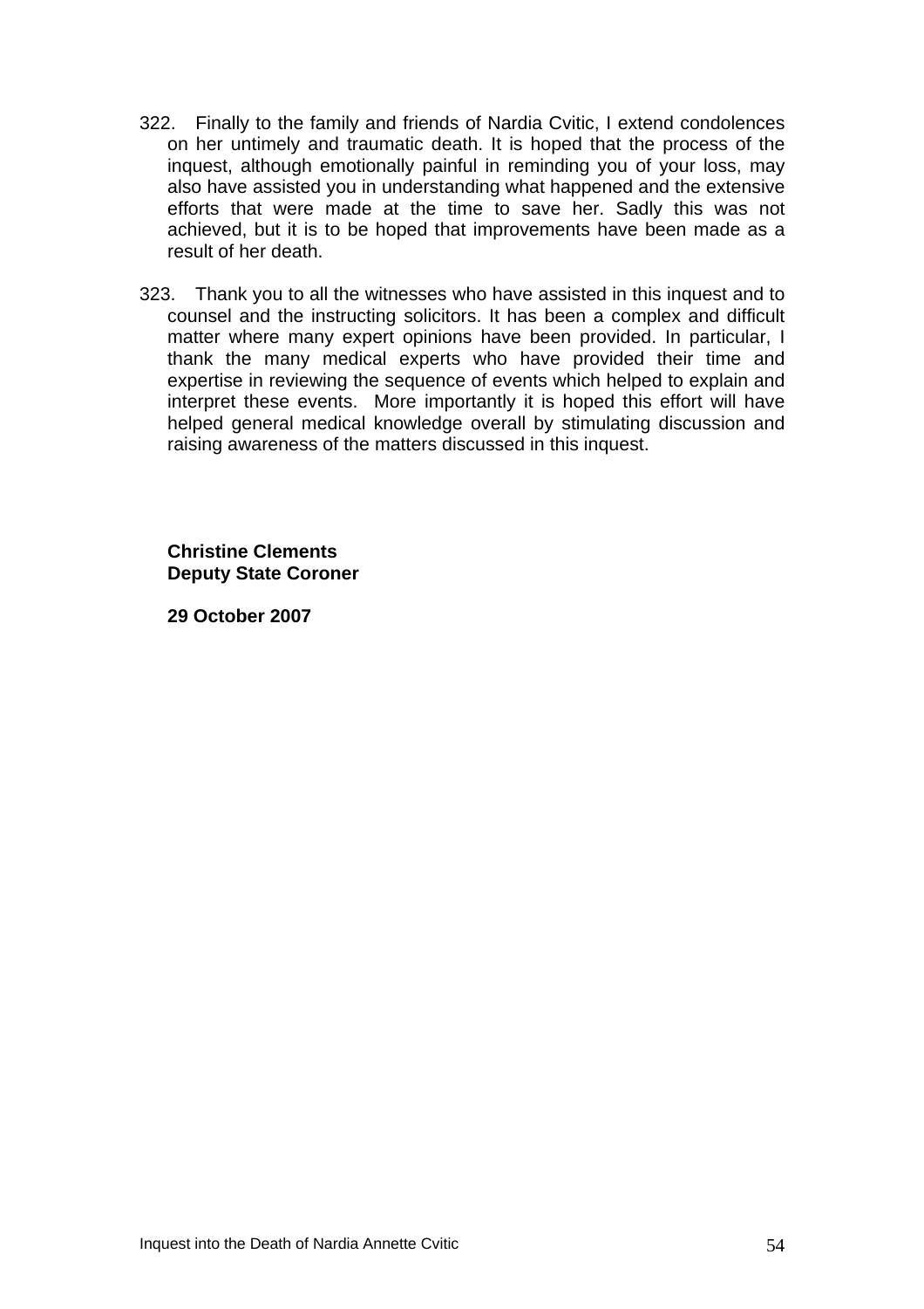322. Finally to the family and friends of Nardia Cvitic, I extend condolences on her untimely and traumatic death. It is hoped that the process of the inquest, although emotionally painful in reminding you of your loss, may also have assisted you in understanding what happened and the extensive efforts that were made at the time to save her. Sadly this was not achieved, but it is to be hoped that improvements have been made as a result of her death.

323. Thank you to all the witnesses who have assisted in this inquest and to counsel and the instructing solicitors. It has been a complex and difficult matter where many expert opinions have been provided. In particular, I thank the many medical experts who have provided their time and expertise in reviewing the sequence of events which helped to explain and interpret these events. More importantly it is hoped this effort will have helped general medical knowledge overall by stimulating discussion and raising awareness of the matters discussed in this inquest.

**Christine Clements**
**Deputy State Coroner**

**29 October 2007**